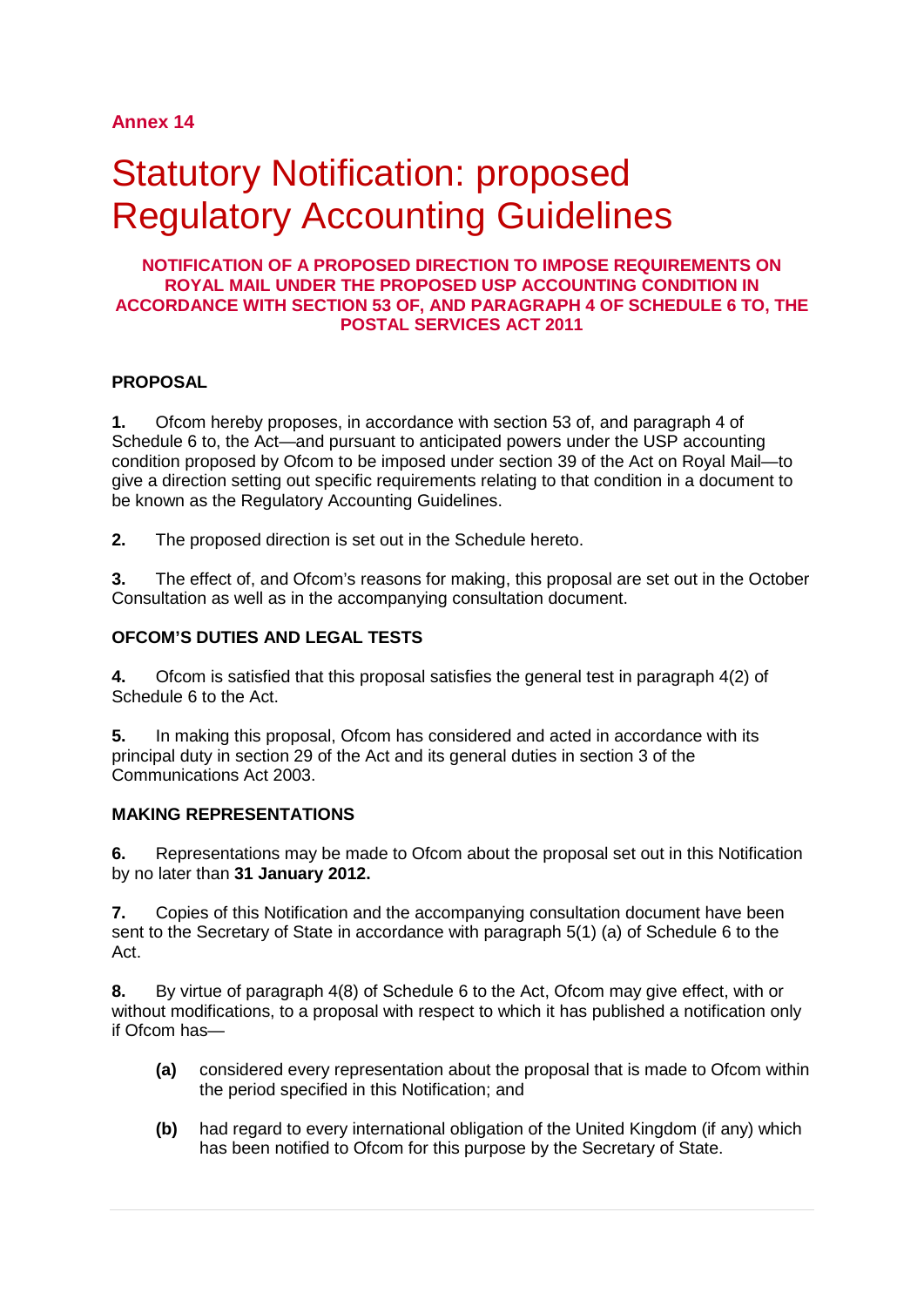**Annex 14**

# Statutory Notification: proposed Regulatory Accounting Guidelines

**NOTIFICATION OF A PROPOSED DIRECTION TO IMPOSE REQUIREMENTS ON ROYAL MAIL UNDER THE PROPOSED USP ACCOUNTING CONDITION IN ACCORDANCE WITH SECTION 53 OF, AND PARAGRAPH 4 OF SCHEDULE 6 TO, THE POSTAL SERVICES ACT 2011**

**PROPOSAL**

**1.** Ofcom hereby proposes, in accordance with section 53 of, and paragraph 4 of Schedule 6 to, the Act—and pursuant to anticipated powers under the USP accounting condition proposed by Ofcom to be imposed under section 39 of the Act on Royal Mail—to give a direction setting out specific requirements relating to that condition in a document to be known as the Regulatory Accounting Guidelines.

**2.** The proposed direction is set out in the Schedule hereto.

**3.** The effect of, and Ofcom's reasons for making, this proposal are set out in the October Consultation as well as in the accompanying consultation document.

**OFCOM'S DUTIES AND LEGAL TESTS**

**4.** Ofcom is satisfied that this proposal satisfies the general test in paragraph 4(2) of Schedule 6 to the Act.

**5.** In making this proposal, Ofcom has considered and acted in accordance with its principal duty in section 29 of the Act and its general duties in section 3 of the Communications Act 2003.

**MAKING REPRESENTATIONS**

**6.** Representations may be made to Ofcom about the proposal set out in this Notification by no later than **31 January 2012.**

**7.** Copies of this Notification and the accompanying consultation document have been sent to the Secretary of State in accordance with paragraph 5(1) (a) of Schedule 6 to the Act.

**8.** By virtue of paragraph 4(8) of Schedule 6 to the Act, Ofcom may give effect, with or without modifications, to a proposal with respect to which it has published a notification only if Ofcom has—

- **(a)** considered every representation about the proposal that is made to Ofcom within the period specified in this Notification; and
- **(b)** had regard to every international obligation of the United Kingdom (if any) which has been notified to Ofcom for this purpose by the Secretary of State.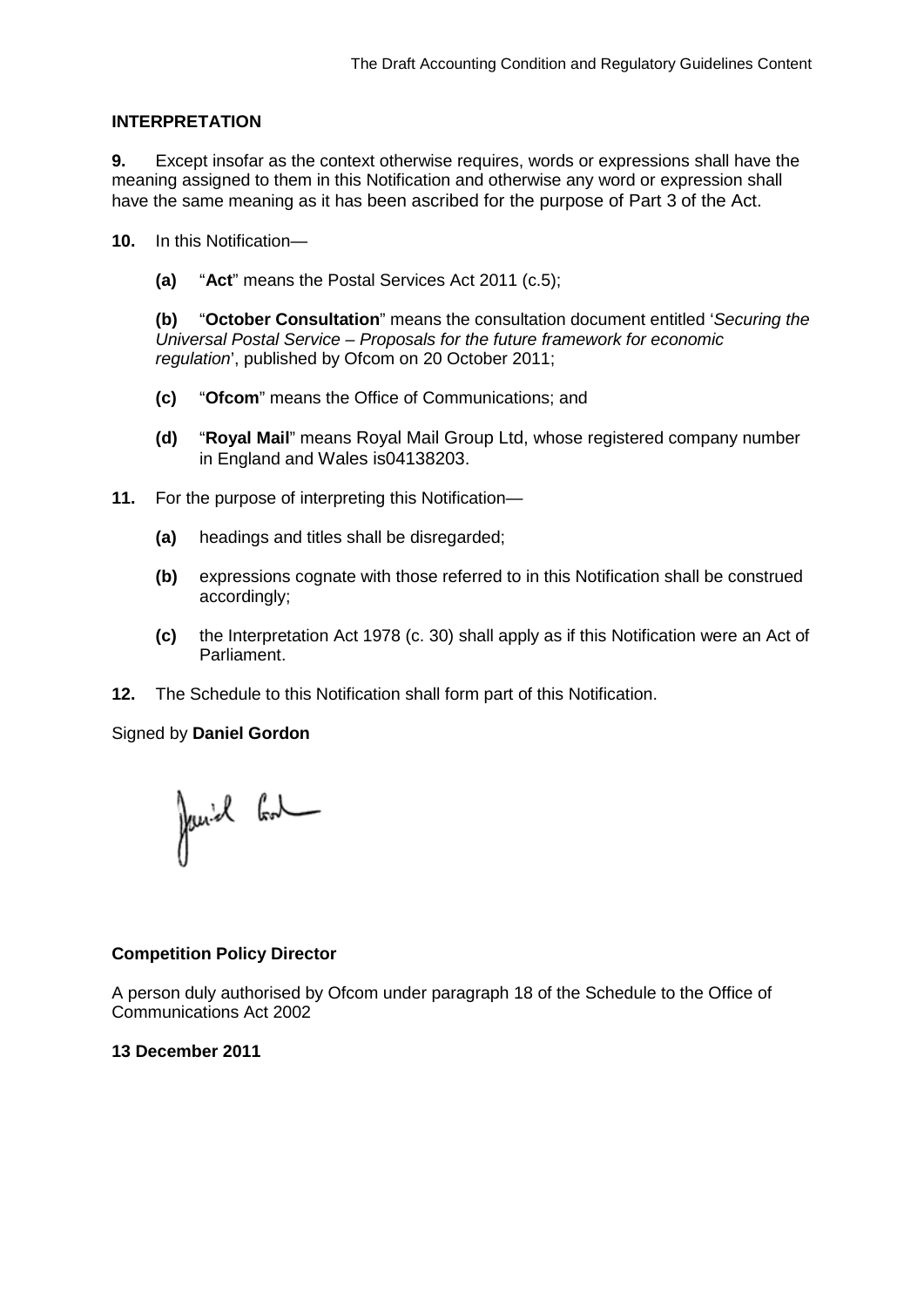**INTERPRETATION**

**9.** Except insofar as the context otherwise requires, words or expressions shall have the meaning assigned to them in this Notification and otherwise any word or expression shall have the same meaning as it has been ascribed for the purpose of Part 3 of the Act.

**10.** In this Notification—

**(a)** "**Act**" means the Postal Services Act 2011 (c.5);

**(b)** "**October Consultation**" means the consultation document entitled '*Securing the Universal Postal Service – Proposals for the future framework for economic regulation*', published by Ofcom on 20 October 2011;

**(c)** "**Ofcom**" means the Office of Communications; and

**(d)** "**Royal Mail**" means Royal Mail Group Ltd, whose registered company number in England and Wales is04138203.

**11.** For the purpose of interpreting this Notification—

**(a)** headings and titles shall be disregarded;

**(b)** expressions cognate with those referred to in this Notification shall be construed accordingly;

**(c)** the Interpretation Act 1978 (c. 30) shall apply as if this Notification were an Act of Parliament.

**12.** The Schedule to this Notification shall form part of this Notification.

Signed by **Daniel Gordon**

**Competition Policy Director**

A person duly authorised by Ofcom under paragraph 18 of the Schedule to the Office of Communications Act 2002

**13 December 2011**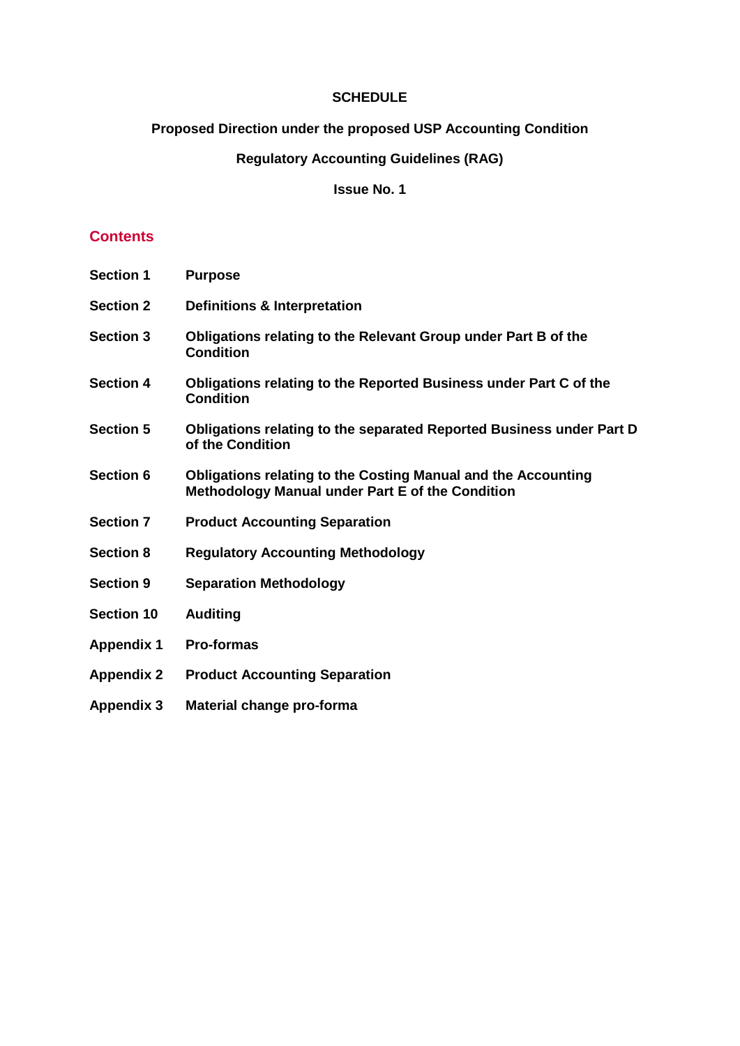**SCHEDULE**

**Proposed Direction under the proposed USP Accounting Condition**

**Regulatory Accounting Guidelines (RAG)**

**Issue No. 1**

## Contents

| | |
|---|---|
| **Section 1** | **Purpose** |
| **Section 2** | **Definitions & Interpretation** |
| **Section 3** | **Obligations relating to the Relevant Group under Part B of the Condition** |
| **Section 4** | **Obligations relating to the Reported Business under Part C of the Condition** |
| **Section 5** | **Obligations relating to the separated Reported Business under Part D of the Condition** |
| **Section 6** | **Obligations relating to the Costing Manual and the Accounting Methodology Manual under Part E of the Condition** |
| **Section 7** | **Product Accounting Separation** |
| **Section 8** | **Regulatory Accounting Methodology** |
| **Section 9** | **Separation Methodology** |
| **Section 10** | **Auditing** |
| **Appendix 1** | **Pro-formas** |
| **Appendix 2** | **Product Accounting Separation** |
| **Appendix 3** | **Material change pro-forma** |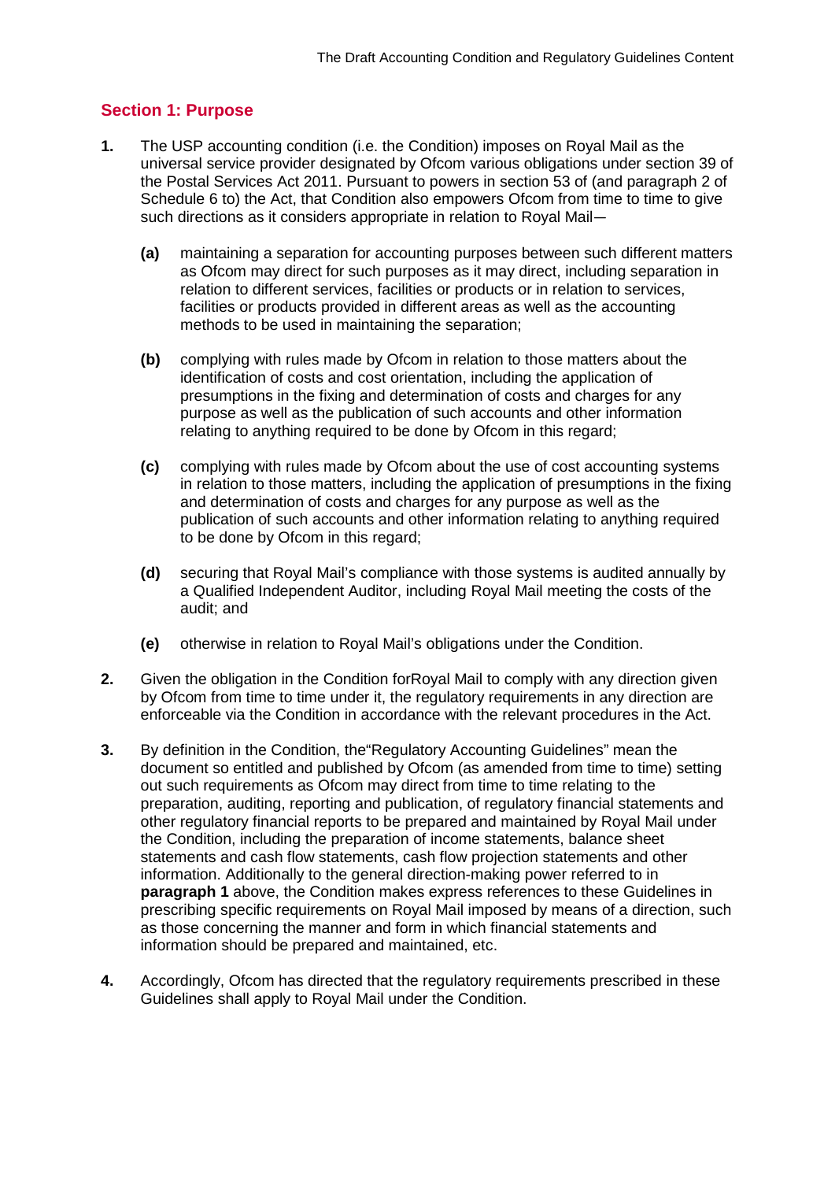## Section 1: Purpose

1. The USP accounting condition (i.e. the Condition) imposes on Royal Mail as the universal service provider designated by Ofcom various obligations under section 39 of the Postal Services Act 2011. Pursuant to powers in section 53 of (and paragraph 2 of Schedule 6 to) the Act, that Condition also empowers Ofcom from time to time to give such directions as it considers appropriate in relation to Royal Mail—

   **(a)** maintaining a separation for accounting purposes between such different matters as Ofcom may direct for such purposes as it may direct, including separation in relation to different services, facilities or products or in relation to services, facilities or products provided in different areas as well as the accounting methods to be used in maintaining the separation;

   **(b)** complying with rules made by Ofcom in relation to those matters about the identification of costs and cost orientation, including the application of presumptions in the fixing and determination of costs and charges for any purpose as well as the publication of such accounts and other information relating to anything required to be done by Ofcom in this regard;

   **(c)** complying with rules made by Ofcom about the use of cost accounting systems in relation to those matters, including the application of presumptions in the fixing and determination of costs and charges for any purpose as well as the publication of such accounts and other information relating to anything required to be done by Ofcom in this regard;

   **(d)** securing that Royal Mail's compliance with those systems is audited annually by a Qualified Independent Auditor, including Royal Mail meeting the costs of the audit; and

   **(e)** otherwise in relation to Royal Mail's obligations under the Condition.

2. Given the obligation in the Condition forRoyal Mail to comply with any direction given by Ofcom from time to time under it, the regulatory requirements in any direction are enforceable via the Condition in accordance with the relevant procedures in the Act.

3. By definition in the Condition, the"Regulatory Accounting Guidelines" mean the document so entitled and published by Ofcom (as amended from time to time) setting out such requirements as Ofcom may direct from time to time relating to the preparation, auditing, reporting and publication, of regulatory financial statements and other regulatory financial reports to be prepared and maintained by Royal Mail under the Condition, including the preparation of income statements, balance sheet statements and cash flow statements, cash flow projection statements and other information. Additionally to the general direction-making power referred to in **paragraph 1** above, the Condition makes express references to these Guidelines in prescribing specific requirements on Royal Mail imposed by means of a direction, such as those concerning the manner and form in which financial statements and information should be prepared and maintained, etc.

4. Accordingly, Ofcom has directed that the regulatory requirements prescribed in these Guidelines shall apply to Royal Mail under the Condition.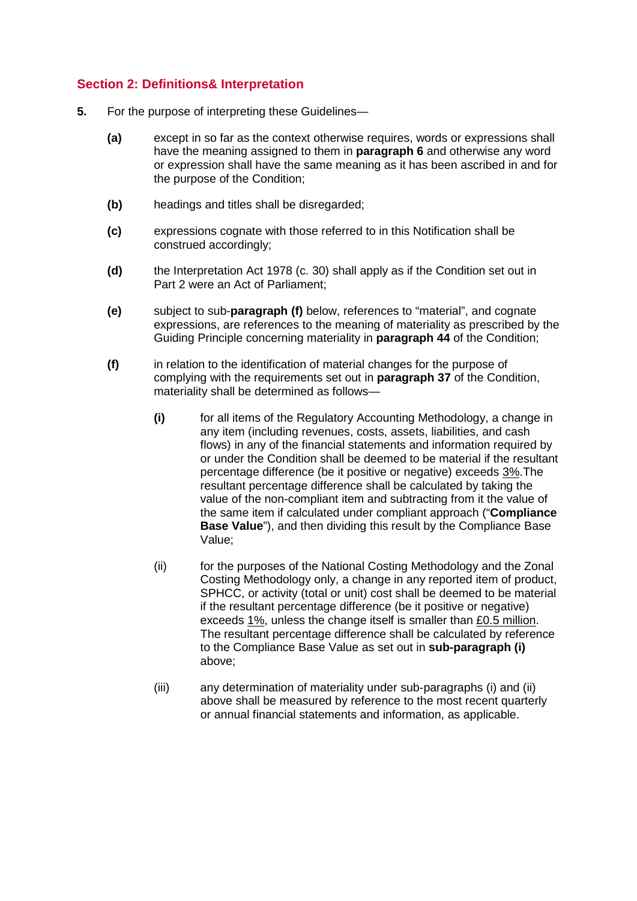## Section 2: Definitions& Interpretation

**5.** For the purpose of interpreting these Guidelines—

**(a)** except in so far as the context otherwise requires, words or expressions shall have the meaning assigned to them in **paragraph 6** and otherwise any word or expression shall have the same meaning as it has been ascribed in and for the purpose of the Condition;

**(b)** headings and titles shall be disregarded;

**(c)** expressions cognate with those referred to in this Notification shall be construed accordingly;

**(d)** the Interpretation Act 1978 (c. 30) shall apply as if the Condition set out in Part 2 were an Act of Parliament;

**(e)** subject to sub-**paragraph (f)** below, references to "material", and cognate expressions, are references to the meaning of materiality as prescribed by the Guiding Principle concerning materiality in **paragraph 44** of the Condition;

**(f)** in relation to the identification of material changes for the purpose of complying with the requirements set out in **paragraph 37** of the Condition, materiality shall be determined as follows—

**(i)** for all items of the Regulatory Accounting Methodology, a change in any item (including revenues, costs, assets, liabilities, and cash flows) in any of the financial statements and information required by or under the Condition shall be deemed to be material if the resultant percentage difference (be it positive or negative) exceeds 3%.The resultant percentage difference shall be calculated by taking the value of the non-compliant item and subtracting from it the value of the same item if calculated under compliant approach ("**Compliance Base Value**"), and then dividing this result by the Compliance Base Value;

(ii) for the purposes of the National Costing Methodology and the Zonal Costing Methodology only, a change in any reported item of product, SPHCC, or activity (total or unit) cost shall be deemed to be material if the resultant percentage difference (be it positive or negative) exceeds 1%, unless the change itself is smaller than £0.5 million. The resultant percentage difference shall be calculated by reference to the Compliance Base Value as set out in **sub-paragraph (i)** above;

(iii) any determination of materiality under sub-paragraphs (i) and (ii) above shall be measured by reference to the most recent quarterly or annual financial statements and information, as applicable.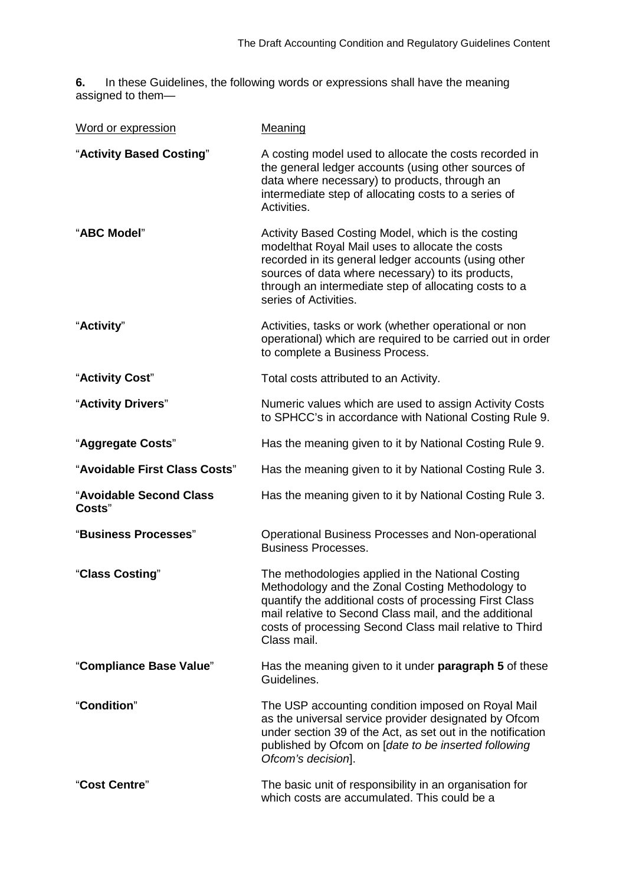**6.** In these Guidelines, the following words or expressions shall have the meaning assigned to them—

| Word or expression | Meaning |
|---|---|
| "**Activity Based Costing**" | A costing model used to allocate the costs recorded in the general ledger accounts (using other sources of data where necessary) to products, through an intermediate step of allocating costs to a series of Activities. |
| "**ABC Model**" | Activity Based Costing Model, which is the costing modelthat Royal Mail uses to allocate the costs recorded in its general ledger accounts (using other sources of data where necessary) to its products, through an intermediate step of allocating costs to a series of Activities. |
| "**Activity**" | Activities, tasks or work (whether operational or non operational) which are required to be carried out in order to complete a Business Process. |
| "**Activity Cost**" | Total costs attributed to an Activity. |
| "**Activity Drivers**" | Numeric values which are used to assign Activity Costs to SPHCC's in accordance with National Costing Rule 9. |
| "**Aggregate Costs**" | Has the meaning given to it by National Costing Rule 9. |
| "**Avoidable First Class Costs**" | Has the meaning given to it by National Costing Rule 3. |
| "**Avoidable Second Class Costs**" | Has the meaning given to it by National Costing Rule 3. |
| "**Business Processes**" | Operational Business Processes and Non-operational Business Processes. |
| "**Class Costing**" | The methodologies applied in the National Costing Methodology and the Zonal Costing Methodology to quantify the additional costs of processing First Class mail relative to Second Class mail, and the additional costs of processing Second Class mail relative to Third Class mail. |
| "**Compliance Base Value**" | Has the meaning given to it under **paragraph 5** of these Guidelines. |
| "**Condition**" | The USP accounting condition imposed on Royal Mail as the universal service provider designated by Ofcom under section 39 of the Act, as set out in the notification published by Ofcom on [*date to be inserted following Ofcom's decision*]. |
| "**Cost Centre**" | The basic unit of responsibility in an organisation for which costs are accumulated. This could be a |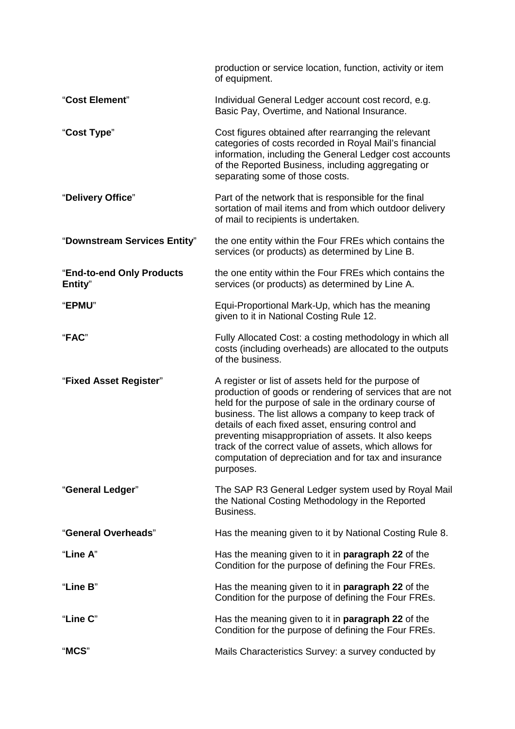| | |
|---|---|
| | production or service location, function, activity or item of equipment. |
| "**Cost Element**" | Individual General Ledger account cost record, e.g. Basic Pay, Overtime, and National Insurance. |
| "**Cost Type**" | Cost figures obtained after rearranging the relevant categories of costs recorded in Royal Mail's financial information, including the General Ledger cost accounts of the Reported Business, including aggregating or separating some of those costs. |
| "**Delivery Office**" | Part of the network that is responsible for the final sortation of mail items and from which outdoor delivery of mail to recipients is undertaken. |
| "**Downstream Services Entity**" | the one entity within the Four FREs which contains the services (or products) as determined by Line B. |
| "**End-to-end Only Products Entity**" | the one entity within the Four FREs which contains the services (or products) as determined by Line A. |
| "**EPMU**" | Equi-Proportional Mark-Up, which has the meaning given to it in National Costing Rule 12. |
| "**FAC**" | Fully Allocated Cost: a costing methodology in which all costs (including overheads) are allocated to the outputs of the business. |
| "**Fixed Asset Register**" | A register or list of assets held for the purpose of production of goods or rendering of services that are not held for the purpose of sale in the ordinary course of business. The list allows a company to keep track of details of each fixed asset, ensuring control and preventing misappropriation of assets. It also keeps track of the correct value of assets, which allows for computation of depreciation and for tax and insurance purposes. |
| "**General Ledger**" | The SAP R3 General Ledger system used by Royal Mail the National Costing Methodology in the Reported Business. |
| "**General Overheads**" | Has the meaning given to it by National Costing Rule 8. |
| "**Line A**" | Has the meaning given to it in **paragraph 22** of the Condition for the purpose of defining the Four FREs. |
| "**Line B**" | Has the meaning given to it in **paragraph 22** of the Condition for the purpose of defining the Four FREs. |
| "**Line C**" | Has the meaning given to it in **paragraph 22** of the Condition for the purpose of defining the Four FREs. |
| "**MCS**" | Mails Characteristics Survey: a survey conducted by |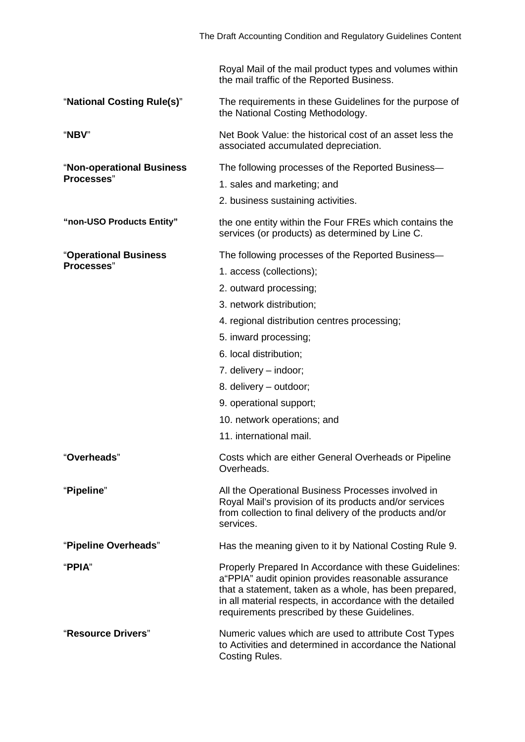| | |
|---|---|
| | Royal Mail of the mail product types and volumes within the mail traffic of the Reported Business. |
| "**National Costing Rule(s)**" | The requirements in these Guidelines for the purpose of the National Costing Methodology. |
| "**NBV**" | Net Book Value: the historical cost of an asset less the associated accumulated depreciation. |
| "**Non-operational Business Processes**" | The following processes of the Reported Business—<br>1. sales and marketing; and<br>2. business sustaining activities. |
| **"non-USO Products Entity"** | the one entity within the Four FREs which contains the services (or products) as determined by Line C. |
| "**Operational Business Processes**" | The following processes of the Reported Business—<br>1. access (collections);<br>2. outward processing;<br>3. network distribution;<br>4. regional distribution centres processing;<br>5. inward processing;<br>6. local distribution;<br>7. delivery – indoor;<br>8. delivery – outdoor;<br>9. operational support;<br>10. network operations; and<br>11. international mail. |
| "**Overheads**" | Costs which are either General Overheads or Pipeline Overheads. |
| "**Pipeline**" | All the Operational Business Processes involved in Royal Mail's provision of its products and/or services from collection to final delivery of the products and/or services. |
| "**Pipeline Overheads**" | Has the meaning given to it by National Costing Rule 9. |
| "**PPIA**" | Properly Prepared In Accordance with these Guidelines: a"PPIA" audit opinion provides reasonable assurance that a statement, taken as a whole, has been prepared, in all material respects, in accordance with the detailed requirements prescribed by these Guidelines. |
| "**Resource Drivers**" | Numeric values which are used to attribute Cost Types to Activities and determined in accordance the National Costing Rules. |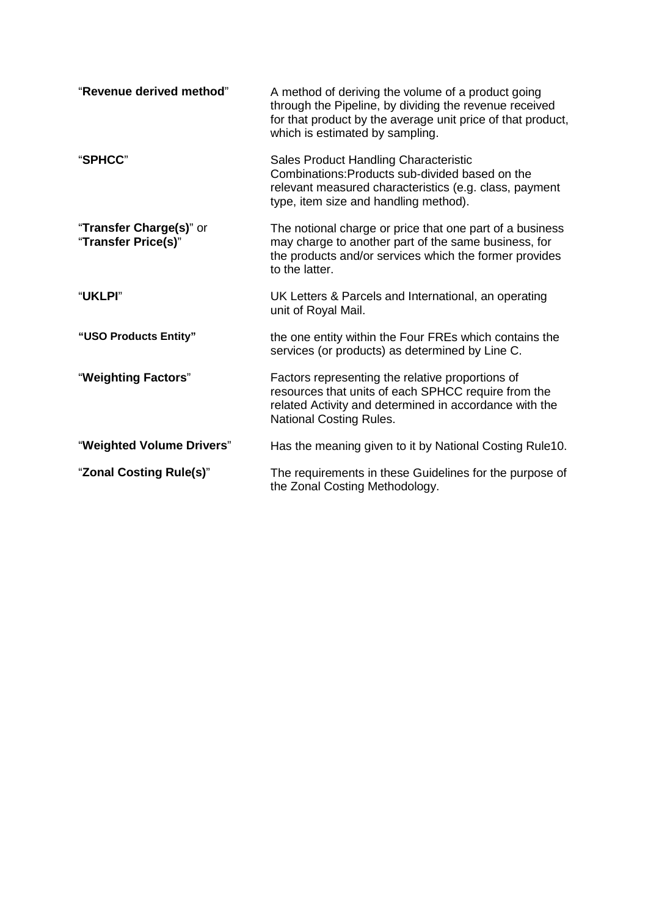| | |
|---|---|
| "**Revenue derived method**" | A method of deriving the volume of a product going through the Pipeline, by dividing the revenue received for that product by the average unit price of that product, which is estimated by sampling. |
| "**SPHCC**" | Sales Product Handling Characteristic Combinations:Products sub-divided based on the relevant measured characteristics (e.g. class, payment type, item size and handling method). |
| "**Transfer Charge(s)**" or "**Transfer Price(s)**" | The notional charge or price that one part of a business may charge to another part of the same business, for the products and/or services which the former provides to the latter. |
| "**UKLPI**" | UK Letters & Parcels and International, an operating unit of Royal Mail. |
| **"USO Products Entity"** | the one entity within the Four FREs which contains the services (or products) as determined by Line C. |
| "**Weighting Factors**" | Factors representing the relative proportions of resources that units of each SPHCC require from the related Activity and determined in accordance with the National Costing Rules. |
| "**Weighted Volume Drivers**" | Has the meaning given to it by National Costing Rule10. |
| "**Zonal Costing Rule(s)**" | The requirements in these Guidelines for the purpose of the Zonal Costing Methodology. |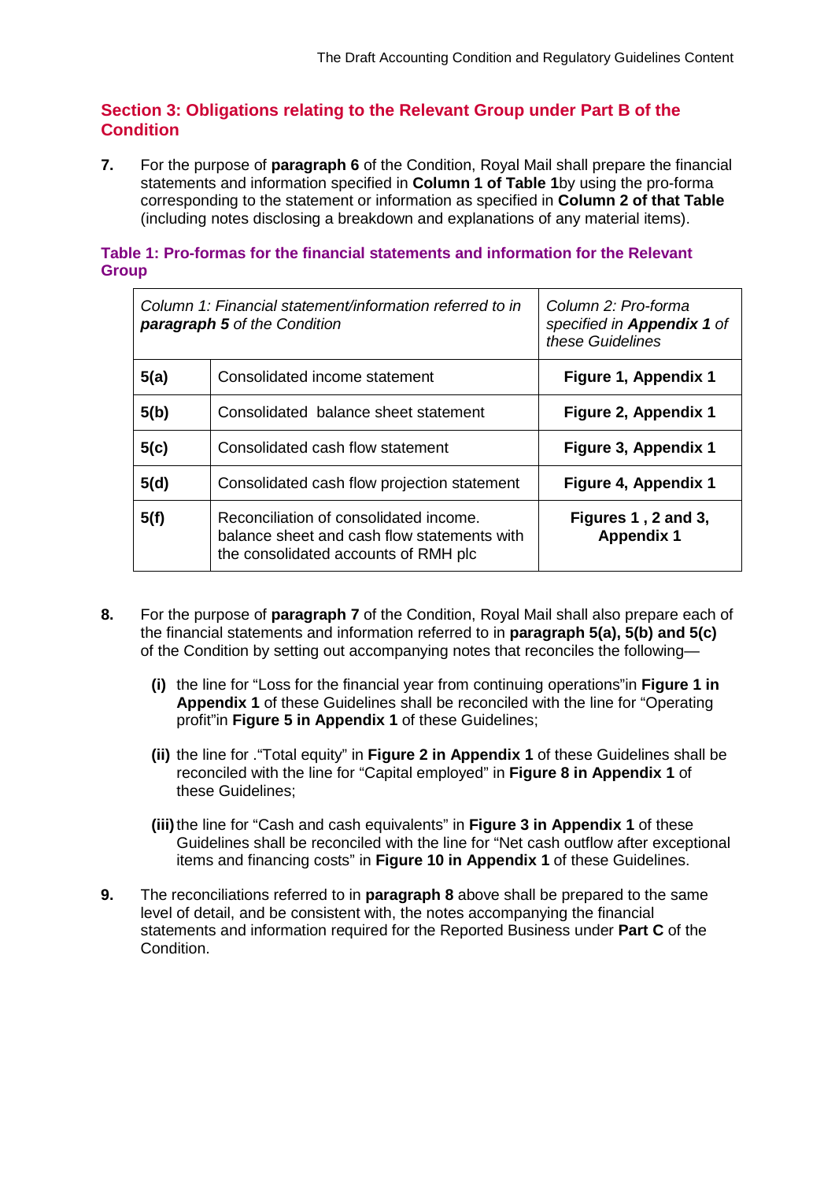## Section 3: Obligations relating to the Relevant Group under Part B of the Condition

**7.** For the purpose of **paragraph 6** of the Condition, Royal Mail shall prepare the financial statements and information specified in **Column 1 of Table 1**by using the pro-forma corresponding to the statement or information as specified in **Column 2 of that Table** (including notes disclosing a breakdown and explanations of any material items).

### Table 1: Pro-formas for the financial statements and information for the Relevant Group

| *Column 1: Financial statement/information referred to in **paragraph 5** of the Condition* | | *Column 2: Pro-forma specified in **Appendix 1** of these Guidelines* |
|---|---|---|
| **5(a)** | Consolidated income statement | **Figure 1, Appendix 1** |
| **5(b)** | Consolidated balance sheet statement | **Figure 2, Appendix 1** |
| **5(c)** | Consolidated cash flow statement | **Figure 3, Appendix 1** |
| **5(d)** | Consolidated cash flow projection statement | **Figure 4, Appendix 1** |
| **5(f)** | Reconciliation of consolidated income. balance sheet and cash flow statements with the consolidated accounts of RMH plc | **Figures 1 , 2 and 3, Appendix 1** |

**8.** For the purpose of **paragraph 7** of the Condition, Royal Mail shall also prepare each of the financial statements and information referred to in **paragraph 5(a), 5(b) and 5(c)** of the Condition by setting out accompanying notes that reconciles the following—

- **(i)** the line for "Loss for the financial year from continuing operations"in **Figure 1 in Appendix 1** of these Guidelines shall be reconciled with the line for "Operating profit"in **Figure 5 in Appendix 1** of these Guidelines;
- **(ii)** the line for ."Total equity" in **Figure 2 in Appendix 1** of these Guidelines shall be reconciled with the line for "Capital employed" in **Figure 8 in Appendix 1** of these Guidelines;
- **(iii)** the line for "Cash and cash equivalents" in **Figure 3 in Appendix 1** of these Guidelines shall be reconciled with the line for "Net cash outflow after exceptional items and financing costs" in **Figure 10 in Appendix 1** of these Guidelines.

**9.** The reconciliations referred to in **paragraph 8** above shall be prepared to the same level of detail, and be consistent with, the notes accompanying the financial statements and information required for the Reported Business under **Part C** of the Condition.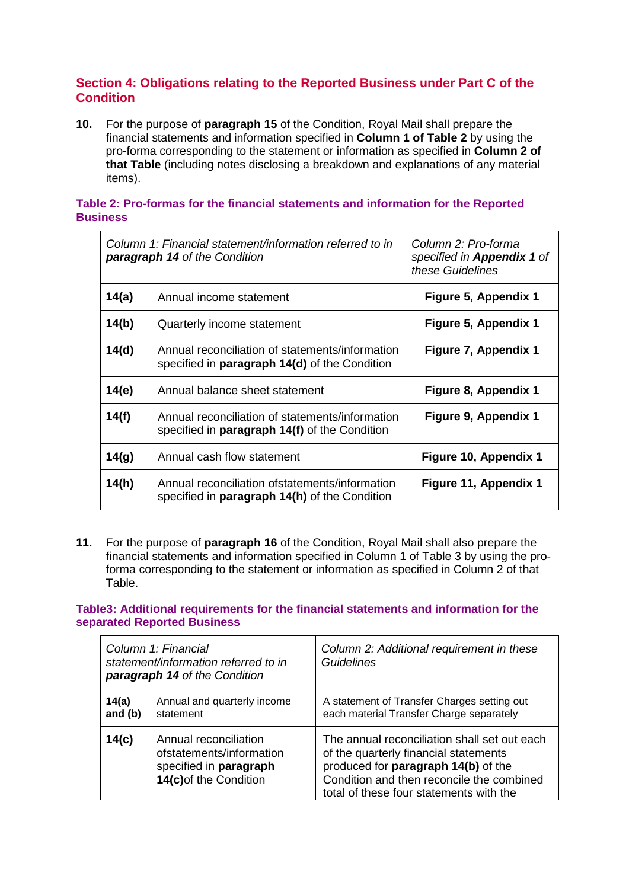## Section 4: Obligations relating to the Reported Business under Part C of the Condition

**10.** For the purpose of **paragraph 15** of the Condition, Royal Mail shall prepare the financial statements and information specified in **Column 1 of Table 2** by using the pro-forma corresponding to the statement or information as specified in **Column 2 of that Table** (including notes disclosing a breakdown and explanations of any material items).

### Table 2: Pro-formas for the financial statements and information for the Reported Business

| *Column 1: Financial statement/information referred to in* ***paragraph 14*** *of the Condition* | | *Column 2: Pro-forma specified in* ***Appendix 1*** *of these Guidelines* |
|---|---|---|
| **14(a)** | Annual income statement | **Figure 5, Appendix 1** |
| **14(b)** | Quarterly income statement | **Figure 5, Appendix 1** |
| **14(d)** | Annual reconciliation of statements/information specified in **paragraph 14(d)** of the Condition | **Figure 7, Appendix 1** |
| **14(e)** | Annual balance sheet statement | **Figure 8, Appendix 1** |
| **14(f)** | Annual reconciliation of statements/information specified in **paragraph 14(f)** of the Condition | **Figure 9, Appendix 1** |
| **14(g)** | Annual cash flow statement | **Figure 10, Appendix 1** |
| **14(h)** | Annual reconciliation ofstatements/information specified in **paragraph 14(h)** of the Condition | **Figure 11, Appendix 1** |

**11.** For the purpose of **paragraph 16** of the Condition, Royal Mail shall also prepare the financial statements and information specified in Column 1 of Table 3 by using the pro-forma corresponding to the statement or information as specified in Column 2 of that Table.

### Table3: Additional requirements for the financial statements and information for the separated Reported Business

| *Column 1: Financial statement/information referred to in* ***paragraph 14*** *of the Condition* | | *Column 2: Additional requirement in these Guidelines* |
|---|---|---|
| **14(a) and (b)** | Annual and quarterly income statement | A statement of Transfer Charges setting out each material Transfer Charge separately |
| **14(c)** | Annual reconciliation ofstatements/information specified in **paragraph 14(c)**of the Condition | The annual reconciliation shall set out each of the quarterly financial statements produced for **paragraph 14(b)** of the Condition and then reconcile the combined total of these four statements with the |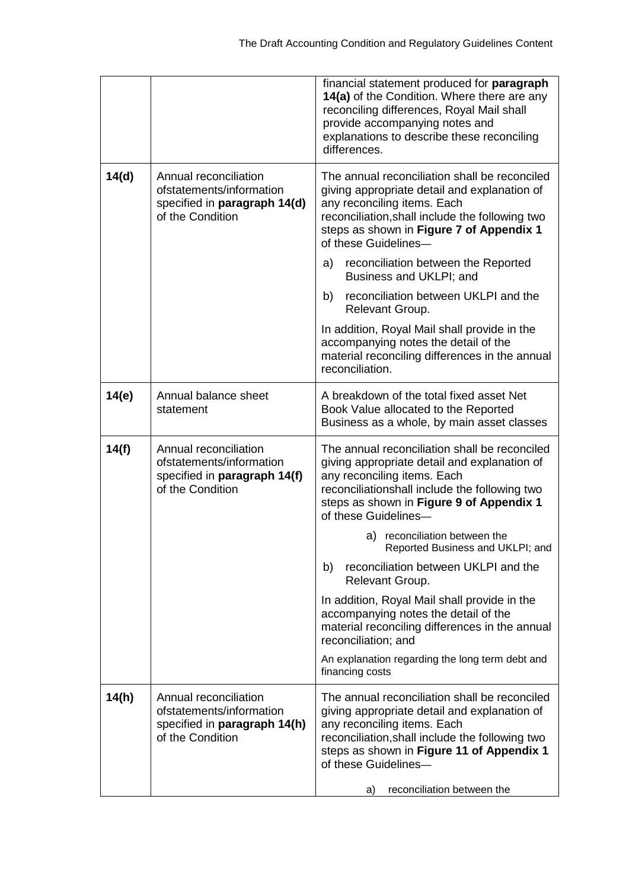| | | |
|---|---|---|
| | | financial statement produced for **paragraph 14(a)** of the Condition. Where there are any reconciling differences, Royal Mail shall provide accompanying notes and explanations to describe these reconciling differences. |
| **14(d)** | Annual reconciliation ofstatements/information specified in **paragraph 14(d)** of the Condition | The annual reconciliation shall be reconciled giving appropriate detail and explanation of any reconciling items. Each reconciliation,shall include the following two steps as shown in **Figure 7 of Appendix 1** of these Guidelines— <br> a) reconciliation between the Reported Business and UKLPI; and <br> b) reconciliation between UKLPI and the Relevant Group. <br> In addition, Royal Mail shall provide in the accompanying notes the detail of the material reconciling differences in the annual reconciliation. |
| **14(e)** | Annual balance sheet statement | A breakdown of the total fixed asset Net Book Value allocated to the Reported Business as a whole, by main asset classes |
| **14(f)** | Annual reconciliation ofstatements/information specified in **paragraph 14(f)** of the Condition | The annual reconciliation shall be reconciled giving appropriate detail and explanation of any reconciling items. Each reconciliationshall include the following two steps as shown in **Figure 9 of Appendix 1** of these Guidelines— <br> a) reconciliation between the Reported Business and UKLPI; and <br> b) reconciliation between UKLPI and the Relevant Group. <br> In addition, Royal Mail shall provide in the accompanying notes the detail of the material reconciling differences in the annual reconciliation; and <br> An explanation regarding the long term debt and financing costs |
| **14(h)** | Annual reconciliation ofstatements/information specified in **paragraph 14(h)** of the Condition | The annual reconciliation shall be reconciled giving appropriate detail and explanation of any reconciling items. Each reconciliation,shall include the following two steps as shown in **Figure 11 of Appendix 1** of these Guidelines— <br> a) reconciliation between the |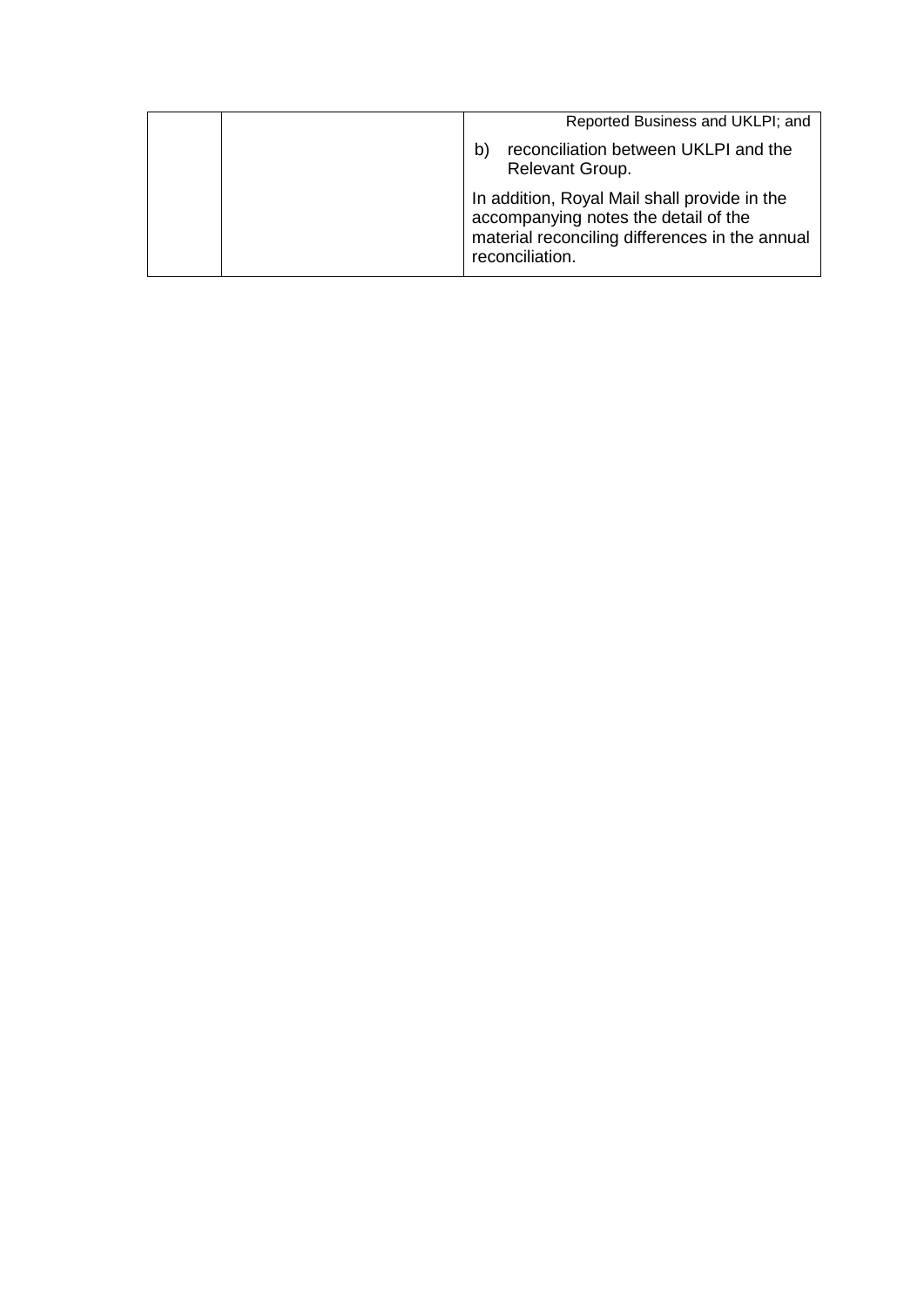| | | |
|---|---|---|
| | | Reported Business and UKLPI; and<br><br>b) reconciliation between UKLPI and the Relevant Group.<br><br>In addition, Royal Mail shall provide in the accompanying notes the detail of the material reconciling differences in the annual reconciliation. |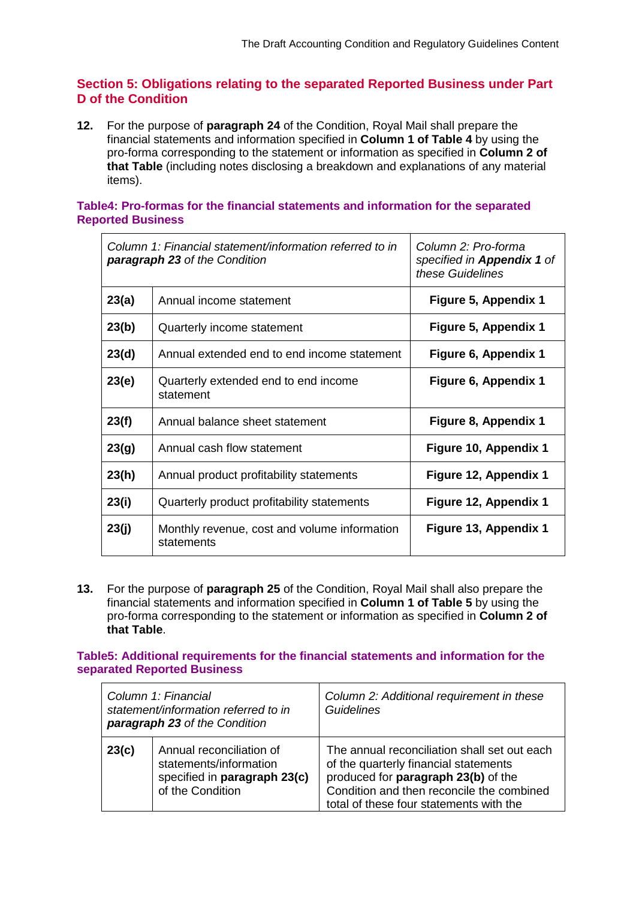## Section 5: Obligations relating to the separated Reported Business under Part D of the Condition

**12.** For the purpose of **paragraph 24** of the Condition, Royal Mail shall prepare the financial statements and information specified in **Column 1 of Table 4** by using the pro-forma corresponding to the statement or information as specified in **Column 2 of that Table** (including notes disclosing a breakdown and explanations of any material items).

### Table4: Pro-formas for the financial statements and information for the separated Reported Business

| *Column 1: Financial statement/information referred to in **paragraph 23** of the Condition* | | *Column 2: Pro-forma specified in **Appendix 1** of these Guidelines* |
|---|---|---|
| **23(a)** | Annual income statement | **Figure 5, Appendix 1** |
| **23(b)** | Quarterly income statement | **Figure 5, Appendix 1** |
| **23(d)** | Annual extended end to end income statement | **Figure 6, Appendix 1** |
| **23(e)** | Quarterly extended end to end income statement | **Figure 6, Appendix 1** |
| **23(f)** | Annual balance sheet statement | **Figure 8, Appendix 1** |
| **23(g)** | Annual cash flow statement | **Figure 10, Appendix 1** |
| **23(h)** | Annual product profitability statements | **Figure 12, Appendix 1** |
| **23(i)** | Quarterly product profitability statements | **Figure 12, Appendix 1** |
| **23(j)** | Monthly revenue, cost and volume information statements | **Figure 13, Appendix 1** |

**13.** For the purpose of **paragraph 25** of the Condition, Royal Mail shall also prepare the financial statements and information specified in **Column 1 of Table 5** by using the pro-forma corresponding to the statement or information as specified in **Column 2 of that Table**.

### Table5: Additional requirements for the financial statements and information for the separated Reported Business

| *Column 1: Financial statement/information referred to in **paragraph 23** of the Condition* | | *Column 2: Additional requirement in these Guidelines* |
|---|---|---|
| **23(c)** | Annual reconciliation of statements/information specified in **paragraph 23(c)** of the Condition | The annual reconciliation shall set out each of the quarterly financial statements produced for **paragraph 23(b)** of the Condition and then reconcile the combined total of these four statements with the |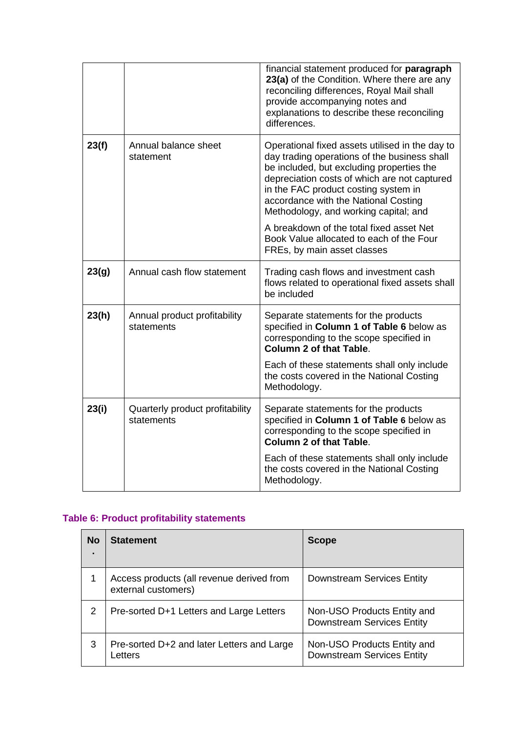| | | |
|---|---|---|
| | | financial statement produced for **paragraph 23(a)** of the Condition. Where there are any reconciling differences, Royal Mail shall provide accompanying notes and explanations to describe these reconciling differences. |
| **23(f)** | Annual balance sheet statement | Operational fixed assets utilised in the day to day trading operations of the business shall be included, but excluding properties the depreciation costs of which are not captured in the FAC product costing system in accordance with the National Costing Methodology, and working capital; and<br><br>A breakdown of the total fixed asset Net Book Value allocated to each of the Four FREs, by main asset classes |
| **23(g)** | Annual cash flow statement | Trading cash flows and investment cash flows related to operational fixed assets shall be included |
| **23(h)** | Annual product profitability statements | Separate statements for the products specified in **Column 1 of Table 6** below as corresponding to the scope specified in **Column 2 of that Table**.<br><br>Each of these statements shall only include the costs covered in the National Costing Methodology. |
| **23(i)** | Quarterly product profitability statements | Separate statements for the products specified in **Column 1 of Table 6** below as corresponding to the scope specified in **Column 2 of that Table**.<br><br>Each of these statements shall only include the costs covered in the National Costing Methodology. |

**Table 6: Product profitability statements**

| No. | Statement | Scope |
|---|---|---|
| 1 | Access products (all revenue derived from external customers) | Downstream Services Entity |
| 2 | Pre-sorted D+1 Letters and Large Letters | Non-USO Products Entity and Downstream Services Entity |
| 3 | Pre-sorted D+2 and later Letters and Large Letters | Non-USO Products Entity and Downstream Services Entity |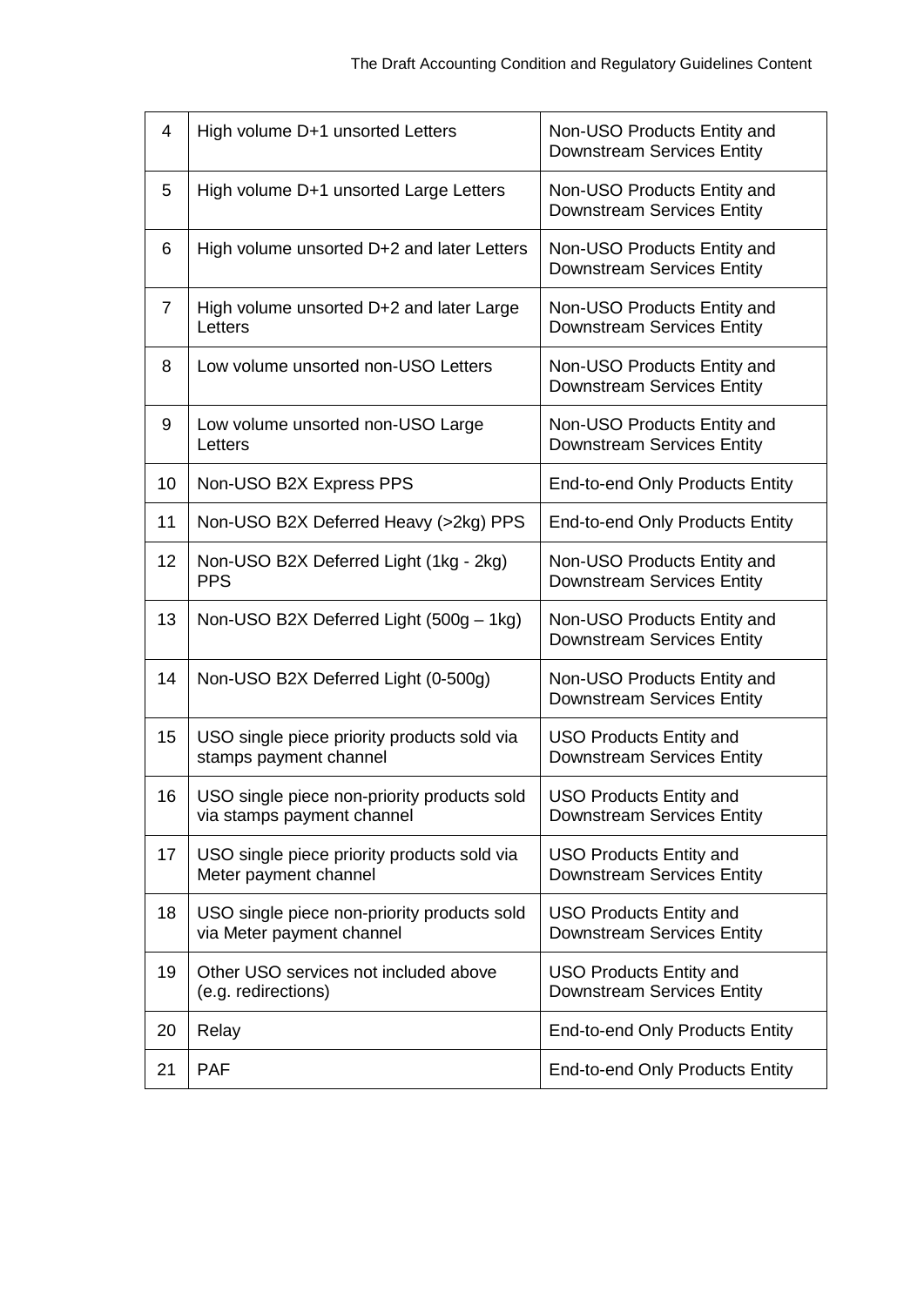| | | |
|---|---|---|
| 4 | High volume D+1 unsorted Letters | Non-USO Products Entity and Downstream Services Entity |
| 5 | High volume D+1 unsorted Large Letters | Non-USO Products Entity and Downstream Services Entity |
| 6 | High volume unsorted D+2 and later Letters | Non-USO Products Entity and Downstream Services Entity |
| 7 | High volume unsorted D+2 and later Large Letters | Non-USO Products Entity and Downstream Services Entity |
| 8 | Low volume unsorted non-USO Letters | Non-USO Products Entity and Downstream Services Entity |
| 9 | Low volume unsorted non-USO Large Letters | Non-USO Products Entity and Downstream Services Entity |
| 10 | Non-USO B2X Express PPS | End-to-end Only Products Entity |
| 11 | Non-USO B2X Deferred Heavy (>2kg) PPS | End-to-end Only Products Entity |
| 12 | Non-USO B2X Deferred Light (1kg - 2kg) PPS | Non-USO Products Entity and Downstream Services Entity |
| 13 | Non-USO B2X Deferred Light (500g – 1kg) | Non-USO Products Entity and Downstream Services Entity |
| 14 | Non-USO B2X Deferred Light (0-500g) | Non-USO Products Entity and Downstream Services Entity |
| 15 | USO single piece priority products sold via stamps payment channel | USO Products Entity and Downstream Services Entity |
| 16 | USO single piece non-priority products sold via stamps payment channel | USO Products Entity and Downstream Services Entity |
| 17 | USO single piece priority products sold via Meter payment channel | USO Products Entity and Downstream Services Entity |
| 18 | USO single piece non-priority products sold via Meter payment channel | USO Products Entity and Downstream Services Entity |
| 19 | Other USO services not included above (e.g. redirections) | USO Products Entity and Downstream Services Entity |
| 20 | Relay | End-to-end Only Products Entity |
| 21 | PAF | End-to-end Only Products Entity |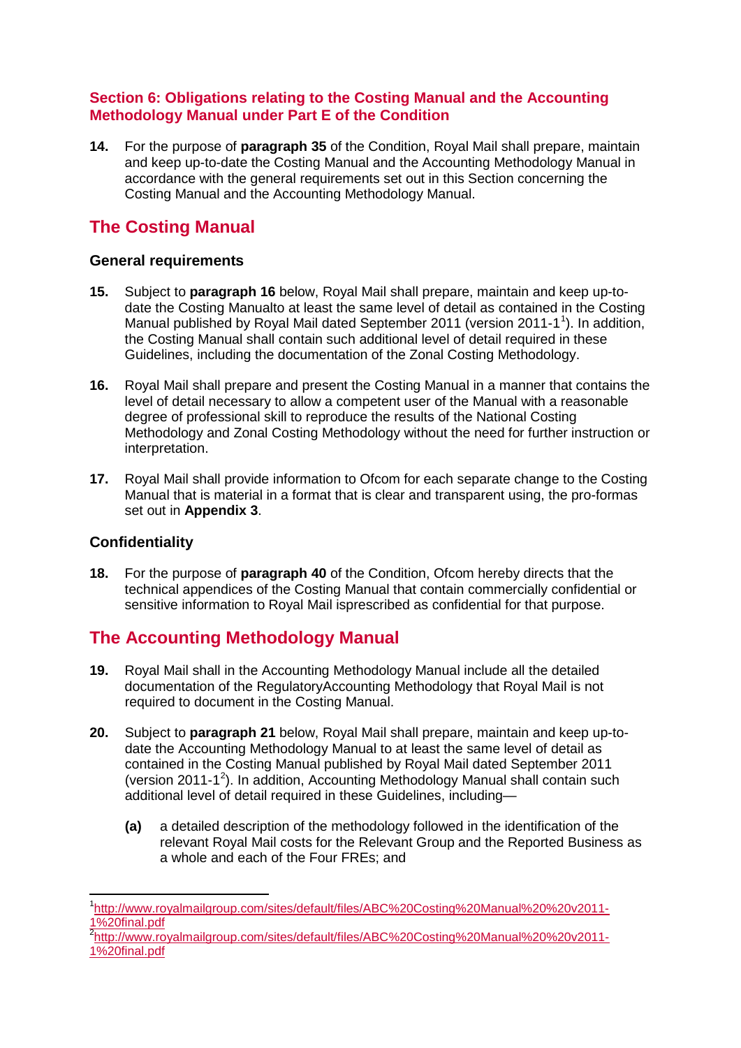## Section 6: Obligations relating to the Costing Manual and the Accounting Methodology Manual under Part E of the Condition

**14.** For the purpose of **paragraph 35** of the Condition, Royal Mail shall prepare, maintain and keep up-to-date the Costing Manual and the Accounting Methodology Manual in accordance with the general requirements set out in this Section concerning the Costing Manual and the Accounting Methodology Manual.

## The Costing Manual

### General requirements

**15.** Subject to **paragraph 16** below, Royal Mail shall prepare, maintain and keep up-to-date the Costing Manualto at least the same level of detail as contained in the Costing Manual published by Royal Mail dated September 2011 (version 2011-1[1]). In addition, the Costing Manual shall contain such additional level of detail required in these Guidelines, including the documentation of the Zonal Costing Methodology.

**16.** Royal Mail shall prepare and present the Costing Manual in a manner that contains the level of detail necessary to allow a competent user of the Manual with a reasonable degree of professional skill to reproduce the results of the National Costing Methodology and Zonal Costing Methodology without the need for further instruction or interpretation.

**17.** Royal Mail shall provide information to Ofcom for each separate change to the Costing Manual that is material in a format that is clear and transparent using, the pro-formas set out in **Appendix 3**.

### Confidentiality

**18.** For the purpose of **paragraph 40** of the Condition, Ofcom hereby directs that the technical appendices of the Costing Manual that contain commercially confidential or sensitive information to Royal Mail isprescribed as confidential for that purpose.

## The Accounting Methodology Manual

**19.** Royal Mail shall in the Accounting Methodology Manual include all the detailed documentation of the RegulatoryAccounting Methodology that Royal Mail is not required to document in the Costing Manual.

**20.** Subject to **paragraph 21** below, Royal Mail shall prepare, maintain and keep up-to-date the Accounting Methodology Manual to at least the same level of detail as contained in the Costing Manual published by Royal Mail dated September 2011 (version 2011-1[2]). In addition, Accounting Methodology Manual shall contain such additional level of detail required in these Guidelines, including—

- **(a)** a detailed description of the methodology followed in the identification of the relevant Royal Mail costs for the Relevant Group and the Reported Business as a whole and each of the Four FREs; and

---

[1] http://www.royalmailgroup.com/sites/default/files/ABC%20Costing%20Manual%20%20v2011-1%20final.pdf

[2] http://www.royalmailgroup.com/sites/default/files/ABC%20Costing%20Manual%20%20v2011-1%20final.pdf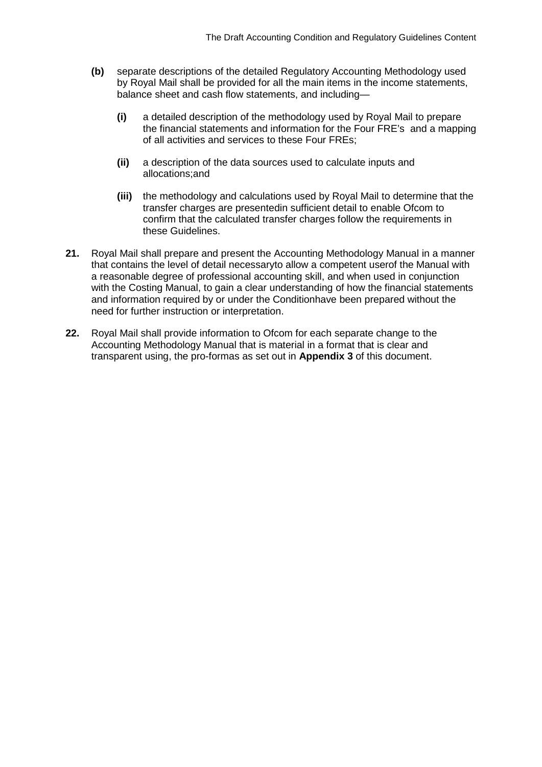**(b)** separate descriptions of the detailed Regulatory Accounting Methodology used by Royal Mail shall be provided for all the main items in the income statements, balance sheet and cash flow statements, and including—

**(i)** a detailed description of the methodology used by Royal Mail to prepare the financial statements and information for the Four FRE's and a mapping of all activities and services to these Four FREs;

**(ii)** a description of the data sources used to calculate inputs and allocations;and

**(iii)** the methodology and calculations used by Royal Mail to determine that the transfer charges are presentedin sufficient detail to enable Ofcom to confirm that the calculated transfer charges follow the requirements in these Guidelines.

**21.** Royal Mail shall prepare and present the Accounting Methodology Manual in a manner that contains the level of detail necessaryto allow a competent userof the Manual with a reasonable degree of professional accounting skill, and when used in conjunction with the Costing Manual, to gain a clear understanding of how the financial statements and information required by or under the Conditionhave been prepared without the need for further instruction or interpretation.

**22.** Royal Mail shall provide information to Ofcom for each separate change to the Accounting Methodology Manual that is material in a format that is clear and transparent using, the pro-formas as set out in **Appendix 3** of this document.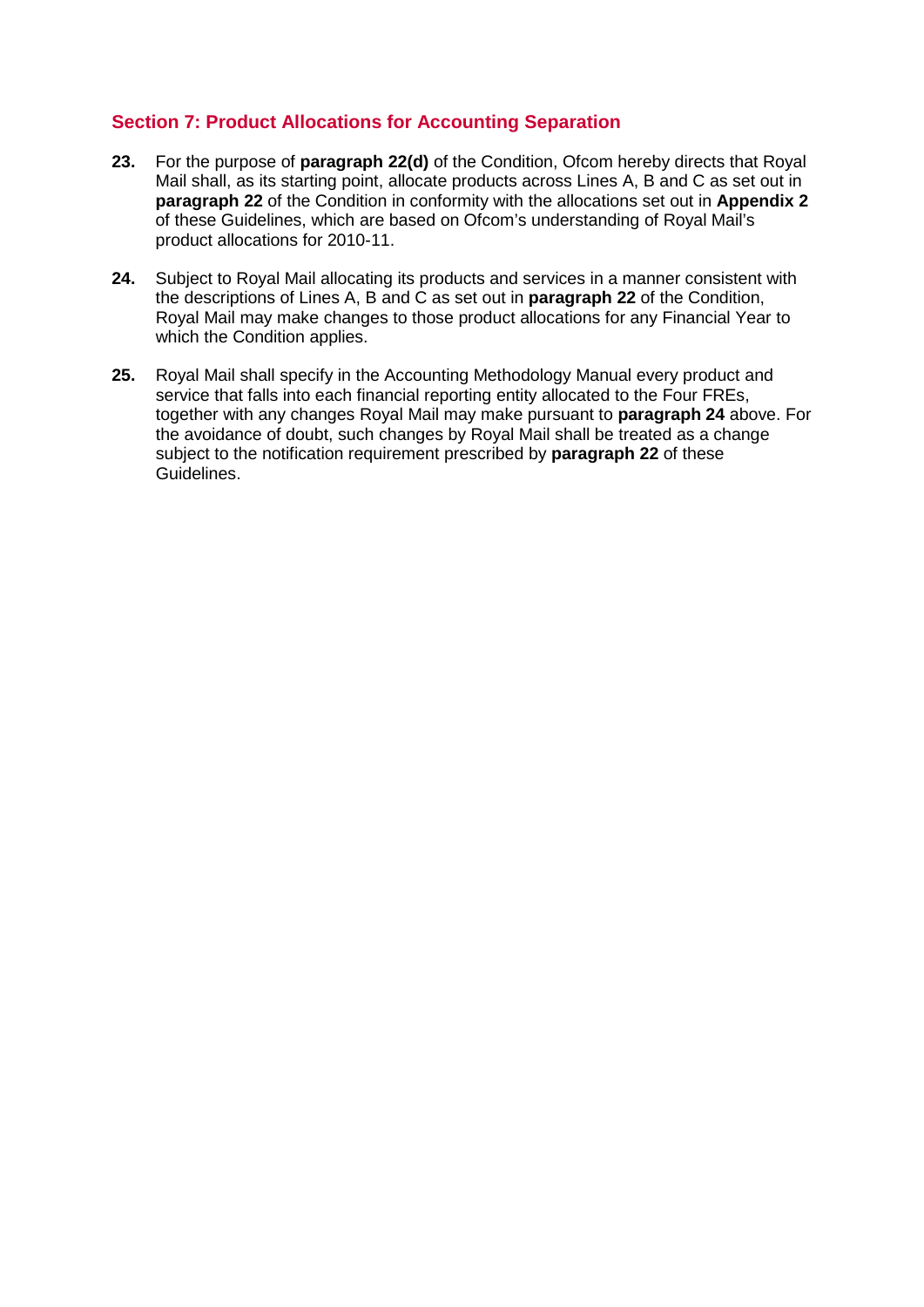## Section 7: Product Allocations for Accounting Separation

**23.** For the purpose of **paragraph 22(d)** of the Condition, Ofcom hereby directs that Royal Mail shall, as its starting point, allocate products across Lines A, B and C as set out in **paragraph 22** of the Condition in conformity with the allocations set out in **Appendix 2** of these Guidelines, which are based on Ofcom's understanding of Royal Mail's product allocations for 2010-11.

**24.** Subject to Royal Mail allocating its products and services in a manner consistent with the descriptions of Lines A, B and C as set out in **paragraph 22** of the Condition, Royal Mail may make changes to those product allocations for any Financial Year to which the Condition applies.

**25.** Royal Mail shall specify in the Accounting Methodology Manual every product and service that falls into each financial reporting entity allocated to the Four FREs, together with any changes Royal Mail may make pursuant to **paragraph 24** above. For the avoidance of doubt, such changes by Royal Mail shall be treated as a change subject to the notification requirement prescribed by **paragraph 22** of these Guidelines.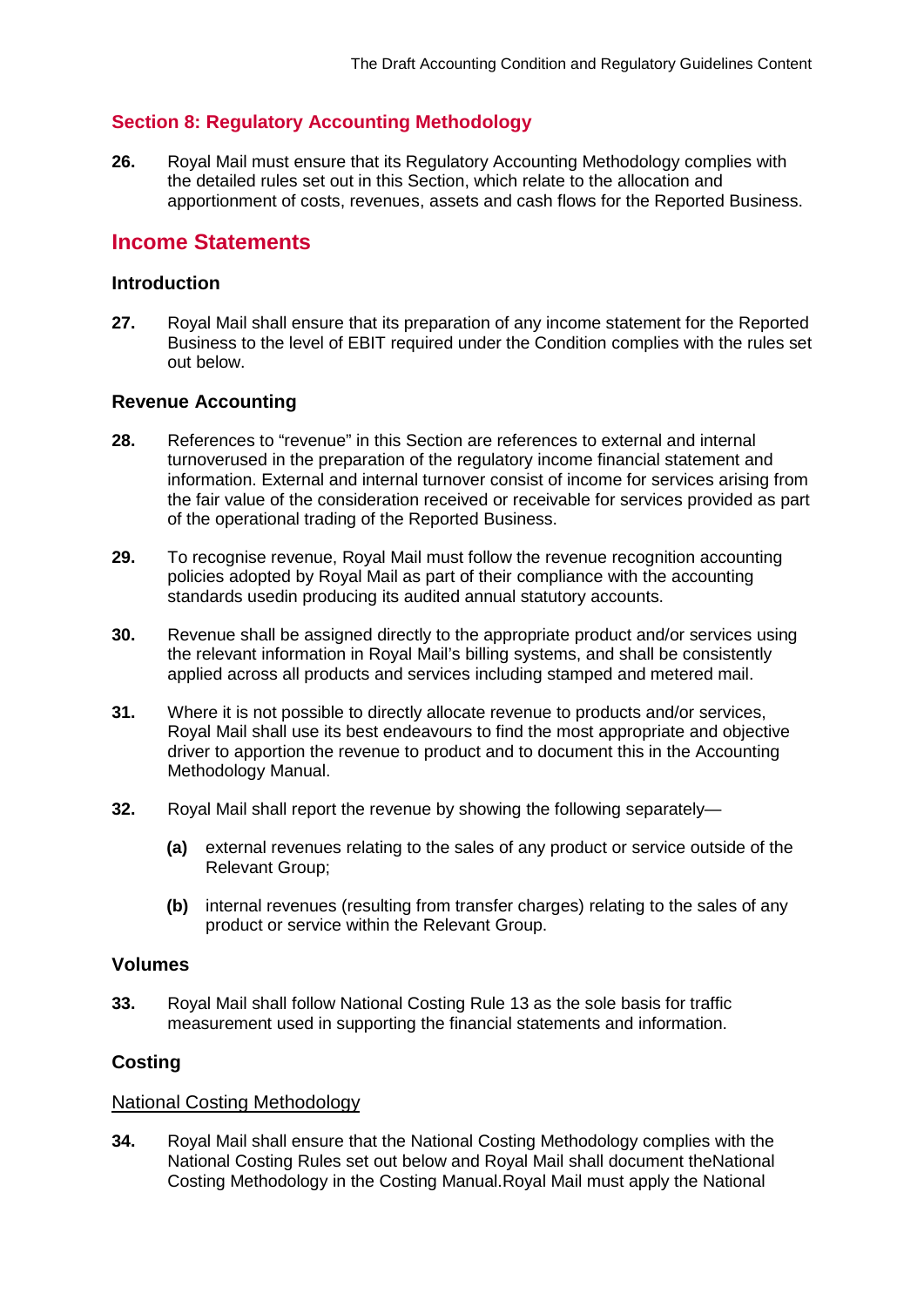## Section 8: Regulatory Accounting Methodology

**26.** Royal Mail must ensure that its Regulatory Accounting Methodology complies with the detailed rules set out in this Section, which relate to the allocation and apportionment of costs, revenues, assets and cash flows for the Reported Business.

## Income Statements

### Introduction

**27.** Royal Mail shall ensure that its preparation of any income statement for the Reported Business to the level of EBIT required under the Condition complies with the rules set out below.

### Revenue Accounting

**28.** References to "revenue" in this Section are references to external and internal turnoverused in the preparation of the regulatory income financial statement and information. External and internal turnover consist of income for services arising from the fair value of the consideration received or receivable for services provided as part of the operational trading of the Reported Business.

**29.** To recognise revenue, Royal Mail must follow the revenue recognition accounting policies adopted by Royal Mail as part of their compliance with the accounting standards usedin producing its audited annual statutory accounts.

**30.** Revenue shall be assigned directly to the appropriate product and/or services using the relevant information in Royal Mail's billing systems, and shall be consistently applied across all products and services including stamped and metered mail.

**31.** Where it is not possible to directly allocate revenue to products and/or services, Royal Mail shall use its best endeavours to find the most appropriate and objective driver to apportion the revenue to product and to document this in the Accounting Methodology Manual.

**32.** Royal Mail shall report the revenue by showing the following separately—

- **(a)** external revenues relating to the sales of any product or service outside of the Relevant Group;
- **(b)** internal revenues (resulting from transfer charges) relating to the sales of any product or service within the Relevant Group.

### Volumes

**33.** Royal Mail shall follow National Costing Rule 13 as the sole basis for traffic measurement used in supporting the financial statements and information.

### Costing

National Costing Methodology

**34.** Royal Mail shall ensure that the National Costing Methodology complies with the National Costing Rules set out below and Royal Mail shall document theNational Costing Methodology in the Costing Manual.Royal Mail must apply the National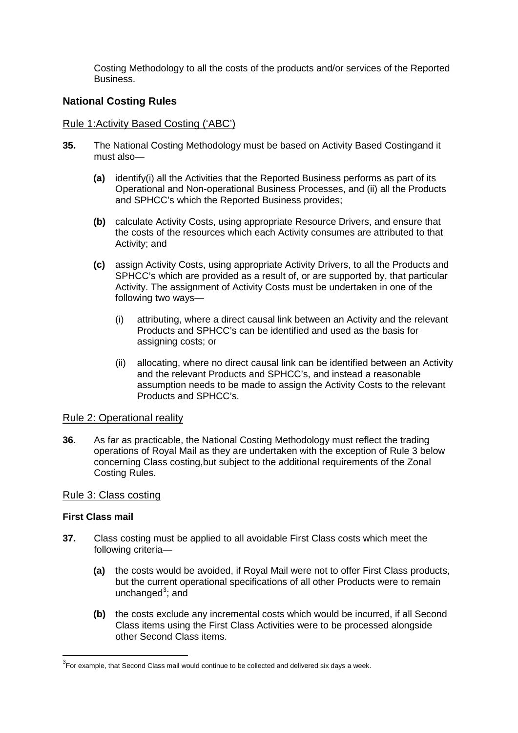Costing Methodology to all the costs of the products and/or services of the Reported Business.

## National Costing Rules

### Rule 1:Activity Based Costing ('ABC')

**35.** The National Costing Methodology must be based on Activity Based Costingand it must also—

**(a)** identify(i) all the Activities that the Reported Business performs as part of its Operational and Non-operational Business Processes, and (ii) all the Products and SPHCC's which the Reported Business provides;

**(b)** calculate Activity Costs, using appropriate Resource Drivers, and ensure that the costs of the resources which each Activity consumes are attributed to that Activity; and

**(c)** assign Activity Costs, using appropriate Activity Drivers, to all the Products and SPHCC's which are provided as a result of, or are supported by, that particular Activity. The assignment of Activity Costs must be undertaken in one of the following two ways—

(i) attributing, where a direct causal link between an Activity and the relevant Products and SPHCC's can be identified and used as the basis for assigning costs; or

(ii) allocating, where no direct causal link can be identified between an Activity and the relevant Products and SPHCC's, and instead a reasonable assumption needs to be made to assign the Activity Costs to the relevant Products and SPHCC's.

### Rule 2: Operational reality

**36.** As far as practicable, the National Costing Methodology must reflect the trading operations of Royal Mail as they are undertaken with the exception of Rule 3 below concerning Class costing,but subject to the additional requirements of the Zonal Costing Rules.

### Rule 3: Class costing

**First Class mail**

**37.** Class costing must be applied to all avoidable First Class costs which meet the following criteria—

**(a)** the costs would be avoided, if Royal Mail were not to offer First Class products, but the current operational specifications of all other Products were to remain unchanged[3]; and

**(b)** the costs exclude any incremental costs which would be incurred, if all Second Class items using the First Class Activities were to be processed alongside other Second Class items.

[3]For example, that Second Class mail would continue to be collected and delivered six days a week.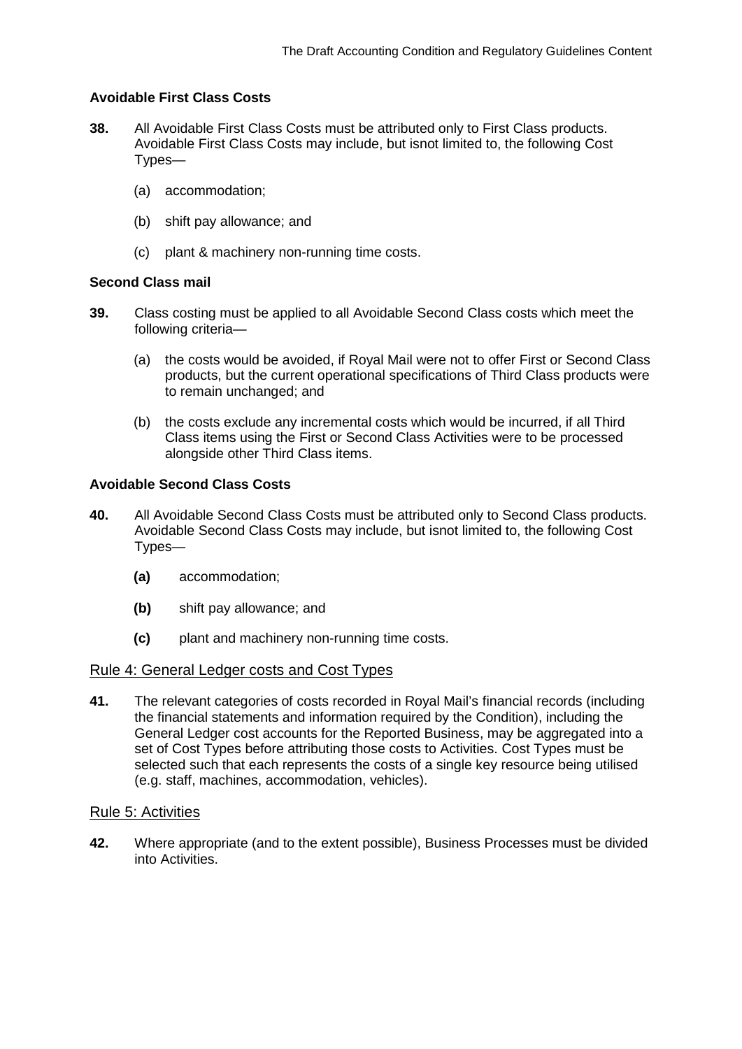**Avoidable First Class Costs**

**38.** All Avoidable First Class Costs must be attributed only to First Class products. Avoidable First Class Costs may include, but isnot limited to, the following Cost Types—

(a) accommodation;

(b) shift pay allowance; and

(c) plant & machinery non-running time costs.

**Second Class mail**

**39.** Class costing must be applied to all Avoidable Second Class costs which meet the following criteria—

(a) the costs would be avoided, if Royal Mail were not to offer First or Second Class products, but the current operational specifications of Third Class products were to remain unchanged; and

(b) the costs exclude any incremental costs which would be incurred, if all Third Class items using the First or Second Class Activities were to be processed alongside other Third Class items.

**Avoidable Second Class Costs**

**40.** All Avoidable Second Class Costs must be attributed only to Second Class products. Avoidable Second Class Costs may include, but isnot limited to, the following Cost Types—

**(a)** accommodation;

**(b)** shift pay allowance; and

**(c)** plant and machinery non-running time costs.

## Rule 4: General Ledger costs and Cost Types

**41.** The relevant categories of costs recorded in Royal Mail's financial records (including the financial statements and information required by the Condition), including the General Ledger cost accounts for the Reported Business, may be aggregated into a set of Cost Types before attributing those costs to Activities. Cost Types must be selected such that each represents the costs of a single key resource being utilised (e.g. staff, machines, accommodation, vehicles).

## Rule 5: Activities

**42.** Where appropriate (and to the extent possible), Business Processes must be divided into Activities.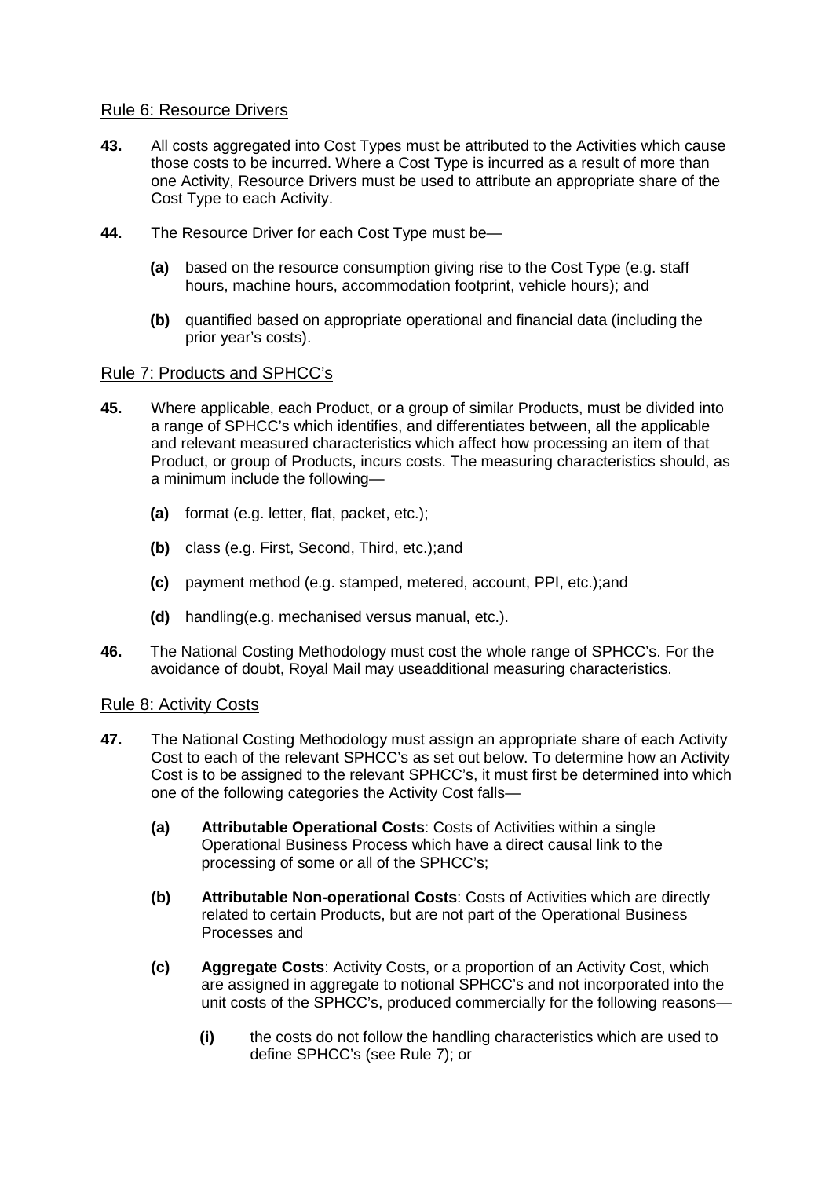## Rule 6: Resource Drivers

**43.** All costs aggregated into Cost Types must be attributed to the Activities which cause those costs to be incurred. Where a Cost Type is incurred as a result of more than one Activity, Resource Drivers must be used to attribute an appropriate share of the Cost Type to each Activity.

**44.** The Resource Driver for each Cost Type must be—

- **(a)** based on the resource consumption giving rise to the Cost Type (e.g. staff hours, machine hours, accommodation footprint, vehicle hours); and
- **(b)** quantified based on appropriate operational and financial data (including the prior year's costs).

## Rule 7: Products and SPHCC's

**45.** Where applicable, each Product, or a group of similar Products, must be divided into a range of SPHCC's which identifies, and differentiates between, all the applicable and relevant measured characteristics which affect how processing an item of that Product, or group of Products, incurs costs. The measuring characteristics should, as a minimum include the following—

- **(a)** format (e.g. letter, flat, packet, etc.);
- **(b)** class (e.g. First, Second, Third, etc.);and
- **(c)** payment method (e.g. stamped, metered, account, PPI, etc.);and
- **(d)** handling(e.g. mechanised versus manual, etc.).

**46.** The National Costing Methodology must cost the whole range of SPHCC's. For the avoidance of doubt, Royal Mail may useadditional measuring characteristics.

## Rule 8: Activity Costs

**47.** The National Costing Methodology must assign an appropriate share of each Activity Cost to each of the relevant SPHCC's as set out below. To determine how an Activity Cost is to be assigned to the relevant SPHCC's, it must first be determined into which one of the following categories the Activity Cost falls—

- **(a)** **Attributable Operational Costs**: Costs of Activities within a single Operational Business Process which have a direct causal link to the processing of some or all of the SPHCC's;
- **(b)** **Attributable Non-operational Costs**: Costs of Activities which are directly related to certain Products, but are not part of the Operational Business Processes and
- **(c)** **Aggregate Costs**: Activity Costs, or a proportion of an Activity Cost, which are assigned in aggregate to notional SPHCC's and not incorporated into the unit costs of the SPHCC's, produced commercially for the following reasons—
  - **(i)** the costs do not follow the handling characteristics which are used to define SPHCC's (see Rule 7); or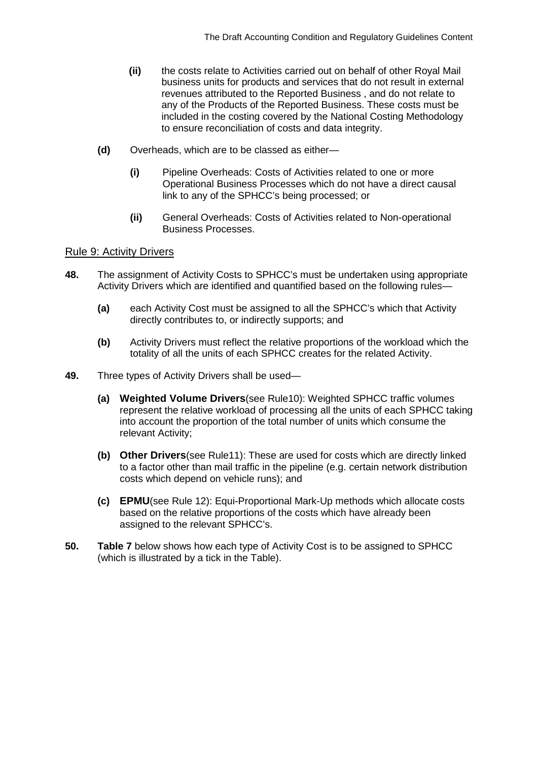(ii) the costs relate to Activities carried out on behalf of other Royal Mail business units for products and services that do not result in external revenues attributed to the Reported Business , and do not relate to any of the Products of the Reported Business. These costs must be included in the costing covered by the National Costing Methodology to ensure reconciliation of costs and data integrity.

**(d)** Overheads, which are to be classed as either—

**(i)** Pipeline Overheads: Costs of Activities related to one or more Operational Business Processes which do not have a direct causal link to any of the SPHCC's being processed; or

**(ii)** General Overheads: Costs of Activities related to Non-operational Business Processes.

## Rule 9: Activity Drivers

**48.** The assignment of Activity Costs to SPHCC's must be undertaken using appropriate Activity Drivers which are identified and quantified based on the following rules—

**(a)** each Activity Cost must be assigned to all the SPHCC's which that Activity directly contributes to, or indirectly supports; and

**(b)** Activity Drivers must reflect the relative proportions of the workload which the totality of all the units of each SPHCC creates for the related Activity.

**49.** Three types of Activity Drivers shall be used—

**(a) Weighted Volume Drivers**(see Rule10): Weighted SPHCC traffic volumes represent the relative workload of processing all the units of each SPHCC taking into account the proportion of the total number of units which consume the relevant Activity;

**(b) Other Drivers**(see Rule11): These are used for costs which are directly linked to a factor other than mail traffic in the pipeline (e.g. certain network distribution costs which depend on vehicle runs); and

**(c) EPMU**(see Rule 12): Equi-Proportional Mark-Up methods which allocate costs based on the relative proportions of the costs which have already been assigned to the relevant SPHCC's.

**50.** **Table 7** below shows how each type of Activity Cost is to be assigned to SPHCC (which is illustrated by a tick in the Table).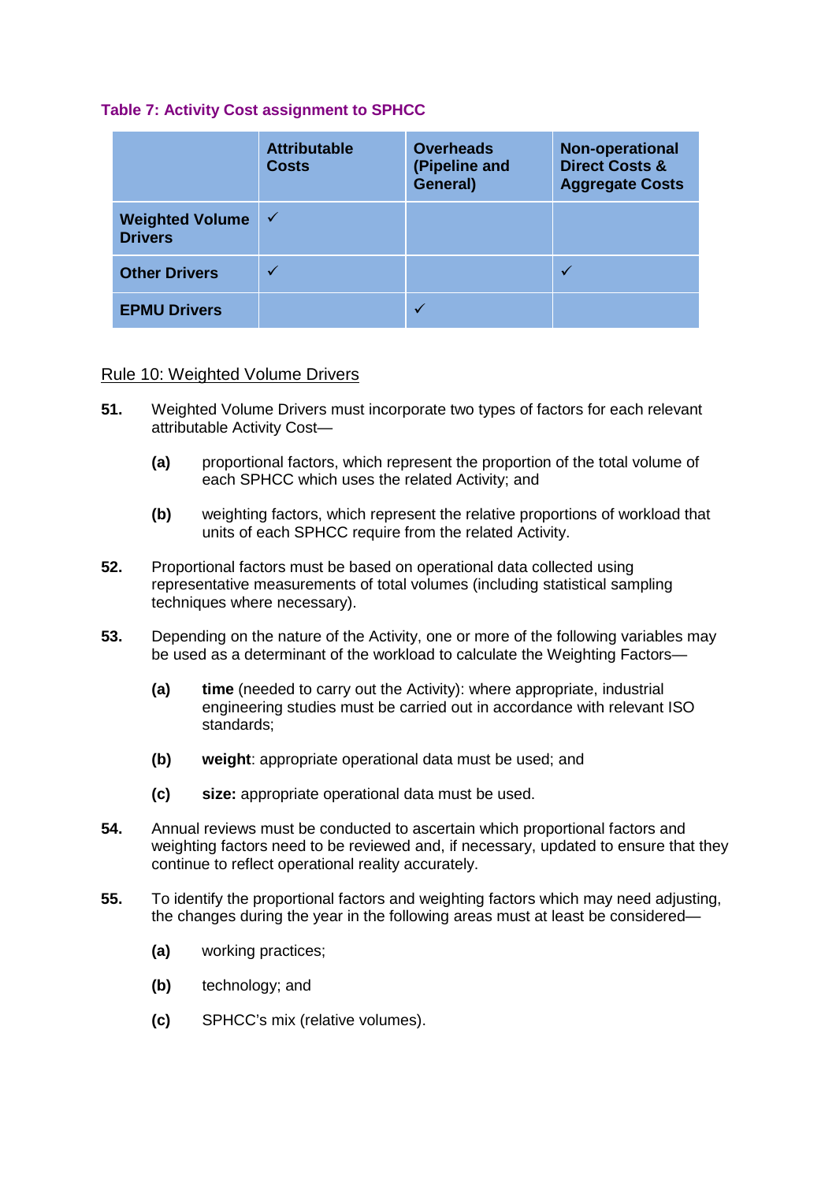**Table 7: Activity Cost assignment to SPHCC**

| | Attributable Costs | Overheads (Pipeline and General) | Non-operational Direct Costs & Aggregate Costs |
|---|---|---|---|
| **Weighted Volume Drivers** | ✓ | | |
| **Other Drivers** | ✓ | | ✓ |
| **EPMU Drivers** | | ✓ | |

Rule 10: Weighted Volume Drivers

**51.** Weighted Volume Drivers must incorporate two types of factors for each relevant attributable Activity Cost—

- **(a)** proportional factors, which represent the proportion of the total volume of each SPHCC which uses the related Activity; and
- **(b)** weighting factors, which represent the relative proportions of workload that units of each SPHCC require from the related Activity.

**52.** Proportional factors must be based on operational data collected using representative measurements of total volumes (including statistical sampling techniques where necessary).

**53.** Depending on the nature of the Activity, one or more of the following variables may be used as a determinant of the workload to calculate the Weighting Factors—

- **(a)** **time** (needed to carry out the Activity): where appropriate, industrial engineering studies must be carried out in accordance with relevant ISO standards;
- **(b)** **weight**: appropriate operational data must be used; and
- **(c)** **size:** appropriate operational data must be used.

**54.** Annual reviews must be conducted to ascertain which proportional factors and weighting factors need to be reviewed and, if necessary, updated to ensure that they continue to reflect operational reality accurately.

**55.** To identify the proportional factors and weighting factors which may need adjusting, the changes during the year in the following areas must at least be considered—

- **(a)** working practices;
- **(b)** technology; and
- **(c)** SPHCC's mix (relative volumes).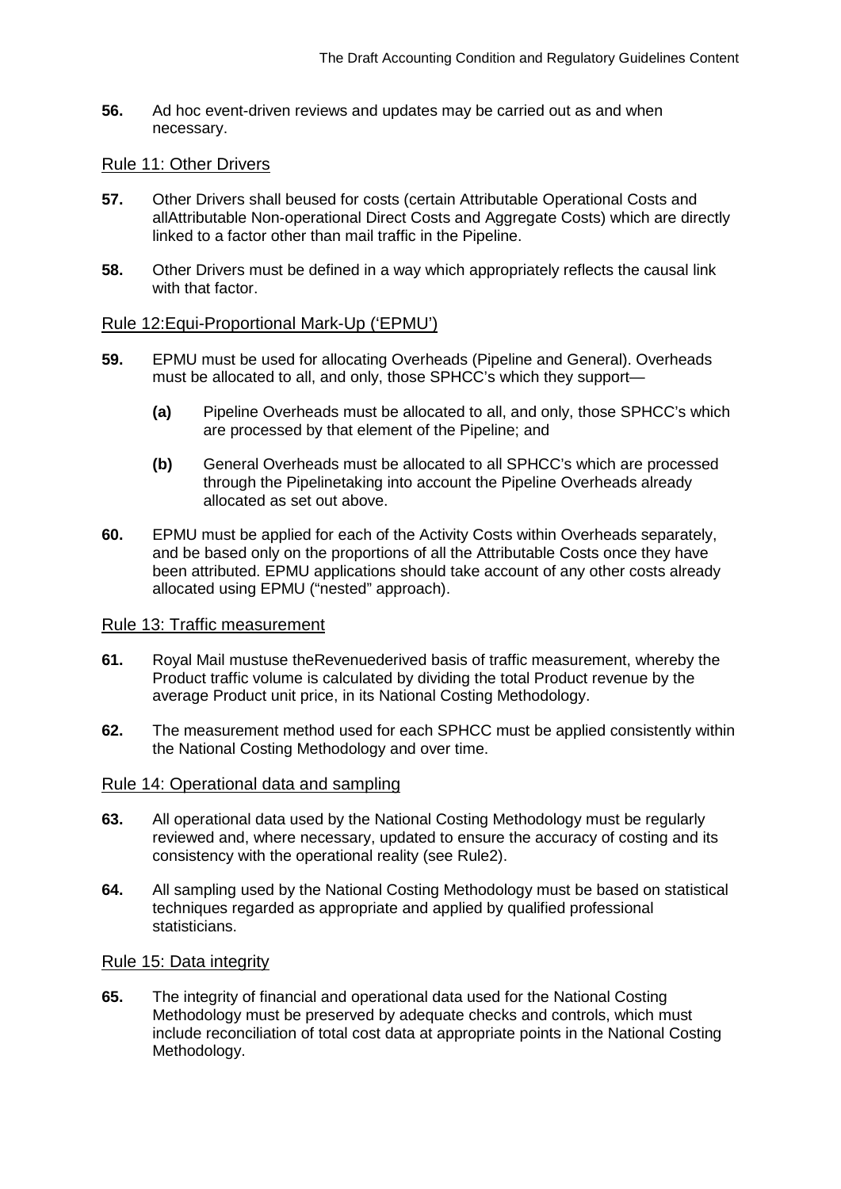**56.** Ad hoc event-driven reviews and updates may be carried out as and when necessary.

## Rule 11: Other Drivers

**57.** Other Drivers shall beused for costs (certain Attributable Operational Costs and allAttributable Non-operational Direct Costs and Aggregate Costs) which are directly linked to a factor other than mail traffic in the Pipeline.

**58.** Other Drivers must be defined in a way which appropriately reflects the causal link with that factor.

## Rule 12:Equi-Proportional Mark-Up ('EPMU')

**59.** EPMU must be used for allocating Overheads (Pipeline and General). Overheads must be allocated to all, and only, those SPHCC's which they support—

- **(a)** Pipeline Overheads must be allocated to all, and only, those SPHCC's which are processed by that element of the Pipeline; and
- **(b)** General Overheads must be allocated to all SPHCC's which are processed through the Pipelinetaking into account the Pipeline Overheads already allocated as set out above.

**60.** EPMU must be applied for each of the Activity Costs within Overheads separately, and be based only on the proportions of all the Attributable Costs once they have been attributed. EPMU applications should take account of any other costs already allocated using EPMU ("nested" approach).

## Rule 13: Traffic measurement

**61.** Royal Mail mustuse theRevenuederived basis of traffic measurement, whereby the Product traffic volume is calculated by dividing the total Product revenue by the average Product unit price, in its National Costing Methodology.

**62.** The measurement method used for each SPHCC must be applied consistently within the National Costing Methodology and over time.

## Rule 14: Operational data and sampling

**63.** All operational data used by the National Costing Methodology must be regularly reviewed and, where necessary, updated to ensure the accuracy of costing and its consistency with the operational reality (see Rule2).

**64.** All sampling used by the National Costing Methodology must be based on statistical techniques regarded as appropriate and applied by qualified professional statisticians.

## Rule 15: Data integrity

**65.** The integrity of financial and operational data used for the National Costing Methodology must be preserved by adequate checks and controls, which must include reconciliation of total cost data at appropriate points in the National Costing Methodology.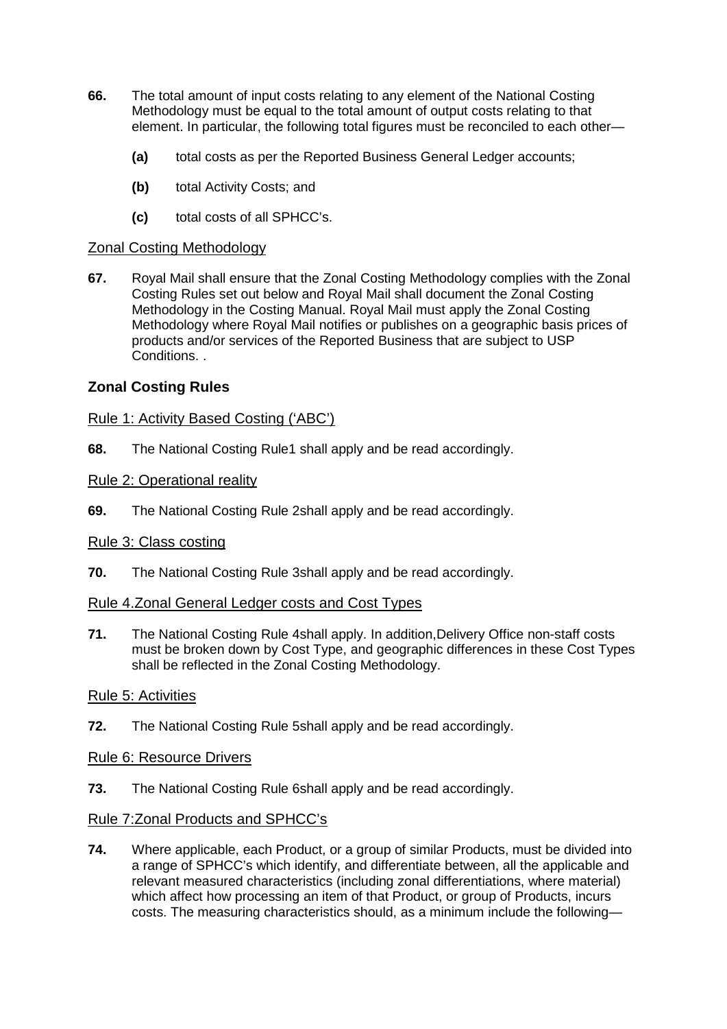**66.** The total amount of input costs relating to any element of the National Costing Methodology must be equal to the total amount of output costs relating to that element. In particular, the following total figures must be reconciled to each other—

- **(a)** total costs as per the Reported Business General Ledger accounts;
- **(b)** total Activity Costs; and
- **(c)** total costs of all SPHCC's.

<u>Zonal Costing Methodology</u>

**67.** Royal Mail shall ensure that the Zonal Costing Methodology complies with the Zonal Costing Rules set out below and Royal Mail shall document the Zonal Costing Methodology in the Costing Manual. Royal Mail must apply the Zonal Costing Methodology where Royal Mail notifies or publishes on a geographic basis prices of products and/or services of the Reported Business that are subject to USP Conditions. .

## Zonal Costing Rules

<u>Rule 1: Activity Based Costing ('ABC')</u>

**68.** The National Costing Rule1 shall apply and be read accordingly.

<u>Rule 2: Operational reality</u>

**69.** The National Costing Rule 2shall apply and be read accordingly.

<u>Rule 3: Class costing</u>

**70.** The National Costing Rule 3shall apply and be read accordingly.

<u>Rule 4.Zonal General Ledger costs and Cost Types</u>

**71.** The National Costing Rule 4shall apply. In addition,Delivery Office non-staff costs must be broken down by Cost Type, and geographic differences in these Cost Types shall be reflected in the Zonal Costing Methodology.

<u>Rule 5: Activities</u>

**72.** The National Costing Rule 5shall apply and be read accordingly.

<u>Rule 6: Resource Drivers</u>

**73.** The National Costing Rule 6shall apply and be read accordingly.

<u>Rule 7:Zonal Products and SPHCC's</u>

**74.** Where applicable, each Product, or a group of similar Products, must be divided into a range of SPHCC's which identify, and differentiate between, all the applicable and relevant measured characteristics (including zonal differentiations, where material) which affect how processing an item of that Product, or group of Products, incurs costs. The measuring characteristics should, as a minimum include the following—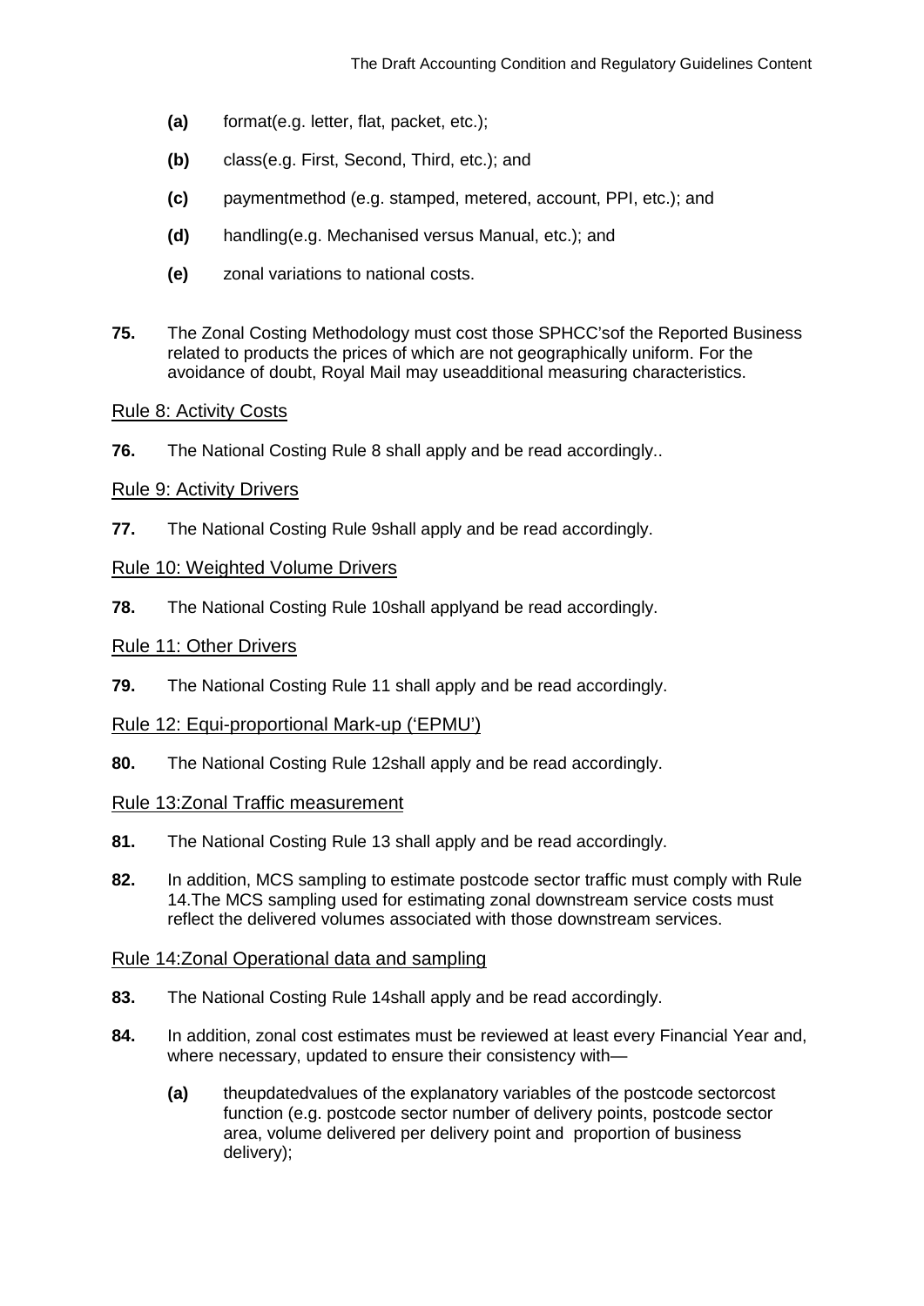- **(a)** format(e.g. letter, flat, packet, etc.);
- **(b)** class(e.g. First, Second, Third, etc.); and
- **(c)** paymentmethod (e.g. stamped, metered, account, PPI, etc.); and
- **(d)** handling(e.g. Mechanised versus Manual, etc.); and
- **(e)** zonal variations to national costs.

**75.** The Zonal Costing Methodology must cost those SPHCC'sof the Reported Business related to products the prices of which are not geographically uniform. For the avoidance of doubt, Royal Mail may useadditional measuring characteristics.

Rule 8: Activity Costs

**76.** The National Costing Rule 8 shall apply and be read accordingly..

Rule 9: Activity Drivers

**77.** The National Costing Rule 9shall apply and be read accordingly.

Rule 10: Weighted Volume Drivers

**78.** The National Costing Rule 10shall applyand be read accordingly.

Rule 11: Other Drivers

**79.** The National Costing Rule 11 shall apply and be read accordingly.

Rule 12: Equi-proportional Mark-up ('EPMU')

**80.** The National Costing Rule 12shall apply and be read accordingly.

Rule 13:Zonal Traffic measurement

**81.** The National Costing Rule 13 shall apply and be read accordingly.

**82.** In addition, MCS sampling to estimate postcode sector traffic must comply with Rule 14.The MCS sampling used for estimating zonal downstream service costs must reflect the delivered volumes associated with those downstream services.

Rule 14:Zonal Operational data and sampling

**83.** The National Costing Rule 14shall apply and be read accordingly.

**84.** In addition, zonal cost estimates must be reviewed at least every Financial Year and, where necessary, updated to ensure their consistency with—

- **(a)** theupdatedvalues of the explanatory variables of the postcode sectorcost function (e.g. postcode sector number of delivery points, postcode sector area, volume delivered per delivery point and proportion of business delivery);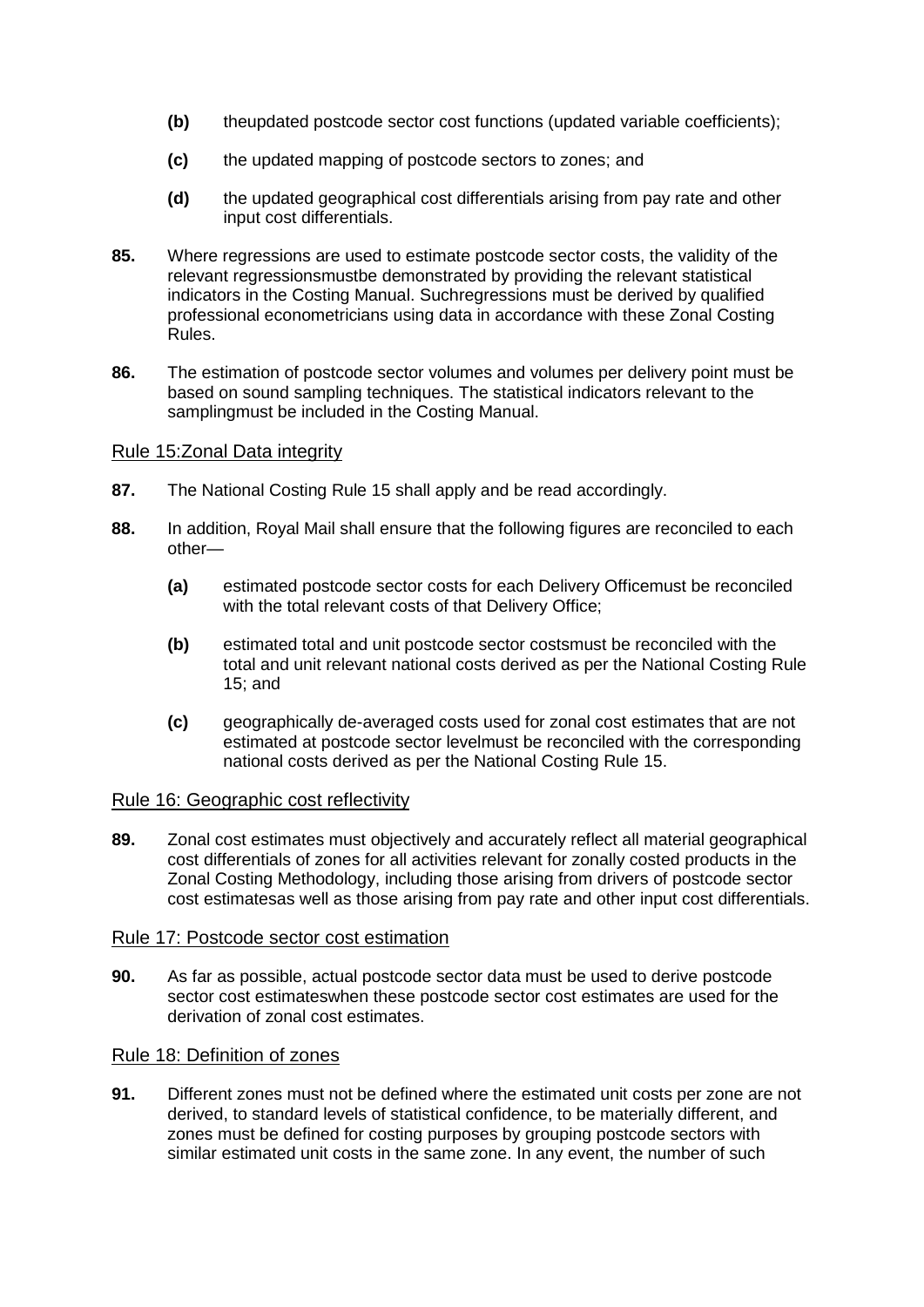**(b)** theupdated postcode sector cost functions (updated variable coefficients);

**(c)** the updated mapping of postcode sectors to zones; and

**(d)** the updated geographical cost differentials arising from pay rate and other input cost differentials.

**85.** Where regressions are used to estimate postcode sector costs, the validity of the relevant regressionsmustbe demonstrated by providing the relevant statistical indicators in the Costing Manual. Suchregressions must be derived by qualified professional econometricians using data in accordance with these Zonal Costing Rules.

**86.** The estimation of postcode sector volumes and volumes per delivery point must be based on sound sampling techniques. The statistical indicators relevant to the samplingmust be included in the Costing Manual.

## Rule 15:Zonal Data integrity

**87.** The National Costing Rule 15 shall apply and be read accordingly.

**88.** In addition, Royal Mail shall ensure that the following figures are reconciled to each other—

**(a)** estimated postcode sector costs for each Delivery Officemust be reconciled with the total relevant costs of that Delivery Office;

**(b)** estimated total and unit postcode sector costsmust be reconciled with the total and unit relevant national costs derived as per the National Costing Rule 15; and

**(c)** geographically de-averaged costs used for zonal cost estimates that are not estimated at postcode sector levelmust be reconciled with the corresponding national costs derived as per the National Costing Rule 15.

## Rule 16: Geographic cost reflectivity

**89.** Zonal cost estimates must objectively and accurately reflect all material geographical cost differentials of zones for all activities relevant for zonally costed products in the Zonal Costing Methodology, including those arising from drivers of postcode sector cost estimatesas well as those arising from pay rate and other input cost differentials.

## Rule 17: Postcode sector cost estimation

**90.** As far as possible, actual postcode sector data must be used to derive postcode sector cost estimateswhen these postcode sector cost estimates are used for the derivation of zonal cost estimates.

## Rule 18: Definition of zones

**91.** Different zones must not be defined where the estimated unit costs per zone are not derived, to standard levels of statistical confidence, to be materially different, and zones must be defined for costing purposes by grouping postcode sectors with similar estimated unit costs in the same zone. In any event, the number of such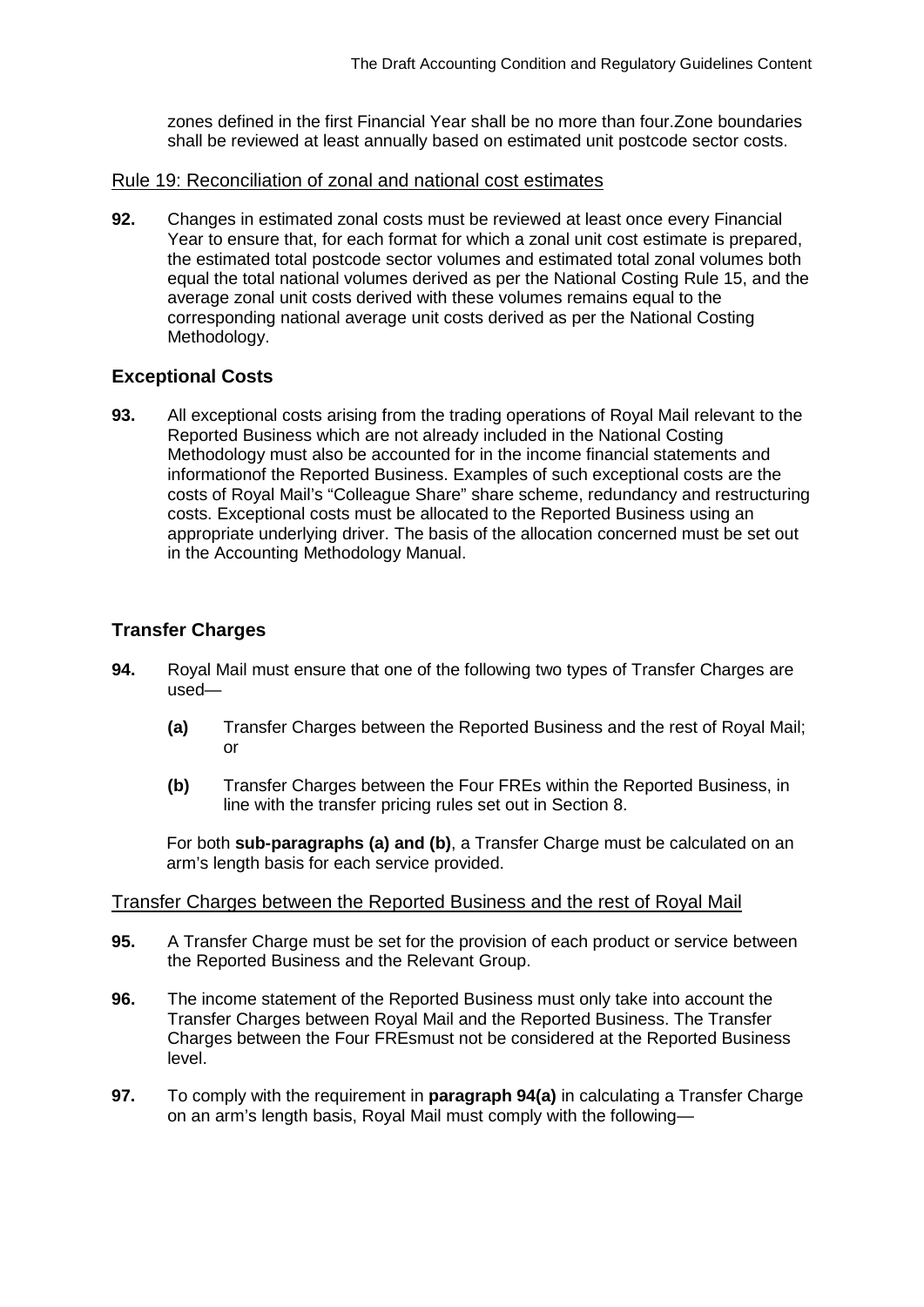zones defined in the first Financial Year shall be no more than four.Zone boundaries shall be reviewed at least annually based on estimated unit postcode sector costs.

Rule 19: Reconciliation of zonal and national cost estimates

**92.** Changes in estimated zonal costs must be reviewed at least once every Financial Year to ensure that, for each format for which a zonal unit cost estimate is prepared, the estimated total postcode sector volumes and estimated total zonal volumes both equal the total national volumes derived as per the National Costing Rule 15, and the average zonal unit costs derived with these volumes remains equal to the corresponding national average unit costs derived as per the National Costing Methodology.

### Exceptional Costs

**93.** All exceptional costs arising from the trading operations of Royal Mail relevant to the Reported Business which are not already included in the National Costing Methodology must also be accounted for in the income financial statements and informationof the Reported Business. Examples of such exceptional costs are the costs of Royal Mail's "Colleague Share" share scheme, redundancy and restructuring costs. Exceptional costs must be allocated to the Reported Business using an appropriate underlying driver. The basis of the allocation concerned must be set out in the Accounting Methodology Manual.

### Transfer Charges

**94.** Royal Mail must ensure that one of the following two types of Transfer Charges are used—

**(a)** Transfer Charges between the Reported Business and the rest of Royal Mail; or

**(b)** Transfer Charges between the Four FREs within the Reported Business, in line with the transfer pricing rules set out in Section 8.

For both **sub-paragraphs (a) and (b)**, a Transfer Charge must be calculated on an arm's length basis for each service provided.

Transfer Charges between the Reported Business and the rest of Royal Mail

**95.** A Transfer Charge must be set for the provision of each product or service between the Reported Business and the Relevant Group.

**96.** The income statement of the Reported Business must only take into account the Transfer Charges between Royal Mail and the Reported Business. The Transfer Charges between the Four FREsmust not be considered at the Reported Business level.

**97.** To comply with the requirement in **paragraph 94(a)** in calculating a Transfer Charge on an arm's length basis, Royal Mail must comply with the following—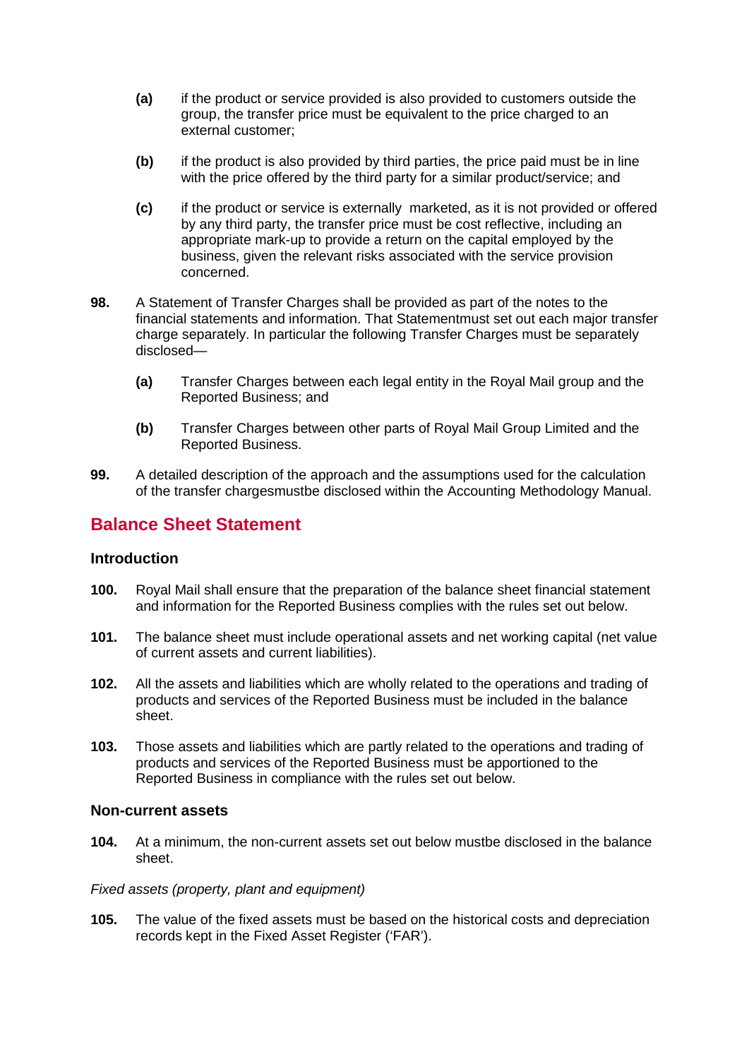**(a)** if the product or service provided is also provided to customers outside the group, the transfer price must be equivalent to the price charged to an external customer;

**(b)** if the product is also provided by third parties, the price paid must be in line with the price offered by the third party for a similar product/service; and

**(c)** if the product or service is externally marketed, as it is not provided or offered by any third party, the transfer price must be cost reflective, including an appropriate mark-up to provide a return on the capital employed by the business, given the relevant risks associated with the service provision concerned.

**98.** A Statement of Transfer Charges shall be provided as part of the notes to the financial statements and information. That Statementmust set out each major transfer charge separately. In particular the following Transfer Charges must be separately disclosed—

**(a)** Transfer Charges between each legal entity in the Royal Mail group and the Reported Business; and

**(b)** Transfer Charges between other parts of Royal Mail Group Limited and the Reported Business.

**99.** A detailed description of the approach and the assumptions used for the calculation of the transfer chargesmustbe disclosed within the Accounting Methodology Manual.

## Balance Sheet Statement

### Introduction

**100.** Royal Mail shall ensure that the preparation of the balance sheet financial statement and information for the Reported Business complies with the rules set out below.

**101.** The balance sheet must include operational assets and net working capital (net value of current assets and current liabilities).

**102.** All the assets and liabilities which are wholly related to the operations and trading of products and services of the Reported Business must be included in the balance sheet.

**103.** Those assets and liabilities which are partly related to the operations and trading of products and services of the Reported Business must be apportioned to the Reported Business in compliance with the rules set out below.

### Non-current assets

**104.** At a minimum, the non-current assets set out below mustbe disclosed in the balance sheet.

*Fixed assets (property, plant and equipment)*

**105.** The value of the fixed assets must be based on the historical costs and depreciation records kept in the Fixed Asset Register ('FAR').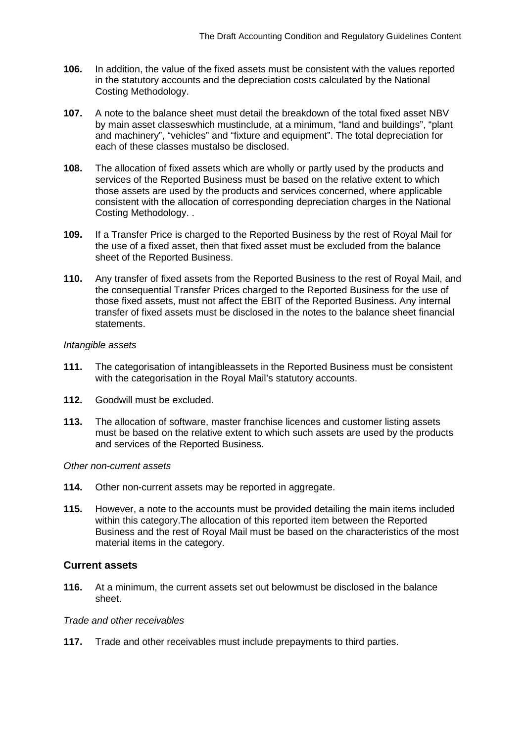**106.** In addition, the value of the fixed assets must be consistent with the values reported in the statutory accounts and the depreciation costs calculated by the National Costing Methodology.

**107.** A note to the balance sheet must detail the breakdown of the total fixed asset NBV by main asset classeswhich mustinclude, at a minimum, "land and buildings", "plant and machinery", "vehicles" and "fixture and equipment". The total depreciation for each of these classes mustalso be disclosed.

**108.** The allocation of fixed assets which are wholly or partly used by the products and services of the Reported Business must be based on the relative extent to which those assets are used by the products and services concerned, where applicable consistent with the allocation of corresponding depreciation charges in the National Costing Methodology. .

**109.** If a Transfer Price is charged to the Reported Business by the rest of Royal Mail for the use of a fixed asset, then that fixed asset must be excluded from the balance sheet of the Reported Business.

**110.** Any transfer of fixed assets from the Reported Business to the rest of Royal Mail, and the consequential Transfer Prices charged to the Reported Business for the use of those fixed assets, must not affect the EBIT of the Reported Business. Any internal transfer of fixed assets must be disclosed in the notes to the balance sheet financial statements.

*Intangible assets*

**111.** The categorisation of intangibleassets in the Reported Business must be consistent with the categorisation in the Royal Mail's statutory accounts.

**112.** Goodwill must be excluded.

**113.** The allocation of software, master franchise licences and customer listing assets must be based on the relative extent to which such assets are used by the products and services of the Reported Business.

*Other non-current assets*

**114.** Other non-current assets may be reported in aggregate.

**115.** However, a note to the accounts must be provided detailing the main items included within this category.The allocation of this reported item between the Reported Business and the rest of Royal Mail must be based on the characteristics of the most material items in the category.

### Current assets

**116.** At a minimum, the current assets set out belowmust be disclosed in the balance sheet.

*Trade and other receivables*

**117.** Trade and other receivables must include prepayments to third parties.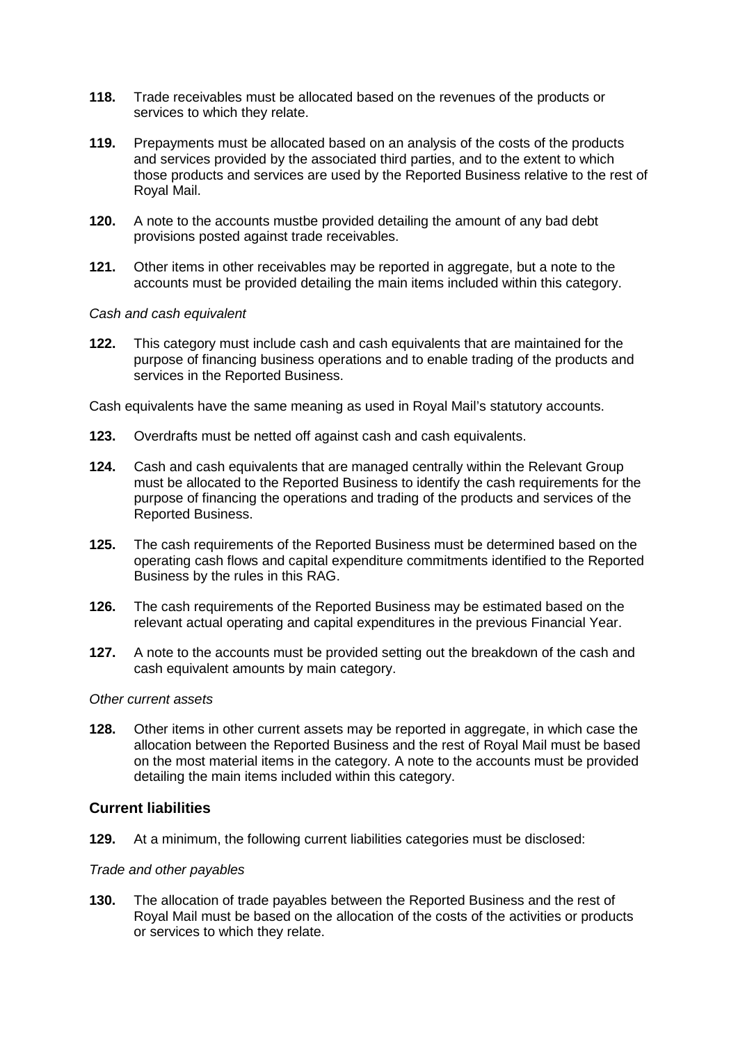**118.** Trade receivables must be allocated based on the revenues of the products or services to which they relate.

**119.** Prepayments must be allocated based on an analysis of the costs of the products and services provided by the associated third parties, and to the extent to which those products and services are used by the Reported Business relative to the rest of Royal Mail.

**120.** A note to the accounts mustbe provided detailing the amount of any bad debt provisions posted against trade receivables.

**121.** Other items in other receivables may be reported in aggregate, but a note to the accounts must be provided detailing the main items included within this category.

*Cash and cash equivalent*

**122.** This category must include cash and cash equivalents that are maintained for the purpose of financing business operations and to enable trading of the products and services in the Reported Business.

Cash equivalents have the same meaning as used in Royal Mail's statutory accounts.

**123.** Overdrafts must be netted off against cash and cash equivalents.

**124.** Cash and cash equivalents that are managed centrally within the Relevant Group must be allocated to the Reported Business to identify the cash requirements for the purpose of financing the operations and trading of the products and services of the Reported Business.

**125.** The cash requirements of the Reported Business must be determined based on the operating cash flows and capital expenditure commitments identified to the Reported Business by the rules in this RAG.

**126.** The cash requirements of the Reported Business may be estimated based on the relevant actual operating and capital expenditures in the previous Financial Year.

**127.** A note to the accounts must be provided setting out the breakdown of the cash and cash equivalent amounts by main category.

*Other current assets*

**128.** Other items in other current assets may be reported in aggregate, in which case the allocation between the Reported Business and the rest of Royal Mail must be based on the most material items in the category. A note to the accounts must be provided detailing the main items included within this category.

## Current liabilities

**129.** At a minimum, the following current liabilities categories must be disclosed:

*Trade and other payables*

**130.** The allocation of trade payables between the Reported Business and the rest of Royal Mail must be based on the allocation of the costs of the activities or products or services to which they relate.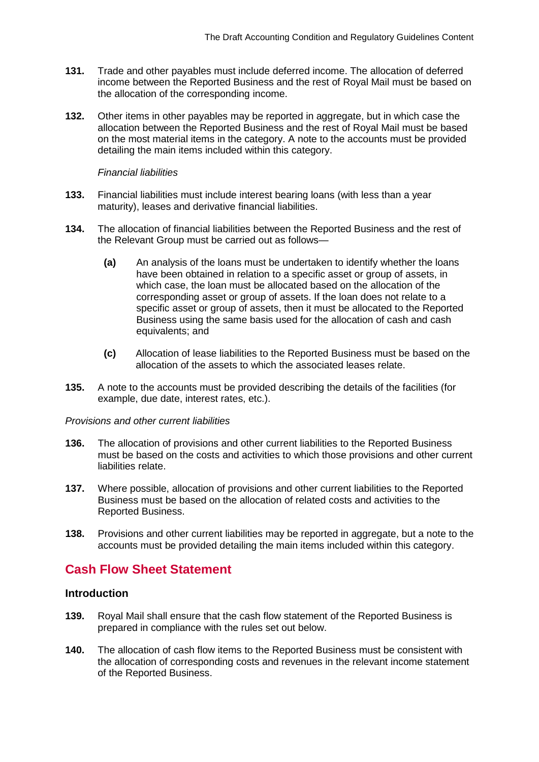**131.** Trade and other payables must include deferred income. The allocation of deferred income between the Reported Business and the rest of Royal Mail must be based on the allocation of the corresponding income.

**132.** Other items in other payables may be reported in aggregate, but in which case the allocation between the Reported Business and the rest of Royal Mail must be based on the most material items in the category. A note to the accounts must be provided detailing the main items included within this category.

*Financial liabilities*

**133.** Financial liabilities must include interest bearing loans (with less than a year maturity), leases and derivative financial liabilities.

**134.** The allocation of financial liabilities between the Reported Business and the rest of the Relevant Group must be carried out as follows—

- **(a)** An analysis of the loans must be undertaken to identify whether the loans have been obtained in relation to a specific asset or group of assets, in which case, the loan must be allocated based on the allocation of the corresponding asset or group of assets. If the loan does not relate to a specific asset or group of assets, then it must be allocated to the Reported Business using the same basis used for the allocation of cash and cash equivalents; and
- **(c)** Allocation of lease liabilities to the Reported Business must be based on the allocation of the assets to which the associated leases relate.

**135.** A note to the accounts must be provided describing the details of the facilities (for example, due date, interest rates, etc.).

*Provisions and other current liabilities*

**136.** The allocation of provisions and other current liabilities to the Reported Business must be based on the costs and activities to which those provisions and other current liabilities relate.

**137.** Where possible, allocation of provisions and other current liabilities to the Reported Business must be based on the allocation of related costs and activities to the Reported Business.

**138.** Provisions and other current liabilities may be reported in aggregate, but a note to the accounts must be provided detailing the main items included within this category.

## Cash Flow Sheet Statement

### Introduction

**139.** Royal Mail shall ensure that the cash flow statement of the Reported Business is prepared in compliance with the rules set out below.

**140.** The allocation of cash flow items to the Reported Business must be consistent with the allocation of corresponding costs and revenues in the relevant income statement of the Reported Business.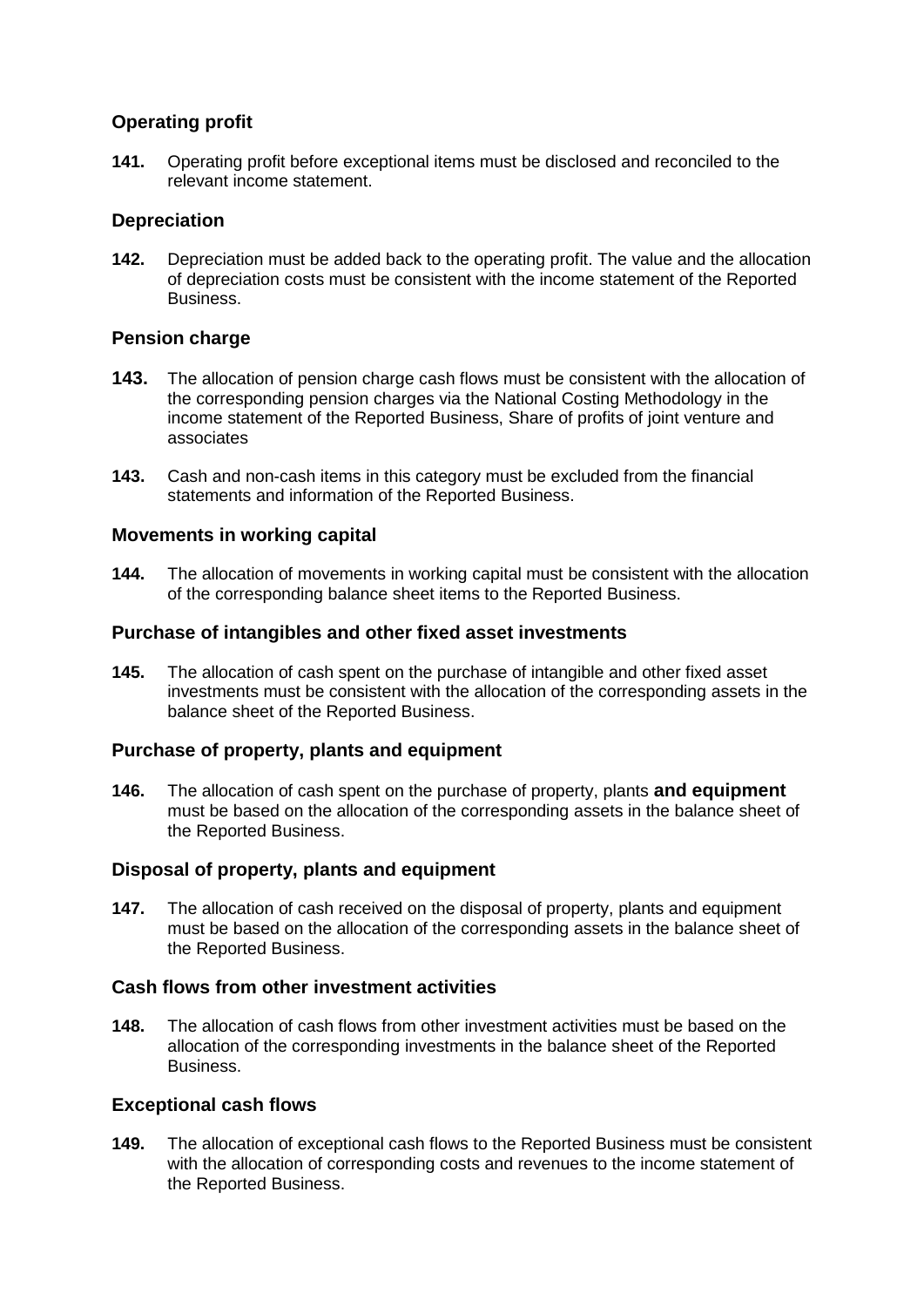## Operating profit

**141.** Operating profit before exceptional items must be disclosed and reconciled to the relevant income statement.

## Depreciation

**142.** Depreciation must be added back to the operating profit. The value and the allocation of depreciation costs must be consistent with the income statement of the Reported Business.

## Pension charge

**143.** The allocation of pension charge cash flows must be consistent with the allocation of the corresponding pension charges via the National Costing Methodology in the income statement of the Reported Business, Share of profits of joint venture and associates

**143.** Cash and non-cash items in this category must be excluded from the financial statements and information of the Reported Business.

## Movements in working capital

**144.** The allocation of movements in working capital must be consistent with the allocation of the corresponding balance sheet items to the Reported Business.

## Purchase of intangibles and other fixed asset investments

**145.** The allocation of cash spent on the purchase of intangible and other fixed asset investments must be consistent with the allocation of the corresponding assets in the balance sheet of the Reported Business.

## Purchase of property, plants and equipment

**146.** The allocation of cash spent on the purchase of property, plants **and equipment** must be based on the allocation of the corresponding assets in the balance sheet of the Reported Business.

## Disposal of property, plants and equipment

**147.** The allocation of cash received on the disposal of property, plants and equipment must be based on the allocation of the corresponding assets in the balance sheet of the Reported Business.

## Cash flows from other investment activities

**148.** The allocation of cash flows from other investment activities must be based on the allocation of the corresponding investments in the balance sheet of the Reported Business.

## Exceptional cash flows

**149.** The allocation of exceptional cash flows to the Reported Business must be consistent with the allocation of corresponding costs and revenues to the income statement of the Reported Business.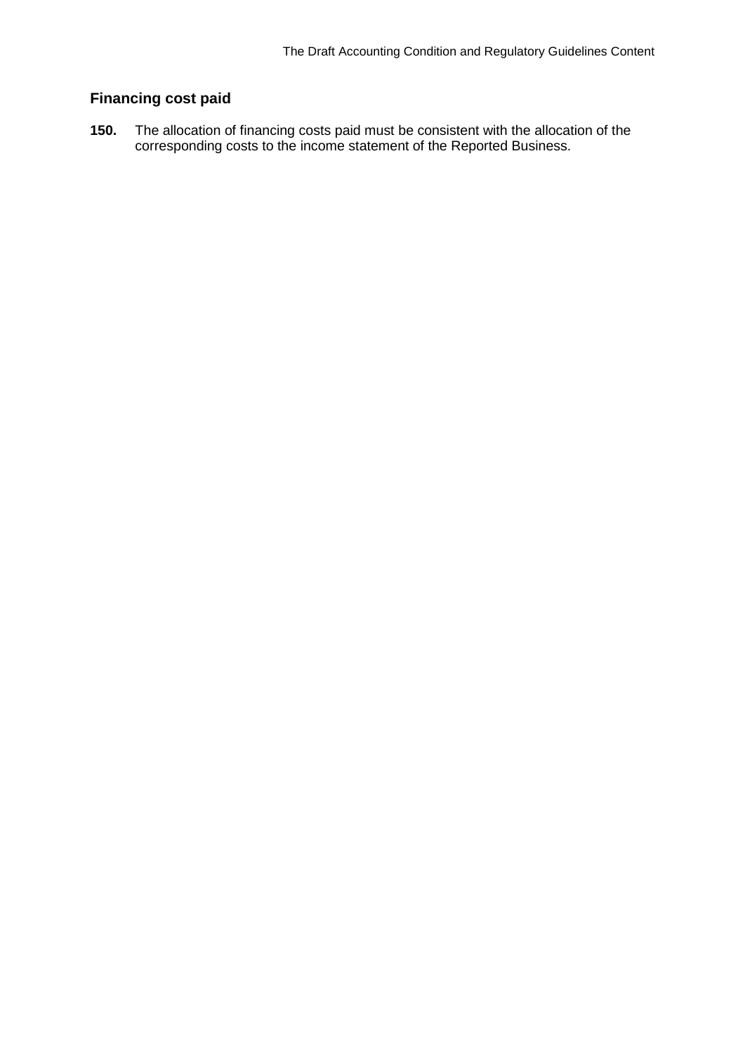### Financing cost paid

**150.** The allocation of financing costs paid must be consistent with the allocation of the corresponding costs to the income statement of the Reported Business.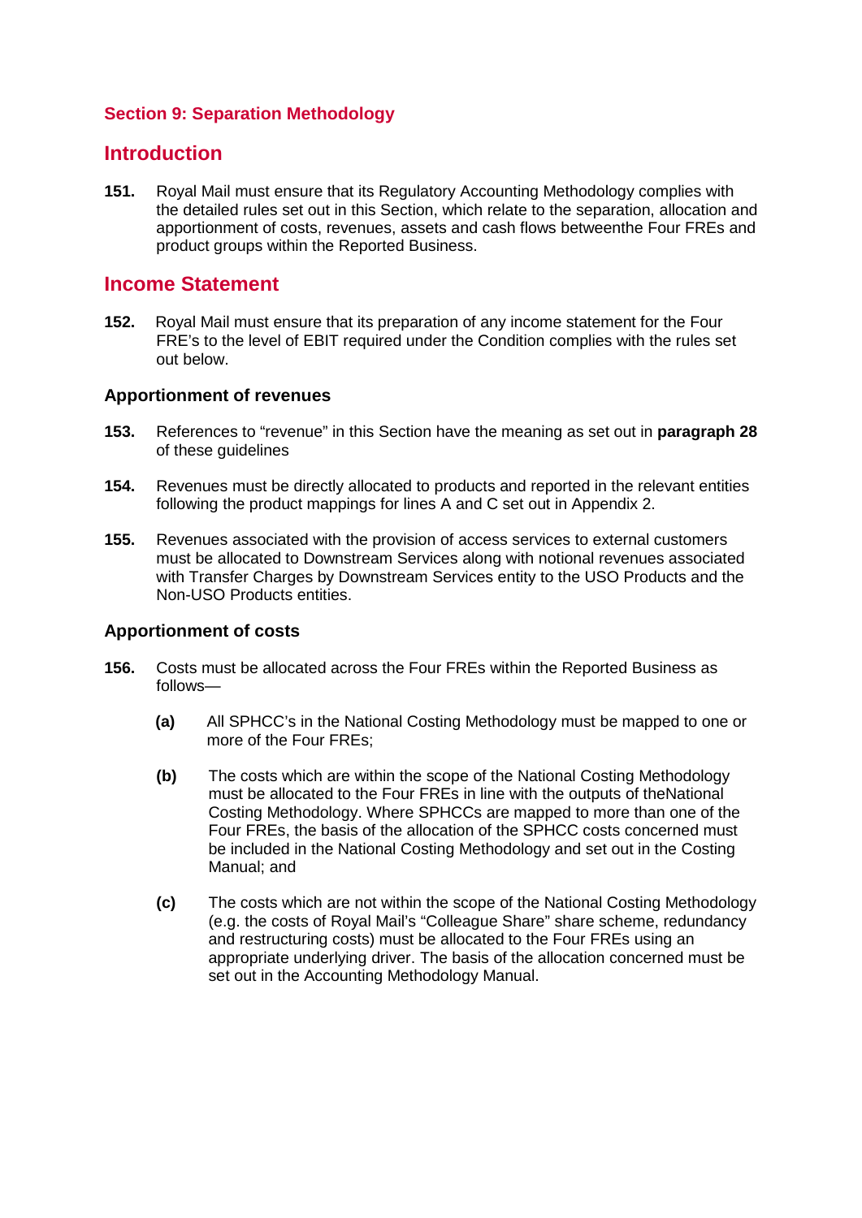## Section 9: Separation Methodology

## Introduction

**151.** Royal Mail must ensure that its Regulatory Accounting Methodology complies with the detailed rules set out in this Section, which relate to the separation, allocation and apportionment of costs, revenues, assets and cash flows betweenthe Four FREs and product groups within the Reported Business.

## Income Statement

**152.** Royal Mail must ensure that its preparation of any income statement for the Four FRE's to the level of EBIT required under the Condition complies with the rules set out below.

### Apportionment of revenues

**153.** References to "revenue" in this Section have the meaning as set out in **paragraph 28** of these guidelines

**154.** Revenues must be directly allocated to products and reported in the relevant entities following the product mappings for lines A and C set out in Appendix 2.

**155.** Revenues associated with the provision of access services to external customers must be allocated to Downstream Services along with notional revenues associated with Transfer Charges by Downstream Services entity to the USO Products and the Non-USO Products entities.

### Apportionment of costs

**156.** Costs must be allocated across the Four FREs within the Reported Business as follows—

**(a)** All SPHCC's in the National Costing Methodology must be mapped to one or more of the Four FREs;

**(b)** The costs which are within the scope of the National Costing Methodology must be allocated to the Four FREs in line with the outputs of theNational Costing Methodology. Where SPHCCs are mapped to more than one of the Four FREs, the basis of the allocation of the SPHCC costs concerned must be included in the National Costing Methodology and set out in the Costing Manual; and

**(c)** The costs which are not within the scope of the National Costing Methodology (e.g. the costs of Royal Mail's "Colleague Share" share scheme, redundancy and restructuring costs) must be allocated to the Four FREs using an appropriate underlying driver. The basis of the allocation concerned must be set out in the Accounting Methodology Manual.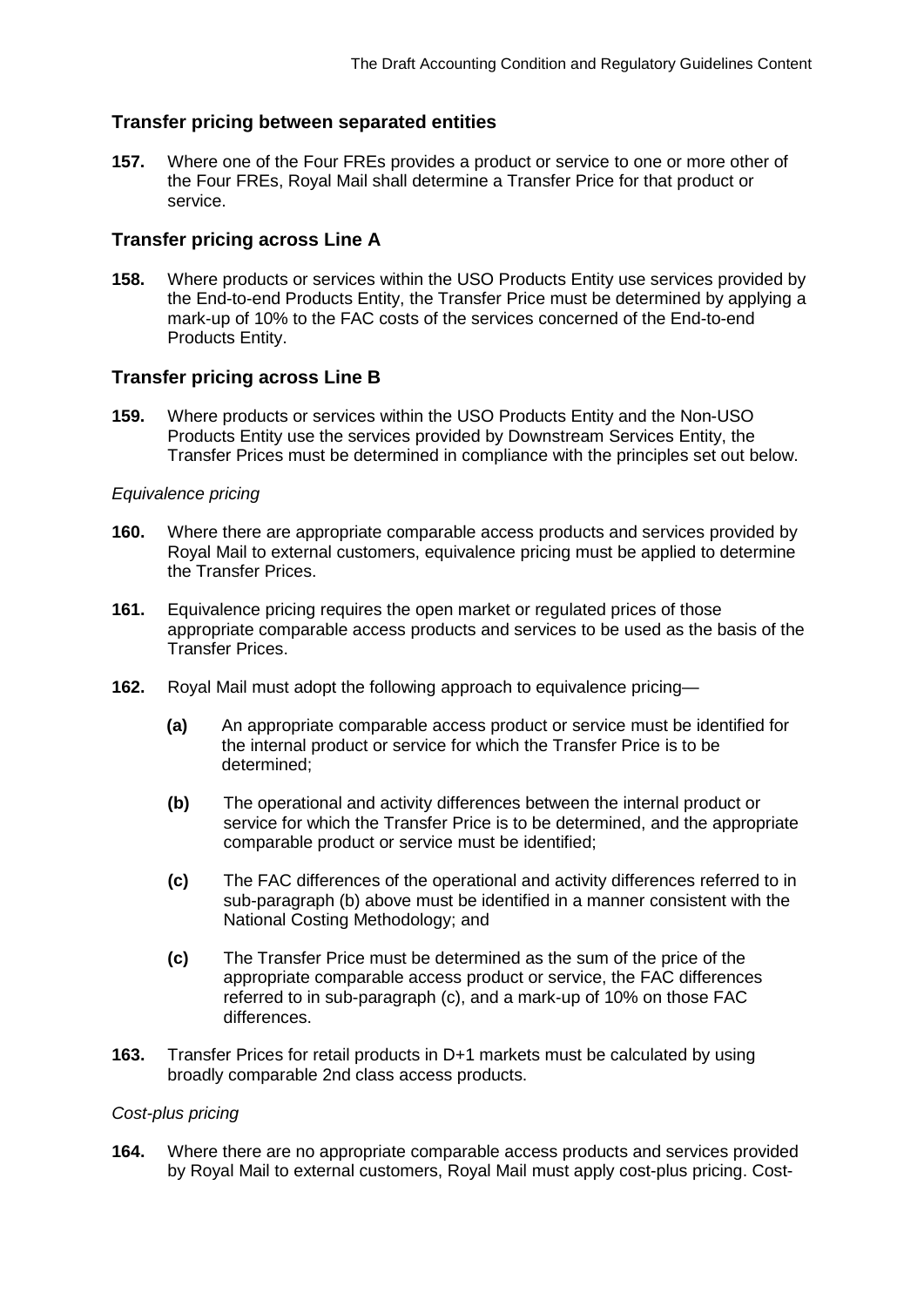## Transfer pricing between separated entities

**157.** Where one of the Four FREs provides a product or service to one or more other of the Four FREs, Royal Mail shall determine a Transfer Price for that product or service.

## Transfer pricing across Line A

**158.** Where products or services within the USO Products Entity use services provided by the End-to-end Products Entity, the Transfer Price must be determined by applying a mark-up of 10% to the FAC costs of the services concerned of the End-to-end Products Entity.

## Transfer pricing across Line B

**159.** Where products or services within the USO Products Entity and the Non-USO Products Entity use the services provided by Downstream Services Entity, the Transfer Prices must be determined in compliance with the principles set out below.

*Equivalence pricing*

**160.** Where there are appropriate comparable access products and services provided by Royal Mail to external customers, equivalence pricing must be applied to determine the Transfer Prices.

**161.** Equivalence pricing requires the open market or regulated prices of those appropriate comparable access products and services to be used as the basis of the Transfer Prices.

**162.** Royal Mail must adopt the following approach to equivalence pricing—

- **(a)** An appropriate comparable access product or service must be identified for the internal product or service for which the Transfer Price is to be determined;
- **(b)** The operational and activity differences between the internal product or service for which the Transfer Price is to be determined, and the appropriate comparable product or service must be identified;
- **(c)** The FAC differences of the operational and activity differences referred to in sub-paragraph (b) above must be identified in a manner consistent with the National Costing Methodology; and
- **(c)** The Transfer Price must be determined as the sum of the price of the appropriate comparable access product or service, the FAC differences referred to in sub-paragraph (c), and a mark-up of 10% on those FAC differences.

**163.** Transfer Prices for retail products in D+1 markets must be calculated by using broadly comparable 2nd class access products.

*Cost-plus pricing*

**164.** Where there are no appropriate comparable access products and services provided by Royal Mail to external customers, Royal Mail must apply cost-plus pricing. Cost-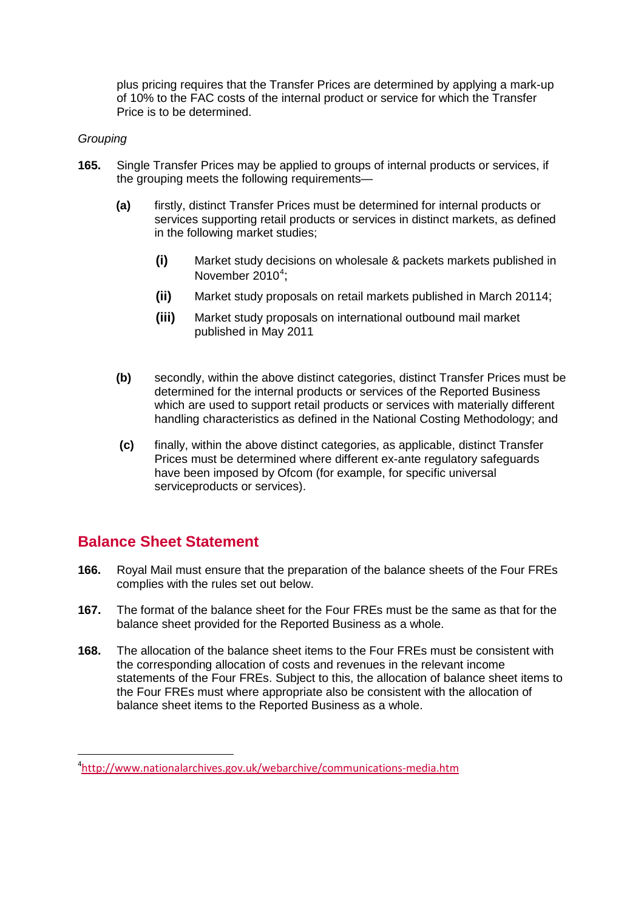plus pricing requires that the Transfer Prices are determined by applying a mark-up of 10% to the FAC costs of the internal product or service for which the Transfer Price is to be determined.

*Grouping*

**165.** Single Transfer Prices may be applied to groups of internal products or services, if the grouping meets the following requirements—

**(a)** firstly, distinct Transfer Prices must be determined for internal products or services supporting retail products or services in distinct markets, as defined in the following market studies;

**(i)** Market study decisions on wholesale & packets markets published in November 2010[4];

**(ii)** Market study proposals on retail markets published in March 20114;

**(iii)** Market study proposals on international outbound mail market published in May 2011

**(b)** secondly, within the above distinct categories, distinct Transfer Prices must be determined for the internal products or services of the Reported Business which are used to support retail products or services with materially different handling characteristics as defined in the National Costing Methodology; and

**(c)** finally, within the above distinct categories, as applicable, distinct Transfer Prices must be determined where different ex-ante regulatory safeguards have been imposed by Ofcom (for example, for specific universal serviceproducts or services).

## Balance Sheet Statement

**166.** Royal Mail must ensure that the preparation of the balance sheets of the Four FREs complies with the rules set out below.

**167.** The format of the balance sheet for the Four FREs must be the same as that for the balance sheet provided for the Reported Business as a whole.

**168.** The allocation of the balance sheet items to the Four FREs must be consistent with the corresponding allocation of costs and revenues in the relevant income statements of the Four FREs. Subject to this, the allocation of balance sheet items to the Four FREs must where appropriate also be consistent with the allocation of balance sheet items to the Reported Business as a whole.

---

[4] http://www.nationalarchives.gov.uk/webarchive/communications-media.htm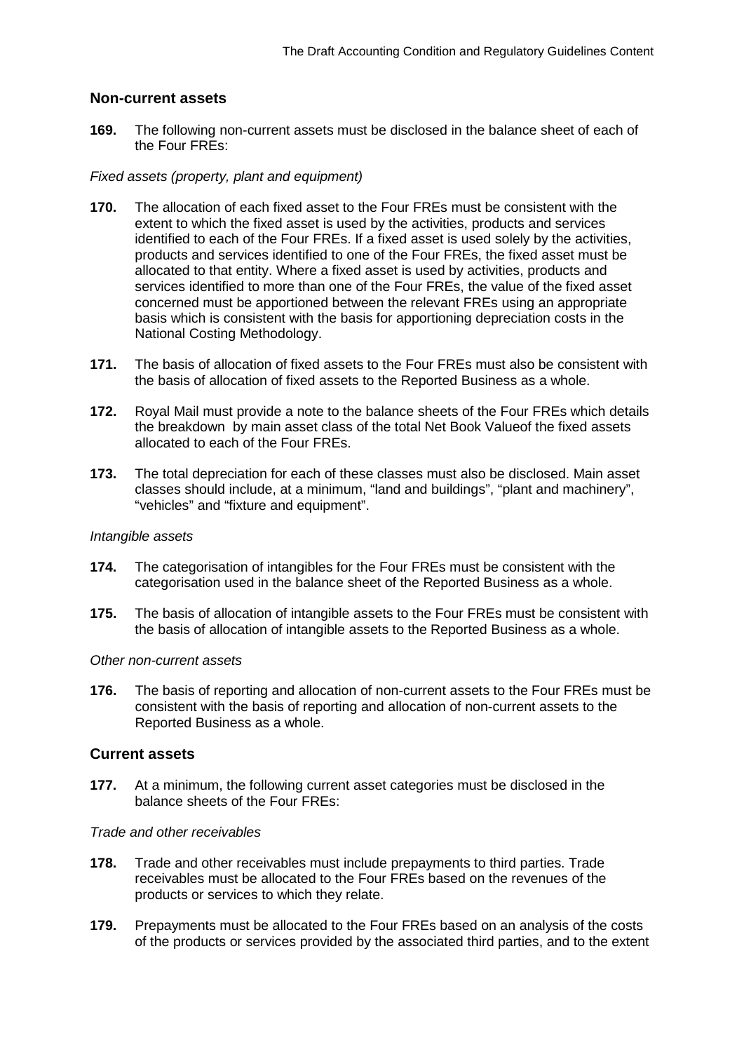## Non-current assets

**169.** The following non-current assets must be disclosed in the balance sheet of each of the Four FREs:

*Fixed assets (property, plant and equipment)*

**170.** The allocation of each fixed asset to the Four FREs must be consistent with the extent to which the fixed asset is used by the activities, products and services identified to each of the Four FREs. If a fixed asset is used solely by the activities, products and services identified to one of the Four FREs, the fixed asset must be allocated to that entity. Where a fixed asset is used by activities, products and services identified to more than one of the Four FREs, the value of the fixed asset concerned must be apportioned between the relevant FREs using an appropriate basis which is consistent with the basis for apportioning depreciation costs in the National Costing Methodology.

**171.** The basis of allocation of fixed assets to the Four FREs must also be consistent with the basis of allocation of fixed assets to the Reported Business as a whole.

**172.** Royal Mail must provide a note to the balance sheets of the Four FREs which details the breakdown by main asset class of the total Net Book Valueof the fixed assets allocated to each of the Four FREs.

**173.** The total depreciation for each of these classes must also be disclosed. Main asset classes should include, at a minimum, "land and buildings", "plant and machinery", "vehicles" and "fixture and equipment".

*Intangible assets*

**174.** The categorisation of intangibles for the Four FREs must be consistent with the categorisation used in the balance sheet of the Reported Business as a whole.

**175.** The basis of allocation of intangible assets to the Four FREs must be consistent with the basis of allocation of intangible assets to the Reported Business as a whole.

*Other non-current assets*

**176.** The basis of reporting and allocation of non-current assets to the Four FREs must be consistent with the basis of reporting and allocation of non-current assets to the Reported Business as a whole.

## Current assets

**177.** At a minimum, the following current asset categories must be disclosed in the balance sheets of the Four FREs:

*Trade and other receivables*

**178.** Trade and other receivables must include prepayments to third parties. Trade receivables must be allocated to the Four FREs based on the revenues of the products or services to which they relate.

**179.** Prepayments must be allocated to the Four FREs based on an analysis of the costs of the products or services provided by the associated third parties, and to the extent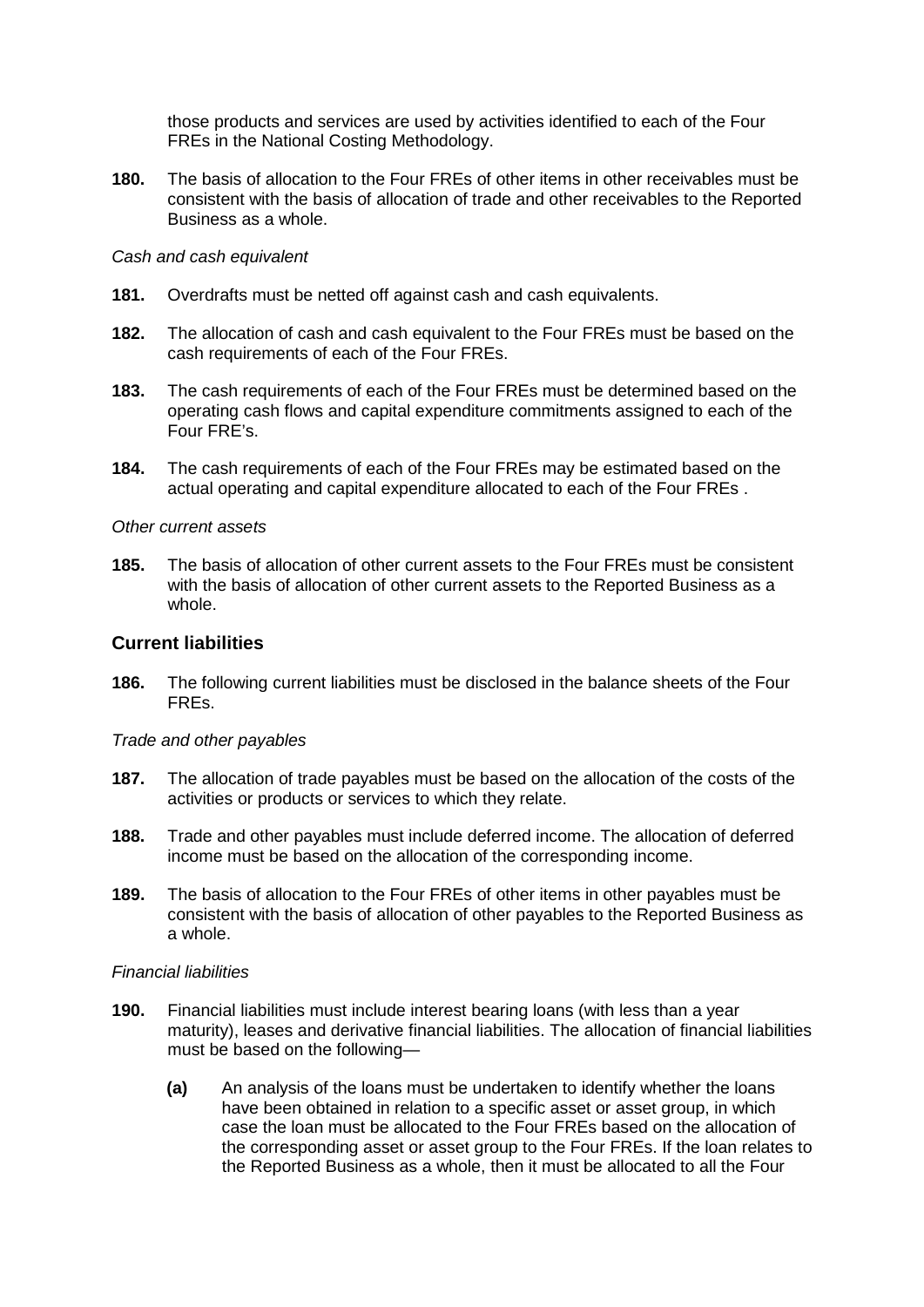those products and services are used by activities identified to each of the Four FREs in the National Costing Methodology.

**180.** The basis of allocation to the Four FREs of other items in other receivables must be consistent with the basis of allocation of trade and other receivables to the Reported Business as a whole.

*Cash and cash equivalent*

**181.** Overdrafts must be netted off against cash and cash equivalents.

**182.** The allocation of cash and cash equivalent to the Four FREs must be based on the cash requirements of each of the Four FREs.

**183.** The cash requirements of each of the Four FREs must be determined based on the operating cash flows and capital expenditure commitments assigned to each of the Four FRE's.

**184.** The cash requirements of each of the Four FREs may be estimated based on the actual operating and capital expenditure allocated to each of the Four FREs .

*Other current assets*

**185.** The basis of allocation of other current assets to the Four FREs must be consistent with the basis of allocation of other current assets to the Reported Business as a whole.

### Current liabilities

**186.** The following current liabilities must be disclosed in the balance sheets of the Four FREs.

*Trade and other payables*

**187.** The allocation of trade payables must be based on the allocation of the costs of the activities or products or services to which they relate.

**188.** Trade and other payables must include deferred income. The allocation of deferred income must be based on the allocation of the corresponding income.

**189.** The basis of allocation to the Four FREs of other items in other payables must be consistent with the basis of allocation of other payables to the Reported Business as a whole.

*Financial liabilities*

**190.** Financial liabilities must include interest bearing loans (with less than a year maturity), leases and derivative financial liabilities. The allocation of financial liabilities must be based on the following—

**(a)** An analysis of the loans must be undertaken to identify whether the loans have been obtained in relation to a specific asset or asset group, in which case the loan must be allocated to the Four FREs based on the allocation of the corresponding asset or asset group to the Four FREs. If the loan relates to the Reported Business as a whole, then it must be allocated to all the Four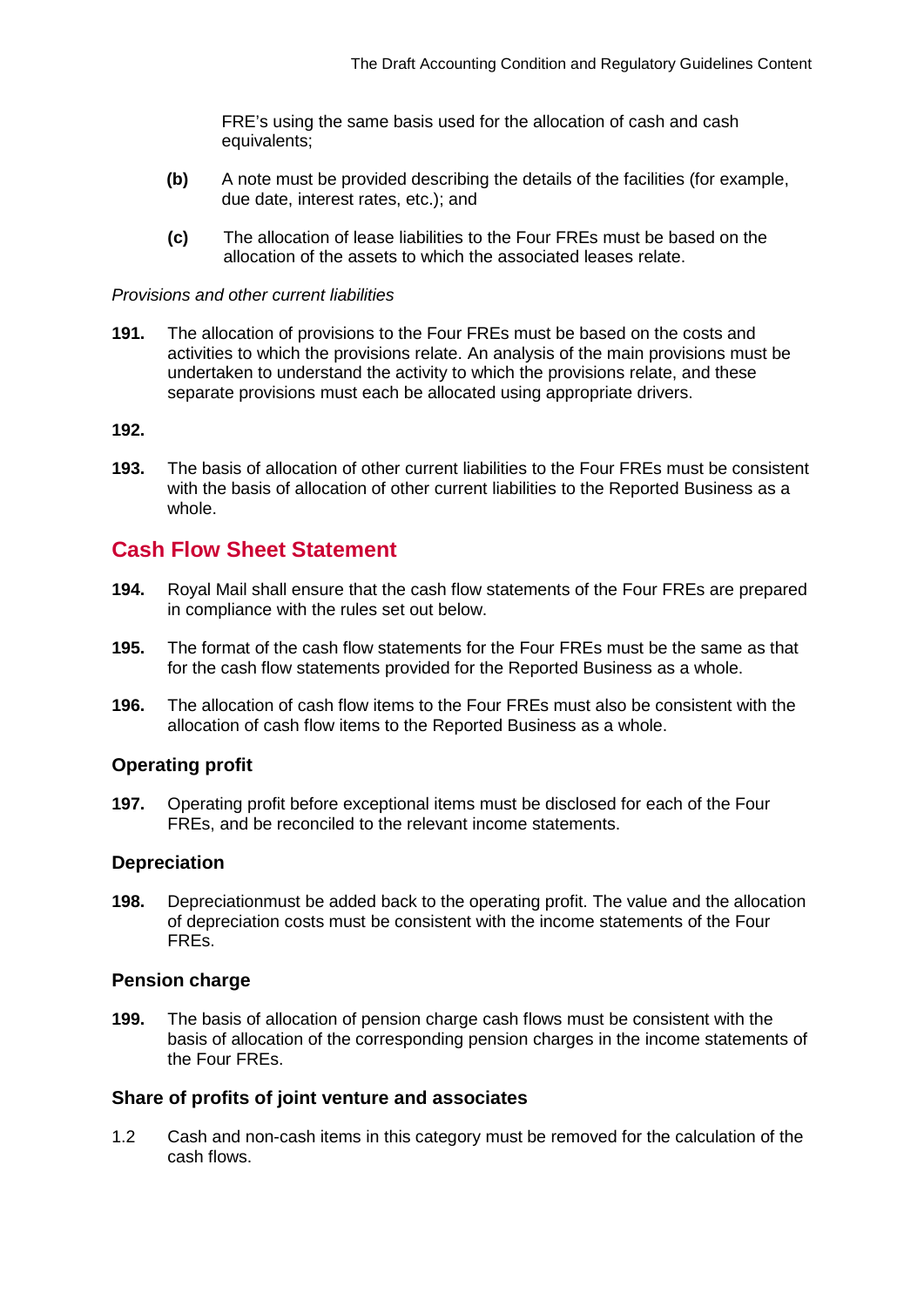FRE's using the same basis used for the allocation of cash and cash equivalents;

**(b)** A note must be provided describing the details of the facilities (for example, due date, interest rates, etc.); and

**(c)** The allocation of lease liabilities to the Four FREs must be based on the allocation of the assets to which the associated leases relate.

*Provisions and other current liabilities*

**191.** The allocation of provisions to the Four FREs must be based on the costs and activities to which the provisions relate. An analysis of the main provisions must be undertaken to understand the activity to which the provisions relate, and these separate provisions must each be allocated using appropriate drivers.

**192.**

**193.** The basis of allocation of other current liabilities to the Four FREs must be consistent with the basis of allocation of other current liabilities to the Reported Business as a whole.

## Cash Flow Sheet Statement

**194.** Royal Mail shall ensure that the cash flow statements of the Four FREs are prepared in compliance with the rules set out below.

**195.** The format of the cash flow statements for the Four FREs must be the same as that for the cash flow statements provided for the Reported Business as a whole.

**196.** The allocation of cash flow items to the Four FREs must also be consistent with the allocation of cash flow items to the Reported Business as a whole.

### Operating profit

**197.** Operating profit before exceptional items must be disclosed for each of the Four FREs, and be reconciled to the relevant income statements.

### Depreciation

**198.** Depreciationmust be added back to the operating profit. The value and the allocation of depreciation costs must be consistent with the income statements of the Four FREs.

### Pension charge

**199.** The basis of allocation of pension charge cash flows must be consistent with the basis of allocation of the corresponding pension charges in the income statements of the Four FREs.

### Share of profits of joint venture and associates

1.2 Cash and non-cash items in this category must be removed for the calculation of the cash flows.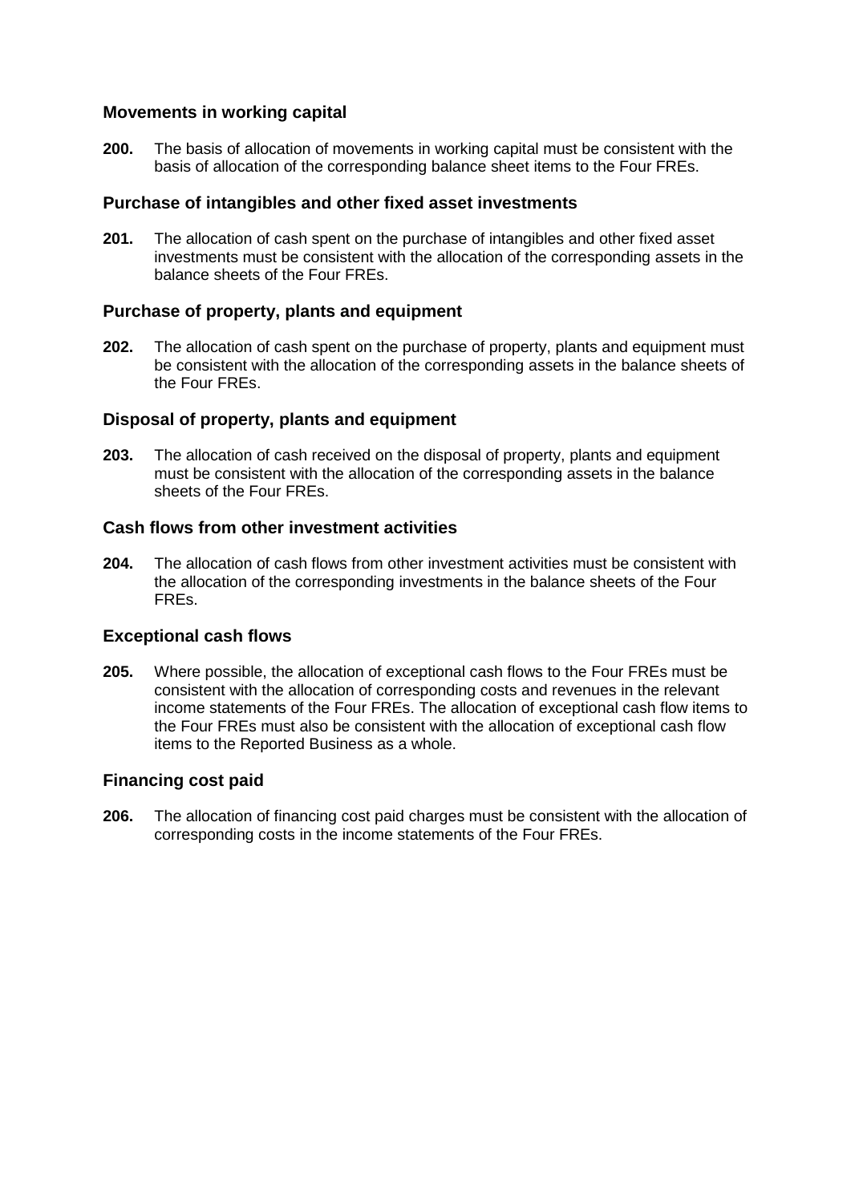### Movements in working capital

**200.** The basis of allocation of movements in working capital must be consistent with the basis of allocation of the corresponding balance sheet items to the Four FREs.

### Purchase of intangibles and other fixed asset investments

**201.** The allocation of cash spent on the purchase of intangibles and other fixed asset investments must be consistent with the allocation of the corresponding assets in the balance sheets of the Four FREs.

### Purchase of property, plants and equipment

**202.** The allocation of cash spent on the purchase of property, plants and equipment must be consistent with the allocation of the corresponding assets in the balance sheets of the Four FREs.

### Disposal of property, plants and equipment

**203.** The allocation of cash received on the disposal of property, plants and equipment must be consistent with the allocation of the corresponding assets in the balance sheets of the Four FREs.

### Cash flows from other investment activities

**204.** The allocation of cash flows from other investment activities must be consistent with the allocation of the corresponding investments in the balance sheets of the Four FREs.

### Exceptional cash flows

**205.** Where possible, the allocation of exceptional cash flows to the Four FREs must be consistent with the allocation of corresponding costs and revenues in the relevant income statements of the Four FREs. The allocation of exceptional cash flow items to the Four FREs must also be consistent with the allocation of exceptional cash flow items to the Reported Business as a whole.

### Financing cost paid

**206.** The allocation of financing cost paid charges must be consistent with the allocation of corresponding costs in the income statements of the Four FREs.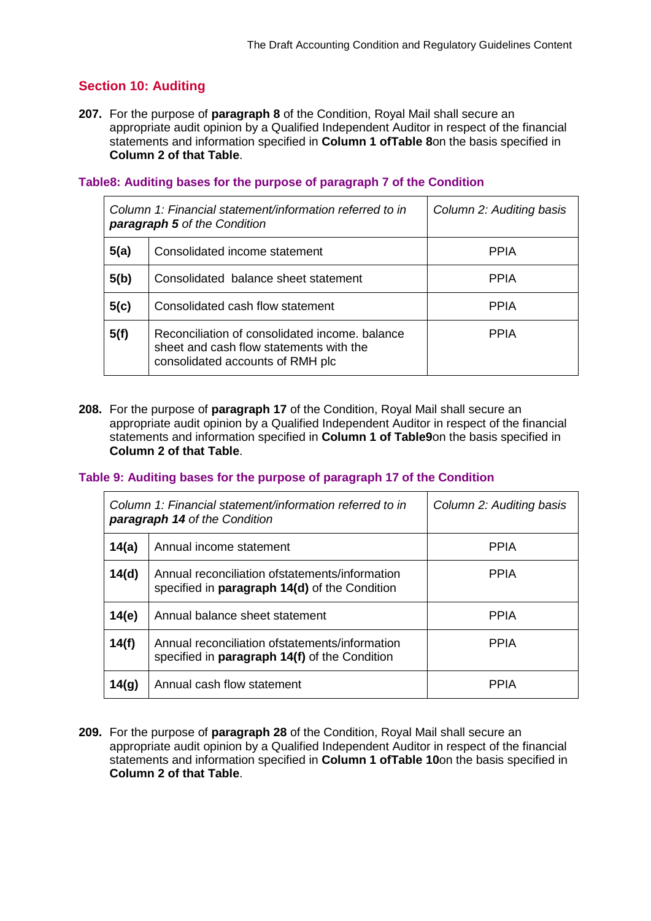## Section 10: Auditing

**207.** For the purpose of **paragraph 8** of the Condition, Royal Mail shall secure an appropriate audit opinion by a Qualified Independent Auditor in respect of the financial statements and information specified in **Column 1 ofTable 8**on the basis specified in **Column 2 of that Table**.

**Table8: Auditing bases for the purpose of paragraph 7 of the Condition**

| *Column 1: Financial statement/information referred to in* ***paragraph 5*** *of the Condition* | | *Column 2: Auditing basis* |
|---|---|---|
| **5(a)** | Consolidated income statement | PPIA |
| **5(b)** | Consolidated balance sheet statement | PPIA |
| **5(c)** | Consolidated cash flow statement | PPIA |
| **5(f)** | Reconciliation of consolidated income. balance sheet and cash flow statements with the consolidated accounts of RMH plc | PPIA |

**208.** For the purpose of **paragraph 17** of the Condition, Royal Mail shall secure an appropriate audit opinion by a Qualified Independent Auditor in respect of the financial statements and information specified in **Column 1 of Table9**on the basis specified in **Column 2 of that Table**.

**Table 9: Auditing bases for the purpose of paragraph 17 of the Condition**

| *Column 1: Financial statement/information referred to in* ***paragraph 14*** *of the Condition* | | *Column 2: Auditing basis* |
|---|---|---|
| **14(a)** | Annual income statement | PPIA |
| **14(d)** | Annual reconciliation ofstatements/information specified in **paragraph 14(d)** of the Condition | PPIA |
| **14(e)** | Annual balance sheet statement | PPIA |
| **14(f)** | Annual reconciliation ofstatements/information specified in **paragraph 14(f)** of the Condition | PPIA |
| **14(g)** | Annual cash flow statement | PPIA |

**209.** For the purpose of **paragraph 28** of the Condition, Royal Mail shall secure an appropriate audit opinion by a Qualified Independent Auditor in respect of the financial statements and information specified in **Column 1 ofTable 10**on the basis specified in **Column 2 of that Table**.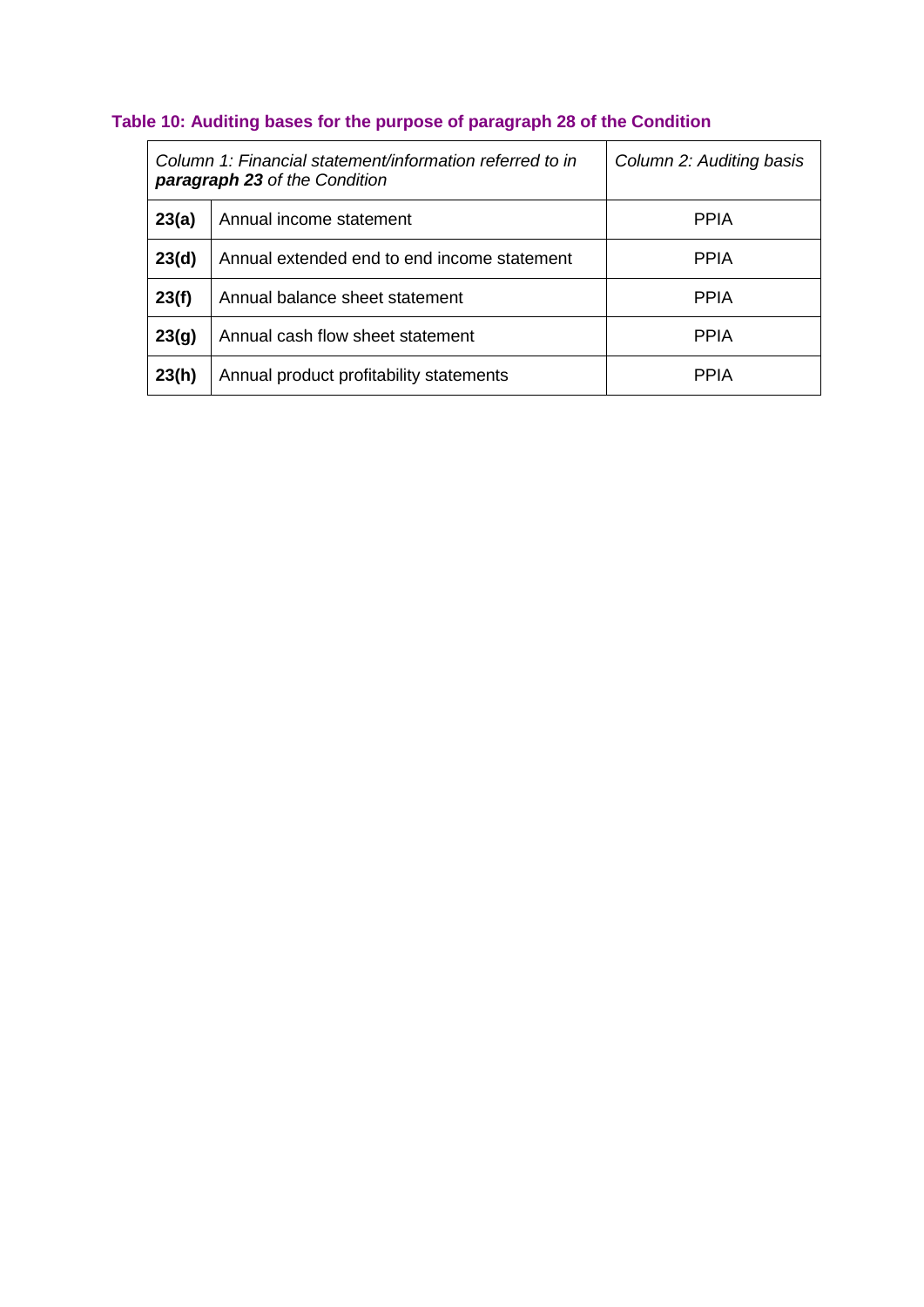**Table 10: Auditing bases for the purpose of paragraph 28 of the Condition**

| *Column 1: Financial statement/information referred to in* ***paragraph 23*** *of the Condition* | | *Column 2: Auditing basis* |
|---|---|---|
| **23(a)** | Annual income statement | PPIA |
| **23(d)** | Annual extended end to end income statement | PPIA |
| **23(f)** | Annual balance sheet statement | PPIA |
| **23(g)** | Annual cash flow sheet statement | PPIA |
| **23(h)** | Annual product profitability statements | PPIA |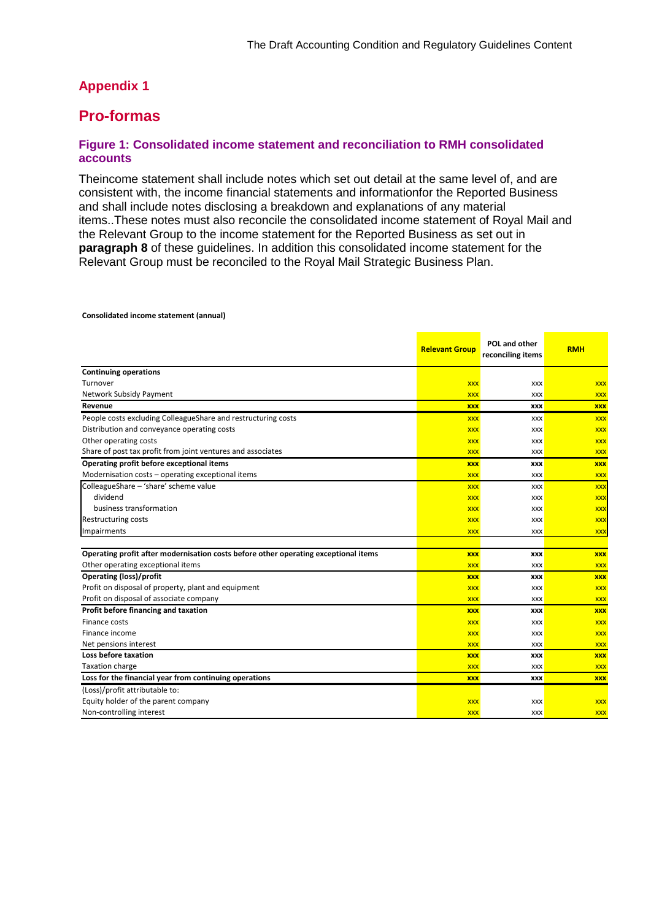## Appendix 1

## Pro-formas

### Figure 1: Consolidated income statement and reconciliation to RMH consolidated accounts

Theincome statement shall include notes which set out detail at the same level of, and are consistent with, the income financial statements and informationfor the Reported Business and shall include notes disclosing a breakdown and explanations of any material items..These notes must also reconcile the consolidated income statement of Royal Mail and the Relevant Group to the income statement for the Reported Business as set out in **paragraph 8** of these guidelines. In addition this consolidated income statement for the Relevant Group must be reconciled to the Royal Mail Strategic Business Plan.

**Consolidated income statement (annual)**

| | Relevant Group | POL and other reconciling items | RMH |
|---|---|---|---|
| **Continuing operations** | | | |
| Turnover | xxx | xxx | xxx |
| Network Subsidy Payment | xxx | xxx | xxx |
| **Revenue** | **xxx** | **xxx** | **xxx** |
| People costs excluding ColleagueShare and restructuring costs | xxx | xxx | xxx |
| Distribution and conveyance operating costs | xxx | xxx | xxx |
| Other operating costs | xxx | xxx | xxx |
| Share of post tax profit from joint ventures and associates | xxx | xxx | xxx |
| **Operating profit before exceptional items** | **xxx** | **xxx** | **xxx** |
| Modernisation costs – operating exceptional items | xxx | xxx | xxx |
| ColleagueShare – 'share' scheme value | xxx | xxx | xxx |
| dividend | xxx | xxx | xxx |
| business transformation | xxx | xxx | xxx |
| Restructuring costs | xxx | xxx | xxx |
| Impairments | xxx | xxx | xxx |
| | | | |
| **Operating profit after modernisation costs before other operating exceptional items** | **xxx** | **xxx** | **xxx** |
| Other operating exceptional items | xxx | xxx | xxx |
| **Operating (loss)/profit** | **xxx** | **xxx** | **xxx** |
| Profit on disposal of property, plant and equipment | xxx | xxx | xxx |
| Profit on disposal of associate company | xxx | xxx | xxx |
| **Profit before financing and taxation** | **xxx** | **xxx** | **xxx** |
| Finance costs | xxx | xxx | xxx |
| Finance income | xxx | xxx | xxx |
| Net pensions interest | xxx | xxx | xxx |
| **Loss before taxation** | **xxx** | **xxx** | **xxx** |
| Taxation charge | xxx | xxx | xxx |
| **Loss for the financial year from continuing operations** | **xxx** | **xxx** | **xxx** |
| (Loss)/profit attributable to: | | | |
| Equity holder of the parent company | xxx | xxx | xxx |
| Non-controlling interest | xxx | xxx | xxx |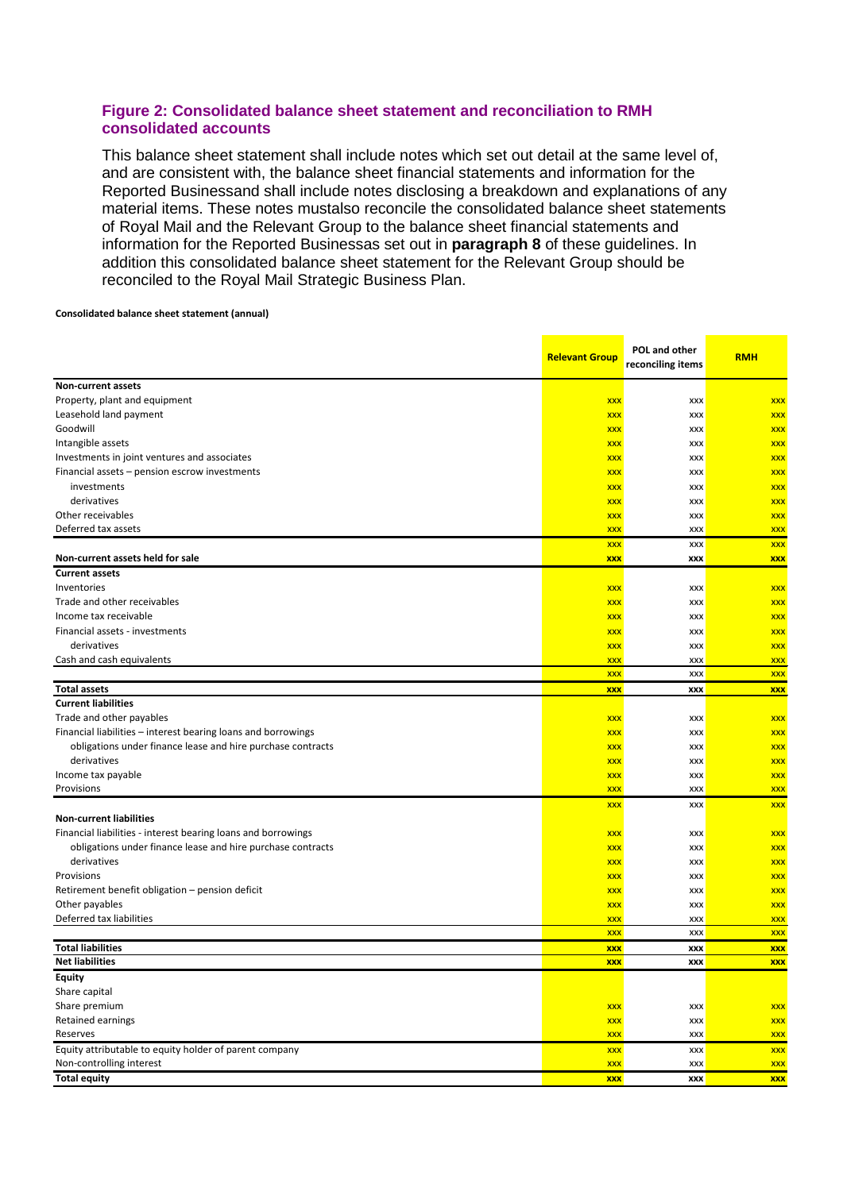### Figure 2: Consolidated balance sheet statement and reconciliation to RMH consolidated accounts

This balance sheet statement shall include notes which set out detail at the same level of, and are consistent with, the balance sheet financial statements and information for the Reported Businessand shall include notes disclosing a breakdown and explanations of any material items. These notes mustalso reconcile the consolidated balance sheet statements of Royal Mail and the Relevant Group to the balance sheet financial statements and information for the Reported Businessas set out in **paragraph 8** of these guidelines. In addition this consolidated balance sheet statement for the Relevant Group should be reconciled to the Royal Mail Strategic Business Plan.

**Consolidated balance sheet statement (annual)**

| | Relevant Group | POL and other reconciling items | RMH |
|---|---|---|---|
| **Non-current assets** | | | |
| Property, plant and equipment | xxx | xxx | xxx |
| Leasehold land payment | xxx | xxx | xxx |
| Goodwill | xxx | xxx | xxx |
| Intangible assets | xxx | xxx | xxx |
| Investments in joint ventures and associates | xxx | xxx | xxx |
| Financial assets – pension escrow investments | xxx | xxx | xxx |
| investments | xxx | xxx | xxx |
| derivatives | xxx | xxx | xxx |
| Other receivables | xxx | xxx | xxx |
| Deferred tax assets | xxx | xxx | xxx |
| | xxx | xxx | xxx |
| **Non-current assets held for sale** | **xxx** | **xxx** | **xxx** |
| **Current assets** | | | |
| Inventories | xxx | xxx | xxx |
| Trade and other receivables | xxx | xxx | xxx |
| Income tax receivable | xxx | xxx | xxx |
| Financial assets - investments | xxx | xxx | xxx |
| derivatives | xxx | xxx | xxx |
| Cash and cash equivalents | xxx | xxx | xxx |
| | xxx | xxx | xxx |
| **Total assets** | **xxx** | **xxx** | **xxx** |
| **Current liabilities** | | | |
| Trade and other payables | xxx | xxx | xxx |
| Financial liabilities – interest bearing loans and borrowings | xxx | xxx | xxx |
| obligations under finance lease and hire purchase contracts | xxx | xxx | xxx |
| derivatives | xxx | xxx | xxx |
| Income tax payable | xxx | xxx | xxx |
| Provisions | xxx | xxx | xxx |
| | xxx | xxx | xxx |
| **Non-current liabilities** | | | |
| Financial liabilities - interest bearing loans and borrowings | xxx | xxx | xxx |
| obligations under finance lease and hire purchase contracts | xxx | xxx | xxx |
| derivatives | xxx | xxx | xxx |
| Provisions | xxx | xxx | xxx |
| Retirement benefit obligation – pension deficit | xxx | xxx | xxx |
| Other payables | xxx | xxx | xxx |
| Deferred tax liabilities | xxx | xxx | xxx |
| | xxx | xxx | xxx |
| **Total liabilities** | **xxx** | **xxx** | **xxx** |
| **Net liabilities** | **xxx** | **xxx** | **xxx** |
| **Equity** | | | |
| Share capital | | | |
| Share premium | xxx | xxx | xxx |
| Retained earnings | xxx | xxx | xxx |
| Reserves | xxx | xxx | xxx |
| Equity attributable to equity holder of parent company | xxx | xxx | xxx |
| Non-controlling interest | xxx | xxx | xxx |
| **Total equity** | **xxx** | **xxx** | **xxx** |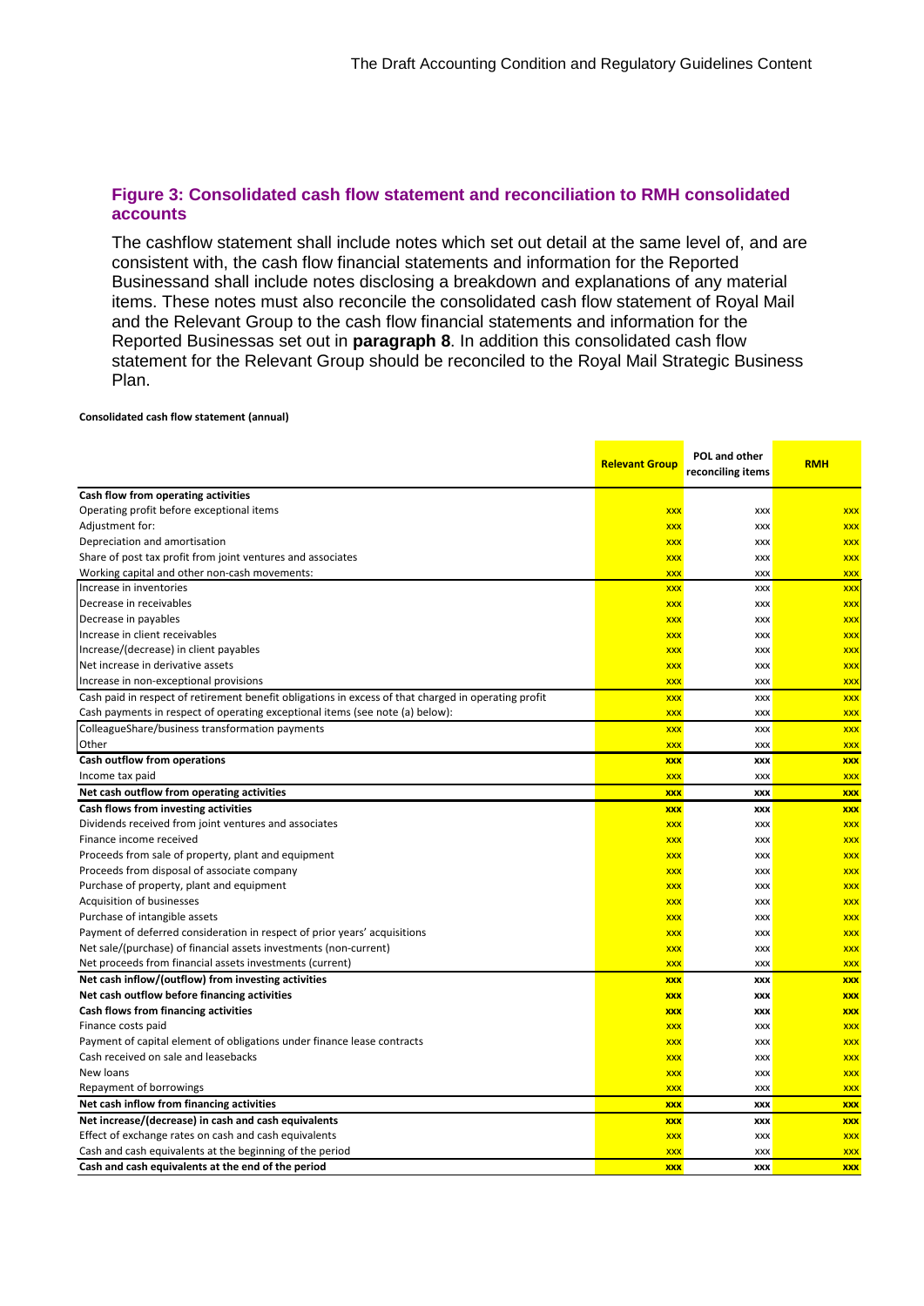### Figure 3: Consolidated cash flow statement and reconciliation to RMH consolidated accounts

The cashflow statement shall include notes which set out detail at the same level of, and are consistent with, the cash flow financial statements and information for the Reported Businessand shall include notes disclosing a breakdown and explanations of any material items. These notes must also reconcile the consolidated cash flow statement of Royal Mail and the Relevant Group to the cash flow financial statements and information for the Reported Businessas set out in **paragraph 8**. In addition this consolidated cash flow statement for the Relevant Group should be reconciled to the Royal Mail Strategic Business Plan.

**Consolidated cash flow statement (annual)**

| | Relevant Group | POL and other reconciling items | RMH |
|---|---|---|---|
| **Cash flow from operating activities** | | | |
| Operating profit before exceptional items | xxx | xxx | xxx |
| Adjustment for: | xxx | xxx | xxx |
| Depreciation and amortisation | xxx | xxx | xxx |
| Share of post tax profit from joint ventures and associates | xxx | xxx | xxx |
| Working capital and other non-cash movements: | xxx | xxx | xxx |
| Increase in inventories | xxx | xxx | xxx |
| Decrease in receivables | xxx | xxx | xxx |
| Decrease in payables | xxx | xxx | xxx |
| Increase in client receivables | xxx | xxx | xxx |
| Increase/(decrease) in client payables | xxx | xxx | xxx |
| Net increase in derivative assets | xxx | xxx | xxx |
| Increase in non-exceptional provisions | xxx | xxx | xxx |
| Cash paid in respect of retirement benefit obligations in excess of that charged in operating profit | xxx | xxx | xxx |
| Cash payments in respect of operating exceptional items (see note (a) below): | xxx | xxx | xxx |
| ColleagueShare/business transformation payments | xxx | xxx | xxx |
| Other | xxx | xxx | xxx |
| **Cash outflow from operations** | **xxx** | **xxx** | **xxx** |
| Income tax paid | xxx | xxx | xxx |
| **Net cash outflow from operating activities** | **xxx** | **xxx** | **xxx** |
| **Cash flows from investing activities** | **xxx** | **xxx** | **xxx** |
| Dividends received from joint ventures and associates | xxx | xxx | xxx |
| Finance income received | xxx | xxx | xxx |
| Proceeds from sale of property, plant and equipment | xxx | xxx | xxx |
| Proceeds from disposal of associate company | xxx | xxx | xxx |
| Purchase of property, plant and equipment | xxx | xxx | xxx |
| Acquisition of businesses | xxx | xxx | xxx |
| Purchase of intangible assets | xxx | xxx | xxx |
| Payment of deferred consideration in respect of prior years' acquisitions | xxx | xxx | xxx |
| Net sale/(purchase) of financial assets investments (non-current) | xxx | xxx | xxx |
| Net proceeds from financial assets investments (current) | xxx | xxx | xxx |
| **Net cash inflow/(outflow) from investing activities** | **xxx** | **xxx** | **xxx** |
| **Net cash outflow before financing activities** | **xxx** | **xxx** | **xxx** |
| **Cash flows from financing activities** | **xxx** | **xxx** | **xxx** |
| Finance costs paid | xxx | xxx | xxx |
| Payment of capital element of obligations under finance lease contracts | xxx | xxx | xxx |
| Cash received on sale and leasebacks | xxx | xxx | xxx |
| New loans | xxx | xxx | xxx |
| Repayment of borrowings | xxx | xxx | xxx |
| **Net cash inflow from financing activities** | **xxx** | **xxx** | **xxx** |
| **Net increase/(decrease) in cash and cash equivalents** | **xxx** | **xxx** | **xxx** |
| Effect of exchange rates on cash and cash equivalents | xxx | xxx | xxx |
| Cash and cash equivalents at the beginning of the period | xxx | xxx | xxx |
| **Cash and cash equivalents at the end of the period** | **xxx** | **xxx** | **xxx** |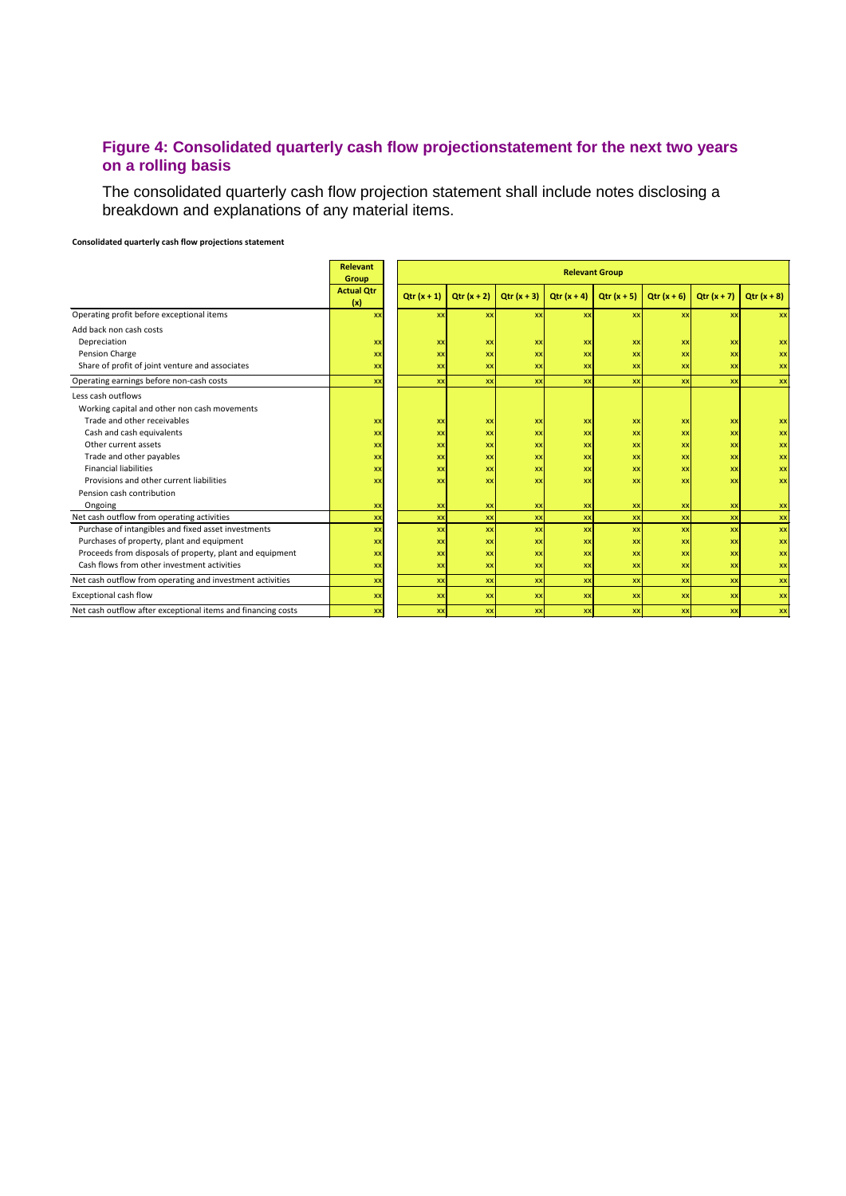## Figure 4: Consolidated quarterly cash flow projectionstatement for the next two years on a rolling basis

The consolidated quarterly cash flow projection statement shall include notes disclosing a breakdown and explanations of any material items.

**Consolidated quarterly cash flow projections statement**

| | Relevant Group | Relevant Group | | | | | | | |
|---|---|---|---|---|---|---|---|---|---|
| | Actual Qtr (x) | Qtr (x + 1) | Qtr (x + 2) | Qtr (x + 3) | Qtr (x + 4) | Qtr (x + 5) | Qtr (x + 6) | Qtr (x + 7) | Qtr (x + 8) |
| Operating profit before exceptional items | xx | xx | xx | xx | xx | xx | xx | xx | xx |
| Add back non cash costs | | | | | | | | | |
| Depreciation | xx | xx | xx | xx | xx | xx | xx | xx | xx |
| Pension Charge | xx | xx | xx | xx | xx | xx | xx | xx | xx |
| Share of profit of joint venture and associates | xx | xx | xx | xx | xx | xx | xx | xx | xx |
| Operating earnings before non-cash costs | xx | xx | xx | xx | xx | xx | xx | xx | xx |
| Less cash outflows | | | | | | | | | |
| Working capital and other non cash movements | | | | | | | | | |
| Trade and other receivables | xx | xx | xx | xx | xx | xx | xx | xx | xx |
| Cash and cash equivalents | xx | xx | xx | xx | xx | xx | xx | xx | xx |
| Other current assets | xx | xx | xx | xx | xx | xx | xx | xx | xx |
| Trade and other payables | xx | xx | xx | xx | xx | xx | xx | xx | xx |
| Financial liabilities | xx | xx | xx | xx | xx | xx | xx | xx | xx |
| Provisions and other current liabilities | xx | xx | xx | xx | xx | xx | xx | xx | xx |
| Pension cash contribution | | | | | | | | | |
| Ongoing | xx | xx | xx | xx | xx | xx | xx | xx | xx |
| Net cash outflow from operating activities | xx | xx | xx | xx | xx | xx | xx | xx | xx |
| Purchase of intangibles and fixed asset investments | xx | xx | xx | xx | xx | xx | xx | xx | xx |
| Purchases of property, plant and equipment | xx | xx | xx | xx | xx | xx | xx | xx | xx |
| Proceeds from disposals of property, plant and equipment | xx | xx | xx | xx | xx | xx | xx | xx | xx |
| Cash flows from other investment activities | xx | xx | xx | xx | xx | xx | xx | xx | xx |
| Net cash outflow from operating and investment activities | xx | xx | xx | xx | xx | xx | xx | xx | xx |
| Exceptional cash flow | xx | xx | xx | xx | xx | xx | xx | xx | xx |
| Net cash outflow after exceptional items and financing costs | xx | xx | xx | xx | xx | xx | xx | xx | xx |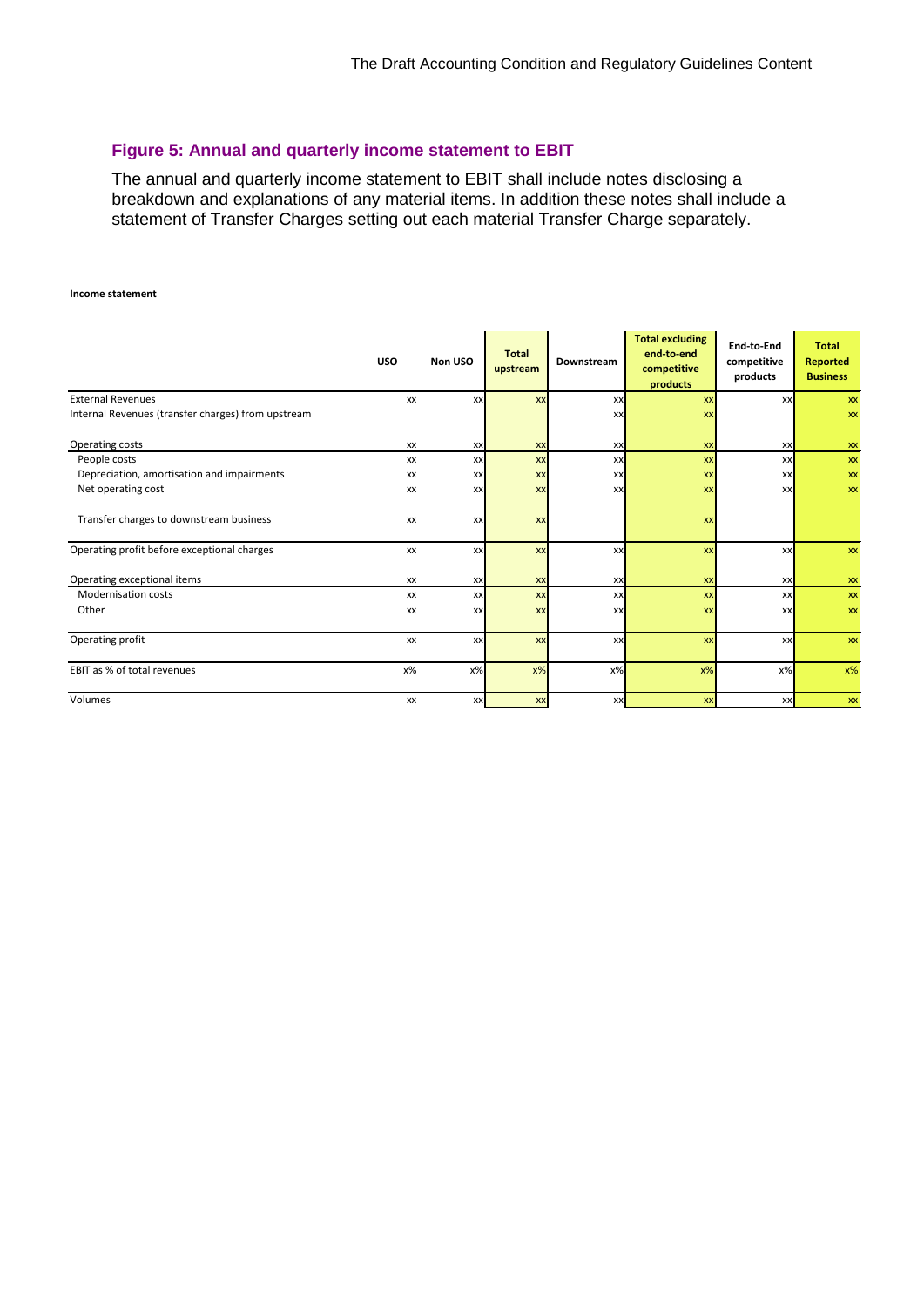## Figure 5: Annual and quarterly income statement to EBIT

The annual and quarterly income statement to EBIT shall include notes disclosing a breakdown and explanations of any material items. In addition these notes shall include a statement of Transfer Charges setting out each material Transfer Charge separately.

**Income statement**

| | USO | Non USO | Total upstream | Downstream | Total excluding end-to-end competitive products | End-to-End competitive products | Total Reported Business |
|---|---|---|---|---|---|---|---|
| External Revenues | xx | xx | xx | xx | xx | xx | xx |
| Internal Revenues (transfer charges) from upstream | | | | xx | xx | | xx |
| Operating costs | xx | xx | xx | xx | xx | xx | xx |
| People costs | xx | xx | xx | xx | xx | xx | xx |
| Depreciation, amortisation and impairments | xx | xx | xx | xx | xx | xx | xx |
| Net operating cost | xx | xx | xx | xx | xx | xx | xx |
| Transfer charges to downstream business | xx | xx | xx | | xx | | |
| Operating profit before exceptional charges | xx | xx | xx | xx | xx | xx | xx |
| Operating exceptional items | xx | xx | xx | xx | xx | xx | xx |
| Modernisation costs | xx | xx | xx | xx | xx | xx | xx |
| Other | xx | xx | xx | xx | xx | xx | xx |
| Operating profit | xx | xx | xx | xx | xx | xx | xx |
| EBIT as % of total revenues | x% | x% | x% | x% | x% | x% | x% |
| Volumes | xx | xx | xx | xx | xx | xx | xx |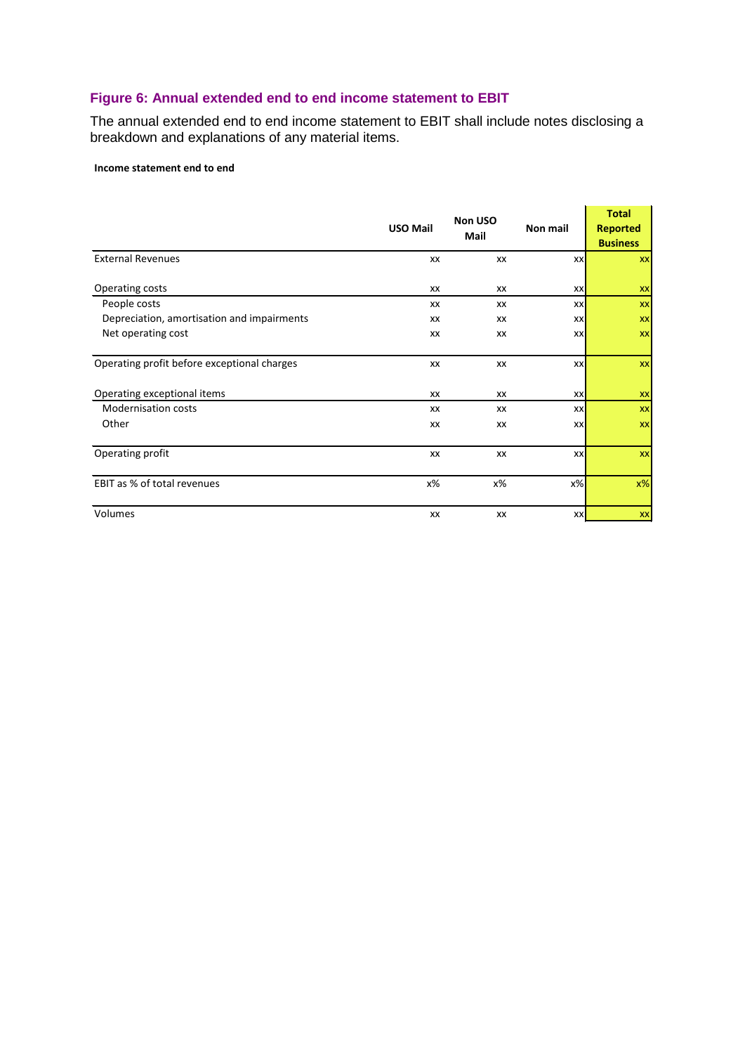### Figure 6: Annual extended end to end income statement to EBIT

The annual extended end to end income statement to EBIT shall include notes disclosing a breakdown and explanations of any material items.

**Income statement end to end**

| | USO Mail | Non USO Mail | Non mail | Total Reported Business |
|---|---|---|---|---|
| External Revenues | xx | xx | xx | xx |
| Operating costs | xx | xx | xx | xx |
| People costs | xx | xx | xx | xx |
| Depreciation, amortisation and impairments | xx | xx | xx | xx |
| Net operating cost | xx | xx | xx | xx |
| Operating profit before exceptional charges | xx | xx | xx | xx |
| Operating exceptional items | xx | xx | xx | xx |
| Modernisation costs | xx | xx | xx | xx |
| Other | xx | xx | xx | xx |
| Operating profit | xx | xx | xx | xx |
| EBIT as % of total revenues | x% | x% | x% | x% |
| Volumes | xx | xx | xx | xx |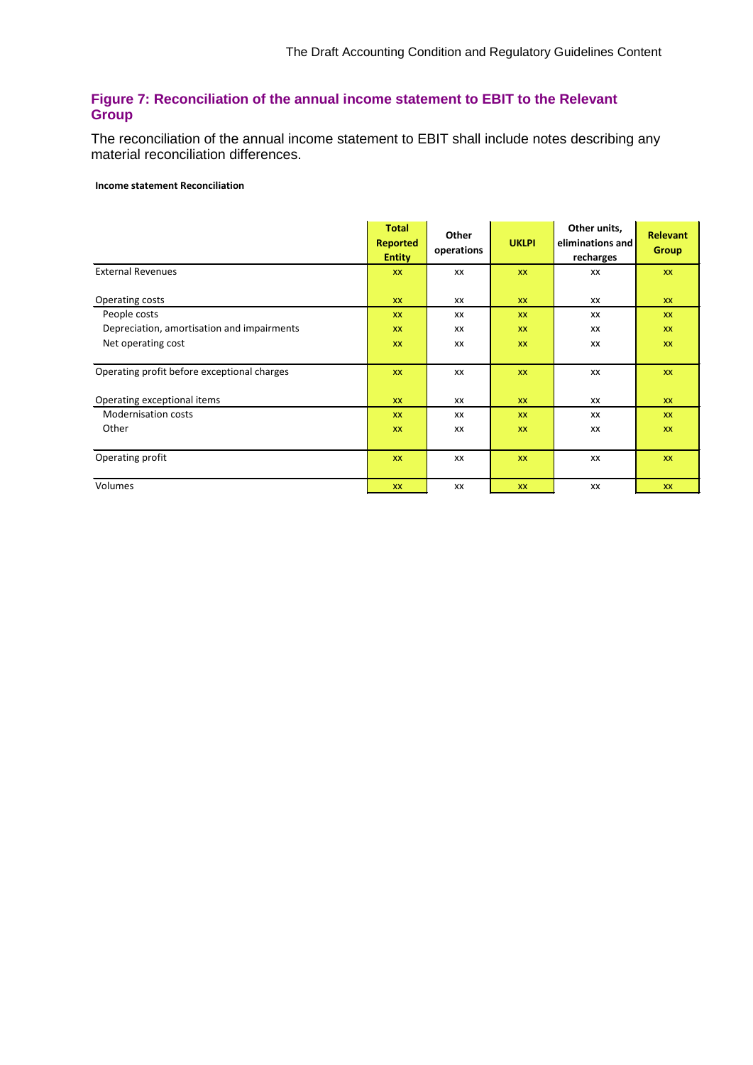## Figure 7: Reconciliation of the annual income statement to EBIT to the Relevant Group

The reconciliation of the annual income statement to EBIT shall include notes describing any material reconciliation differences.

**Income statement Reconciliation**

| | Total Reported Entity | Other operations | UKLPI | Other units, eliminations and recharges | Relevant Group |
|---|---|---|---|---|---|
| External Revenues | xx | xx | xx | xx | xx |
| Operating costs | xx | xx | xx | xx | xx |
| People costs | xx | xx | xx | xx | xx |
| Depreciation, amortisation and impairments | xx | xx | xx | xx | xx |
| Net operating cost | xx | xx | xx | xx | xx |
| Operating profit before exceptional charges | xx | xx | xx | xx | xx |
| Operating exceptional items | xx | xx | xx | xx | xx |
| Modernisation costs | xx | xx | xx | xx | xx |
| Other | xx | xx | xx | xx | xx |
| Operating profit | xx | xx | xx | xx | xx |
| Volumes | xx | xx | xx | xx | xx |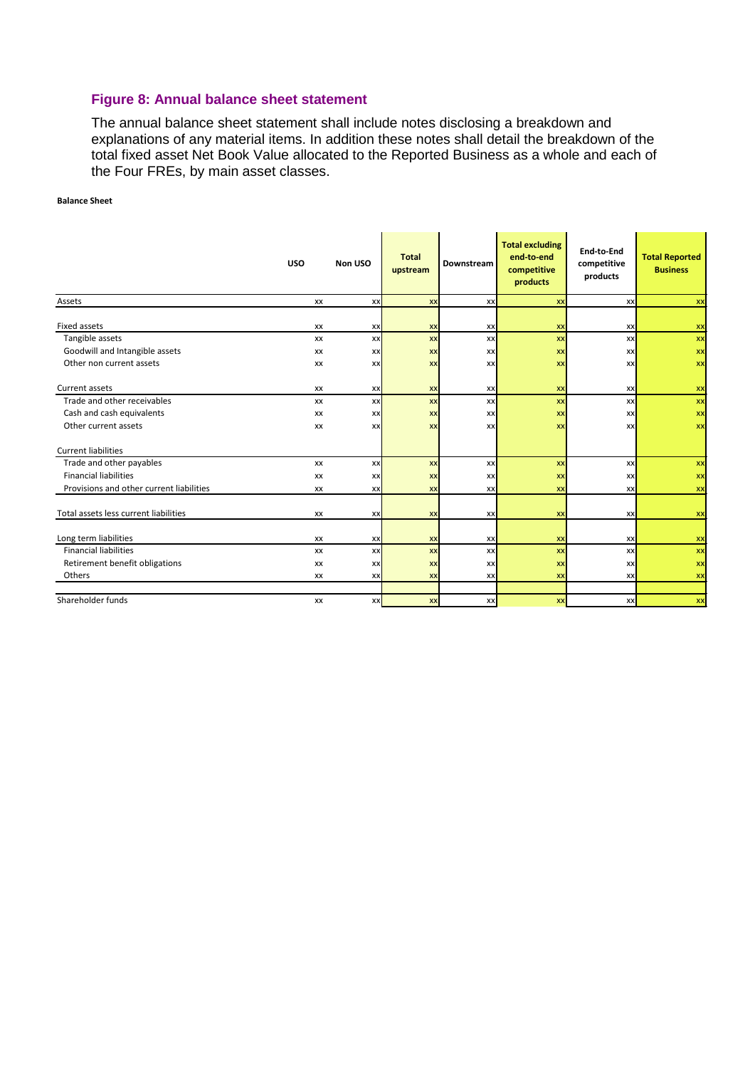### Figure 8: Annual balance sheet statement

The annual balance sheet statement shall include notes disclosing a breakdown and explanations of any material items. In addition these notes shall detail the breakdown of the total fixed asset Net Book Value allocated to the Reported Business as a whole and each of the Four FREs, by main asset classes.

**Balance Sheet**

| | USO | Non USO | Total upstream | Downstream | Total excluding end-to-end competitive products | End-to-End competitive products | Total Reported Business |
|---|---|---|---|---|---|---|---|
| Assets | xx | xx | xx | xx | xx | xx | xx |
| | | | | | | | |
| Fixed assets | xx | xx | xx | xx | xx | xx | xx |
| Tangible assets | xx | xx | xx | xx | xx | xx | xx |
| Goodwill and Intangible assets | xx | xx | xx | xx | xx | xx | xx |
| Other non current assets | xx | xx | xx | xx | xx | xx | xx |
| | | | | | | | |
| Current assets | xx | xx | xx | xx | xx | xx | xx |
| Trade and other receivables | xx | xx | xx | xx | xx | xx | xx |
| Cash and cash equivalents | xx | xx | xx | xx | xx | xx | xx |
| Other current assets | xx | xx | xx | xx | xx | xx | xx |
| | | | | | | | |
| Current liabilities | | | | | | | |
| Trade and other payables | xx | xx | xx | xx | xx | xx | xx |
| Financial liabilities | xx | xx | xx | xx | xx | xx | xx |
| Provisions and other current liabilities | xx | xx | xx | xx | xx | xx | xx |
| | | | | | | | |
| Total assets less current liabilities | xx | xx | xx | xx | xx | xx | xx |
| | | | | | | | |
| Long term liabilities | xx | xx | xx | xx | xx | xx | xx |
| Financial liabilities | xx | xx | xx | xx | xx | xx | xx |
| Retirement benefit obligations | xx | xx | xx | xx | xx | xx | xx |
| Others | xx | xx | xx | xx | xx | xx | xx |
| | | | | | | | |
| Shareholder funds | xx | xx | xx | xx | xx | xx | xx |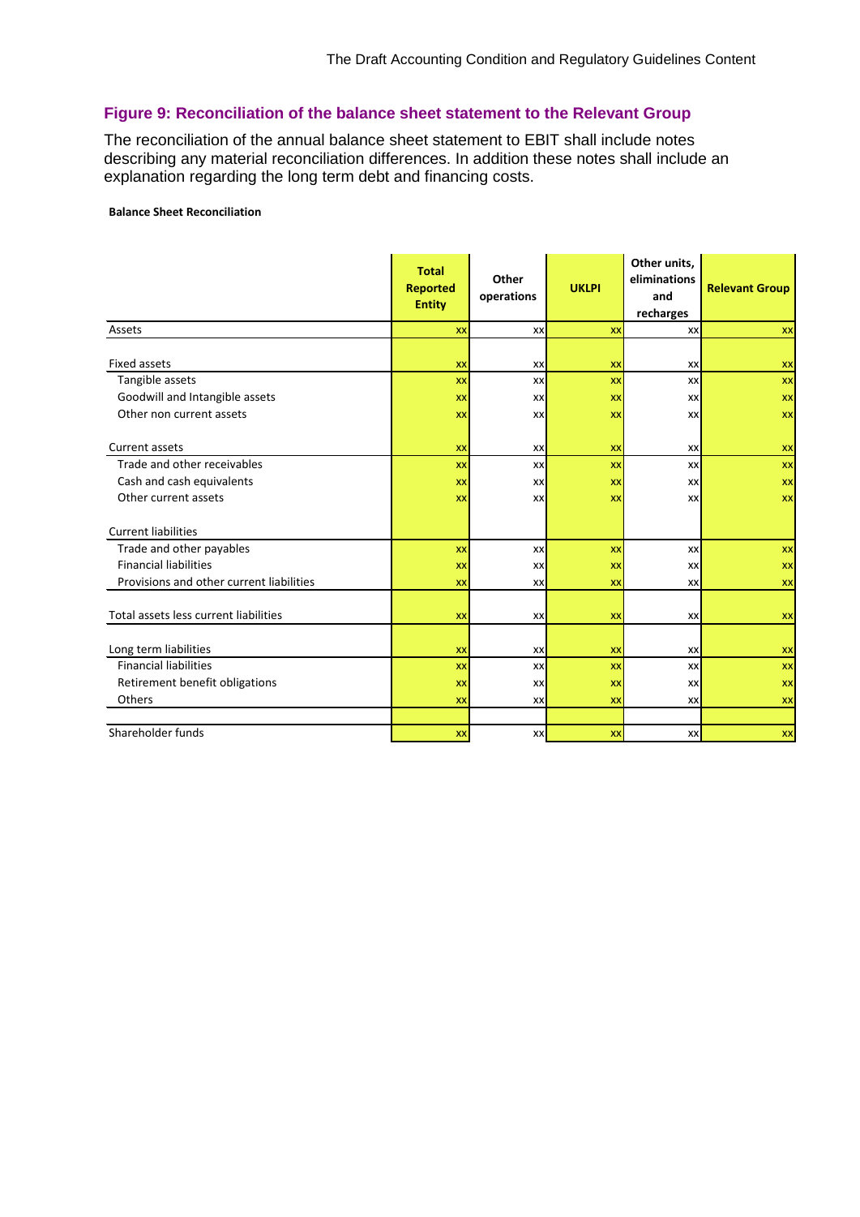## Figure 9: Reconciliation of the balance sheet statement to the Relevant Group

The reconciliation of the annual balance sheet statement to EBIT shall include notes describing any material reconciliation differences. In addition these notes shall include an explanation regarding the long term debt and financing costs.

**Balance Sheet Reconciliation**

| | Total Reported Entity | Other operations | UKLPI | Other units, eliminations and recharges | Relevant Group |
|---|---|---|---|---|---|
| Assets | xx | xx | xx | xx | xx |
| | | | | | |
| Fixed assets | xx | xx | xx | xx | xx |
| Tangible assets | xx | xx | xx | xx | xx |
| Goodwill and Intangible assets | xx | xx | xx | xx | xx |
| Other non current assets | xx | xx | xx | xx | xx |
| | | | | | |
| Current assets | xx | xx | xx | xx | xx |
| Trade and other receivables | xx | xx | xx | xx | xx |
| Cash and cash equivalents | xx | xx | xx | xx | xx |
| Other current assets | xx | xx | xx | xx | xx |
| | | | | | |
| Current liabilities | | | | | |
| Trade and other payables | xx | xx | xx | xx | xx |
| Financial liabilities | xx | xx | xx | xx | xx |
| Provisions and other current liabilities | xx | xx | xx | xx | xx |
| | | | | | |
| Total assets less current liabilities | xx | xx | xx | xx | xx |
| | | | | | |
| Long term liabilities | xx | xx | xx | xx | xx |
| Financial liabilities | xx | xx | xx | xx | xx |
| Retirement benefit obligations | xx | xx | xx | xx | xx |
| Others | xx | xx | xx | xx | xx |
| | | | | | |
| Shareholder funds | xx | xx | xx | xx | xx |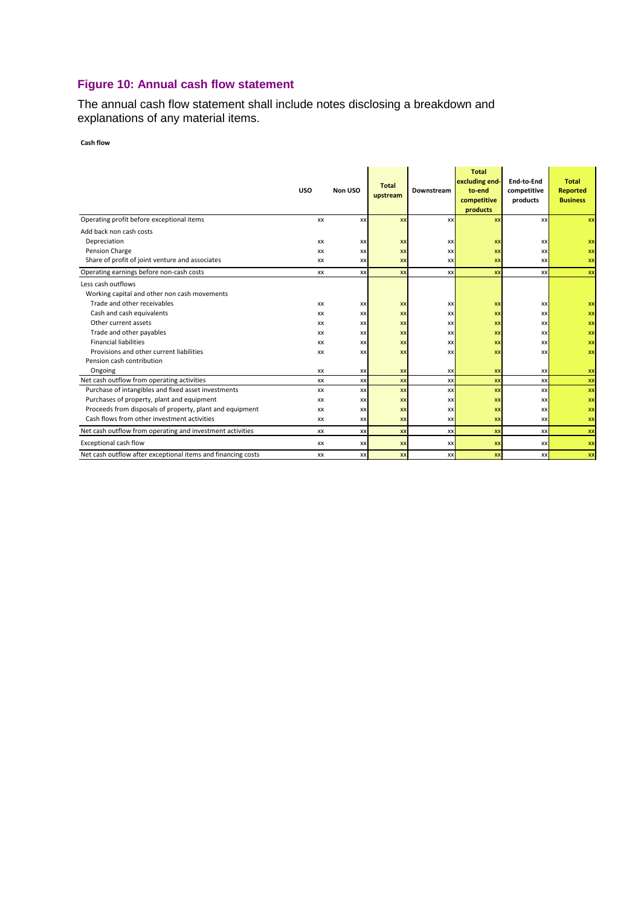## Figure 10: Annual cash flow statement

The annual cash flow statement shall include notes disclosing a breakdown and explanations of any material items.

**Cash flow**

| | USO | Non USO | Total upstream | Downstream | Total excluding end-to-end competitive products | End-to-End competitive products | Total Reported Business |
|---|---|---|---|---|---|---|---|
| Operating profit before exceptional items | xx | xx | xx | xx | xx | xx | xx |
| Add back non cash costs | | | | | | | |
| Depreciation | xx | xx | xx | xx | xx | xx | xx |
| Pension Charge | xx | xx | xx | xx | xx | xx | xx |
| Share of profit of joint venture and associates | xx | xx | xx | xx | xx | xx | xx |
| Operating earnings before non-cash costs | xx | xx | xx | xx | xx | xx | xx |
| Less cash outflows | | | | | | | |
| Working capital and other non cash movements | | | | | | | |
| Trade and other receivables | xx | xx | xx | xx | xx | xx | xx |
| Cash and cash equivalents | xx | xx | xx | xx | xx | xx | xx |
| Other current assets | xx | xx | xx | xx | xx | xx | xx |
| Trade and other payables | xx | xx | xx | xx | xx | xx | xx |
| Financial liabilities | xx | xx | xx | xx | xx | xx | xx |
| Provisions and other current liabilities | xx | xx | xx | xx | xx | xx | xx |
| Pension cash contribution | | | | | | | |
| Ongoing | xx | xx | xx | xx | xx | xx | xx |
| Net cash outflow from operating activities | xx | xx | xx | xx | xx | xx | xx |
| Purchase of intangibles and fixed asset investments | xx | xx | xx | xx | xx | xx | xx |
| Purchases of property, plant and equipment | xx | xx | xx | xx | xx | xx | xx |
| Proceeds from disposals of property, plant and equipment | xx | xx | xx | xx | xx | xx | xx |
| Cash flows from other investment activities | xx | xx | xx | xx | xx | xx | xx |
| Net cash outflow from operating and investment activities | xx | xx | xx | xx | xx | xx | xx |
| Exceptional cash flow | xx | xx | xx | xx | xx | xx | xx |
| Net cash outflow after exceptional items and financing costs | xx | xx | xx | xx | xx | xx | xx |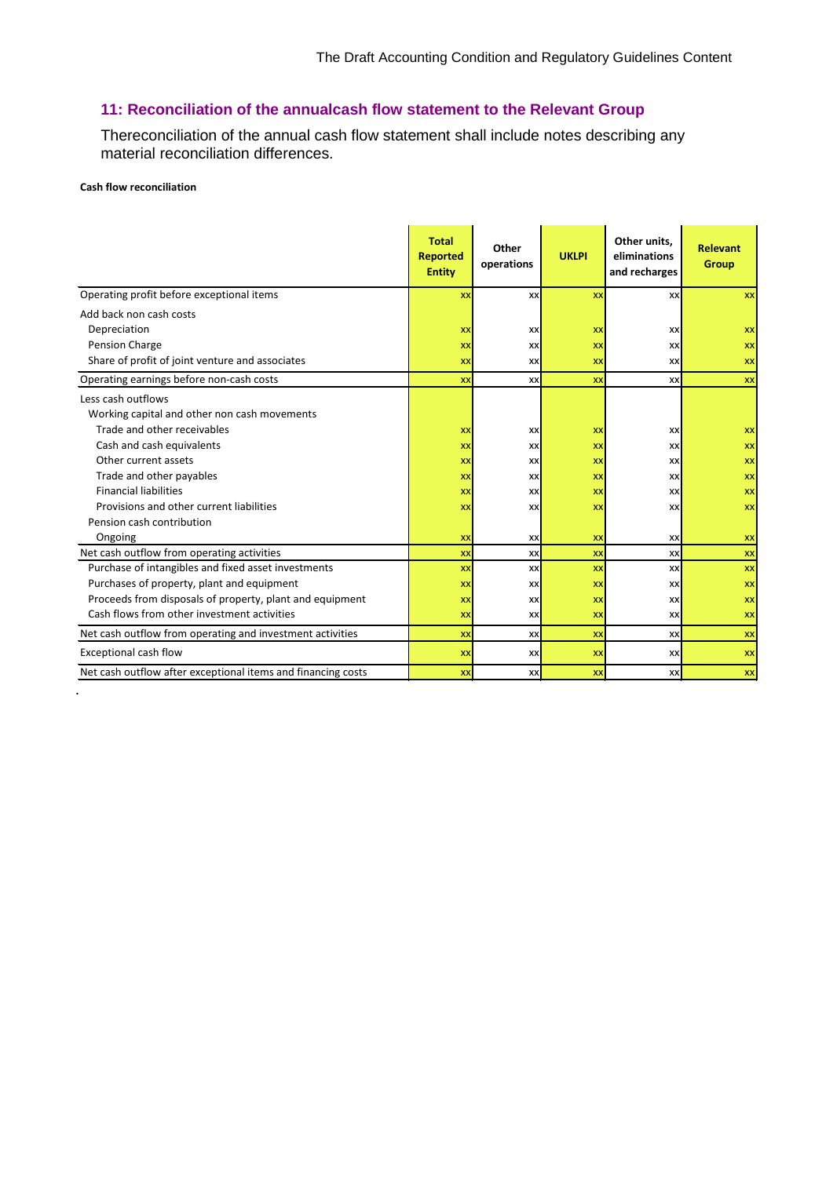## 11: Reconciliation of the annualcash flow statement to the Relevant Group

Thereconciliation of the annual cash flow statement shall include notes describing any material reconciliation differences.

**Cash flow reconciliation**

| | **Total Reported Entity** | **Other operations** | **UKLPI** | **Other units, eliminations and recharges** | **Relevant Group** |
|---|---|---|---|---|---|
| Operating profit before exceptional items | xx | xx | xx | xx | xx |
| Add back non cash costs | | | | | |
| Depreciation | xx | xx | xx | xx | xx |
| Pension Charge | xx | xx | xx | xx | xx |
| Share of profit of joint venture and associates | xx | xx | xx | xx | xx |
| Operating earnings before non-cash costs | xx | xx | xx | xx | xx |
| Less cash outflows | | | | | |
| Working capital and other non cash movements | | | | | |
| Trade and other receivables | xx | xx | xx | xx | xx |
| Cash and cash equivalents | xx | xx | xx | xx | xx |
| Other current assets | xx | xx | xx | xx | xx |
| Trade and other payables | xx | xx | xx | xx | xx |
| Financial liabilities | xx | xx | xx | xx | xx |
| Provisions and other current liabilities | xx | xx | xx | xx | xx |
| Pension cash contribution | | | | | |
| Ongoing | xx | xx | xx | xx | xx |
| Net cash outflow from operating activities | xx | xx | xx | xx | xx |
| Purchase of intangibles and fixed asset investments | xx | xx | xx | xx | xx |
| Purchases of property, plant and equipment | xx | xx | xx | xx | xx |
| Proceeds from disposals of property, plant and equipment | xx | xx | xx | xx | xx |
| Cash flows from other investment activities | xx | xx | xx | xx | xx |
| Net cash outflow from operating and investment activities | xx | xx | xx | xx | xx |
| Exceptional cash flow | xx | xx | xx | xx | xx |
| Net cash outflow after exceptional items and financing costs | xx | xx | xx | xx | xx |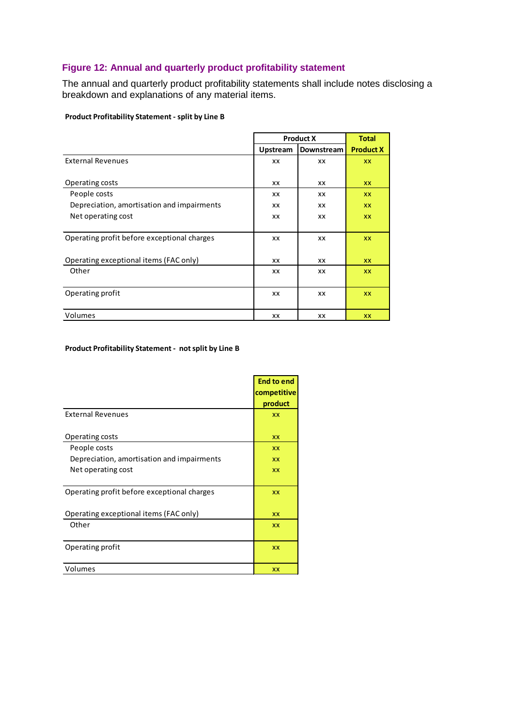### Figure 12: Annual and quarterly product profitability statement

The annual and quarterly product profitability statements shall include notes disclosing a breakdown and explanations of any material items.

**Product Profitability Statement - split by Line B**

| | Product X | | Total |
|---|---|---|---|
| | Upstream | Downstream | Product X |
| External Revenues | xx | xx | xx |
| Operating costs | xx | xx | xx |
| People costs | xx | xx | xx |
| Depreciation, amortisation and impairments | xx | xx | xx |
| Net operating cost | xx | xx | xx |
| Operating profit before exceptional charges | xx | xx | xx |
| Operating exceptional items (FAC only) | xx | xx | xx |
| Other | xx | xx | xx |
| Operating profit | xx | xx | xx |
| Volumes | xx | xx | xx |

**Product Profitability Statement - not split by Line B**

| | End to end competitive product |
|---|---|
| External Revenues | xx |
| Operating costs | xx |
| People costs | xx |
| Depreciation, amortisation and impairments | xx |
| Net operating cost | xx |
| Operating profit before exceptional charges | xx |
| Operating exceptional items (FAC only) | xx |
| Other | xx |
| Operating profit | xx |
| Volumes | xx |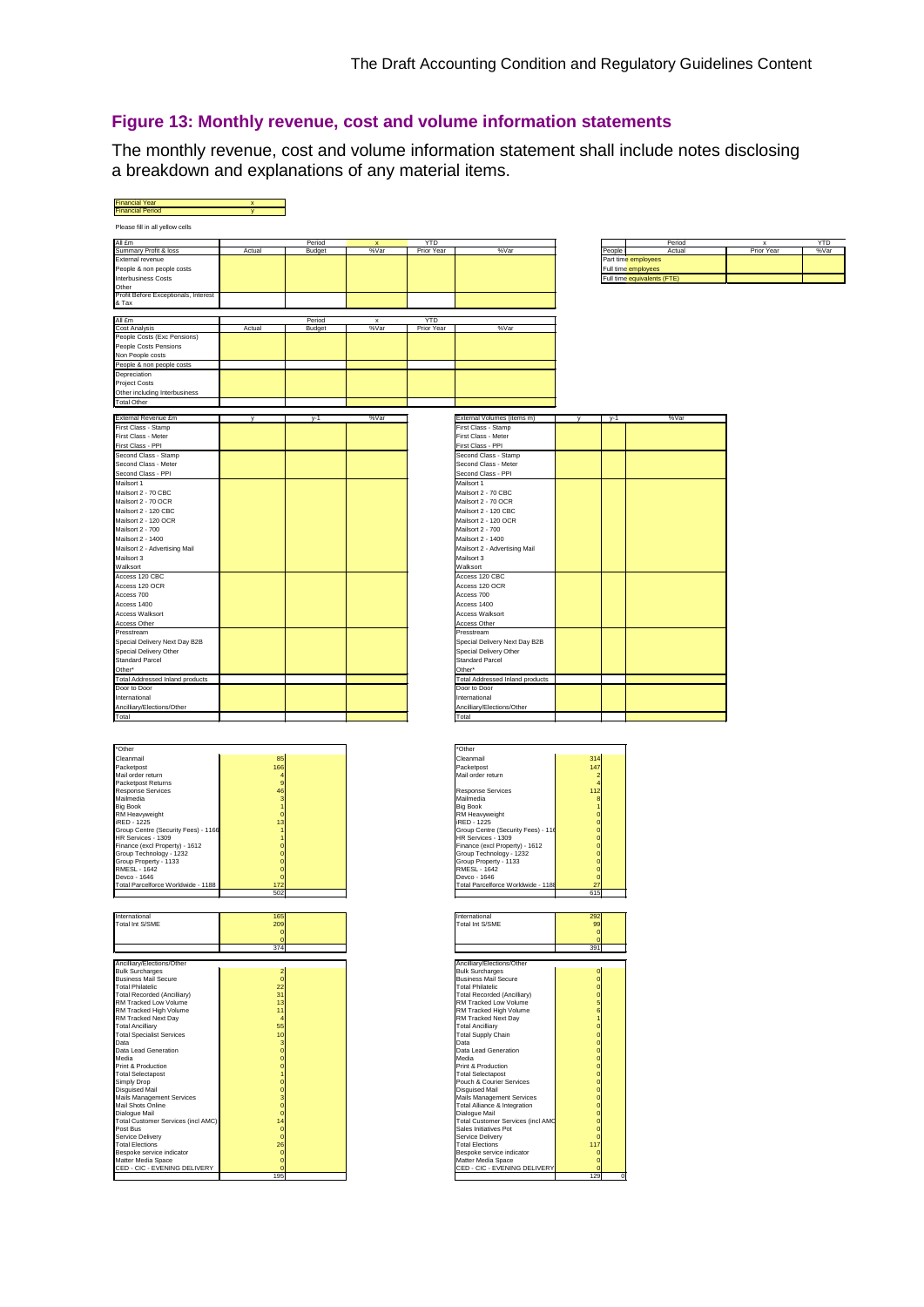## Figure 13: Monthly revenue, cost and volume information statements

The monthly revenue, cost and volume information statement shall include notes disclosing a breakdown and explanations of any material items.

| Financial Year | x |
|---|---|
| Financial Period | y |

Please fill in all yellow cells

| All £m | | Period | x | YTD | |
|---|---|---|---|---|---|
| Summary Profit & loss | Actual | Budget | %Var | Prior Year | %Var |
| External revenue | | | | | |
| People & non people costs | | | | | |
| Interbusiness Costs | | | | | |
| Other | | | | | |
| Profit Before Exceptionals, Interest & Tax | | | | | |

| People | Period Actual | x Prior Year | YTD %Var |
|---|---|---|---|
| Part time employees | | | |
| Full time employees | | | |
| Full time equivalents (FTE) | | | |

| All £m | | Period | x | YTD | |
|---|---|---|---|---|---|
| Cost Analysis | Actual | Budget | %Var | Prior Year | %Var |
| People Costs (Exc Pensions) | | | | | |
| People Costs Pensions | | | | | |
| Non People costs | | | | | |
| People & non people costs | | | | | |
| Depreciation | | | | | |
| Project Costs | | | | | |
| Other including Interbusiness | | | | | |
| Total Other | | | | | |

| External Revenue £m | y | y-1 | %Var |
|---|---|---|---|
| First Class - Stamp | | | |
| First Class - Meter | | | |
| First Class - PPI | | | |
| Second Class - Stamp | | | |
| Second Class - Meter | | | |
| Second Class - PPI | | | |
| Mailsort 1 | | | |
| Mailsort 2 - 70 CBC | | | |
| Mailsort 2 - 70 OCR | | | |
| Mailsort 2 - 120 CBC | | | |
| Mailsort 2 - 120 OCR | | | |
| Mailsort 2 - 700 | | | |
| Mailsort 2 - 1400 | | | |
| Mailsort 2 - Advertising Mail | | | |
| Mailsort 3 | | | |
| Walksort | | | |
| Access 120 CBC | | | |
| Access 120 OCR | | | |
| Access 700 | | | |
| Access 1400 | | | |
| Access Walksort | | | |
| Access Other | | | |
| Presstream | | | |
| Special Delivery Next Day B2B | | | |
| Special Delivery Other | | | |
| Standard Parcel | | | |
| Other* | | | |
| Total Addressed Inland products | | | |
| Door to Door | | | |
| International | | | |
| Ancilliary/Elections/Other | | | |
| Total | | | |

| External Volumes (items m) | y | y-1 | %Var |
|---|---|---|---|
| First Class - Stamp | | | |
| First Class - Meter | | | |
| First Class - PPI | | | |
| Second Class - Stamp | | | |
| Second Class - Meter | | | |
| Second Class - PPI | | | |
| Mailsort 1 | | | |
| Mailsort 2 - 70 CBC | | | |
| Mailsort 2 - 70 OCR | | | |
| Mailsort 2 - 120 CBC | | | |
| Mailsort 2 - 120 OCR | | | |
| Mailsort 2 - 700 | | | |
| Mailsort 2 - 1400 | | | |
| Mailsort 2 - Advertising Mail | | | |
| Mailsort 3 | | | |
| Walksort | | | |
| Access 120 CBC | | | |
| Access 120 OCR | | | |
| Access 700 | | | |
| Access 1400 | | | |
| Access Walksort | | | |
| Access Other | | | |
| Presstream | | | |
| Special Delivery Next Day B2B | | | |
| Special Delivery Other | | | |
| Standard Parcel | | | |
| Other* | | | |
| Total Addressed Inland products | | | |
| Door to Door | | | |
| International | | | |
| Ancilliary/Elections/Other | | | |
| Total | | | |

| *Other | | |
|---|---|---|
| Cleanmail | 85 | |
| Packetpost | 166 | |
| Mail order return | 4 | |
| Packetpost Returns | 9 | |
| Response Services | 46 | |
| Mailmedia | 3 | |
| Big Book | 1 | |
| RM Heavyweight | 0 | |
| iRED - 1225 | 13 | |
| Group Centre (Security Fees) - 1166 | 1 | |
| HR Services - 1309 | 1 | |
| Finance (excl Property) - 1612 | 0 | |
| Group Technology - 1232 | 0 | |
| Group Property - 1133 | 0 | |
| RMESL - 1642 | 0 | |
| Devco - 1646 | 0 | |
| Total Parcelforce Worldwide - 1188 | 172 | |
| | 502 | |

| *Other | | |
|---|---|---|
| Cleanmail | 314 | |
| Packetpost | 147 | |
| Mail order return | 2 | |
| | 4 | |
| Response Services | 112 | |
| Mailmedia | 8 | |
| Big Book | 1 | |
| RM Heavyweight | 0 | |
| iRED - 1225 | 0 | |
| Group Centre (Security Fees) - 116 | 0 | |
| HR Services - 1309 | 0 | |
| Finance (excl Property) - 1612 | 0 | |
| Group Technology - 1232 | 0 | |
| Group Property - 1133 | 0 | |
| RMESL - 1642 | 0 | |
| Devco - 1646 | 0 | |
| Total Parcelforce Worldwide - 1188 | 27 | |
| | 615 | |

| International | 165 | |
|---|---|---|
| Total Int S/SME | 209 | |
| | 0 | |
| | 0 | |
| | 374 | |

| International | 292 | |
|---|---|---|
| Total Int S/SME | 99 | |
| | 0 | |
| | 0 | |
| | 391 | |

| Ancilliary/Elections/Other | | |
|---|---|---|
| Bulk Surcharges | 2 | |
| Business Mail Secure | 0 | |
| Total Philatelic | 22 | |
| Total Recorded (Ancilliary) | 31 | |
| RM Tracked Low Volume | 13 | |
| RM Tracked High Volume | 11 | |
| RM Tracked Next Day | 4 | |
| Total Ancilliary | 55 | |
| Total Specialist Services | 10 | |
| Data | 3 | |
| Data Lead Generation | 0 | |
| Media | 0 | |
| Print & Production | 0 | |
| Total Selectapost | 1 | |
| Simply Drop | 0 | |
| Disguised Mail | 0 | |
| Mails Management Services | 3 | |
| Mail Shots Online | 0 | |
| Dialogue Mail | 0 | |
| Total Customer Services (incl AMC) | 14 | |
| Post Bus | 0 | |
| Service Delivery | 0 | |
| Total Elections | 26 | |
| Bespoke service indicator | 0 | |
| Matter Media Space | 0 | |
| CED - CIC - EVENING DELIVERY | 0 | |
| | 195 | |

| Ancilliary/Elections/Other | | |
|---|---|---|
| Bulk Surcharges | 0 | |
| Business Mail Secure | 0 | |
| Total Philatelic | 0 | |
| Total Recorded (Ancilliary) | 0 | |
| RM Tracked Low Volume | 5 | |
| RM Tracked High Volume | 6 | |
| RM Tracked Next Day | 1 | |
| Total Ancilliary | 0 | |
| Total Supply Chain | 0 | |
| Data | 0 | |
| Data Lead Generation | 0 | |
| Media | 0 | |
| Print & Production | 0 | |
| Total Selectapost | 0 | |
| Pouch & Courier Services | 0 | |
| Disguised Mail | 0 | |
| Mails Management Services | 0 | |
| Total Alliance & Integration | 0 | |
| Dialogue Mail | 0 | |
| Total Customer Services (incl AMC | 0 | |
| Sales Initiatives Pot | 0 | |
| Service Delivery | 0 | |
| Total Elections | 117 | |
| Bespoke service indicator | 0 | |
| Matter Media Space | 0 | |
| CED - CIC - EVENING DELIVERY | 0 | |
| | 129 | 0 |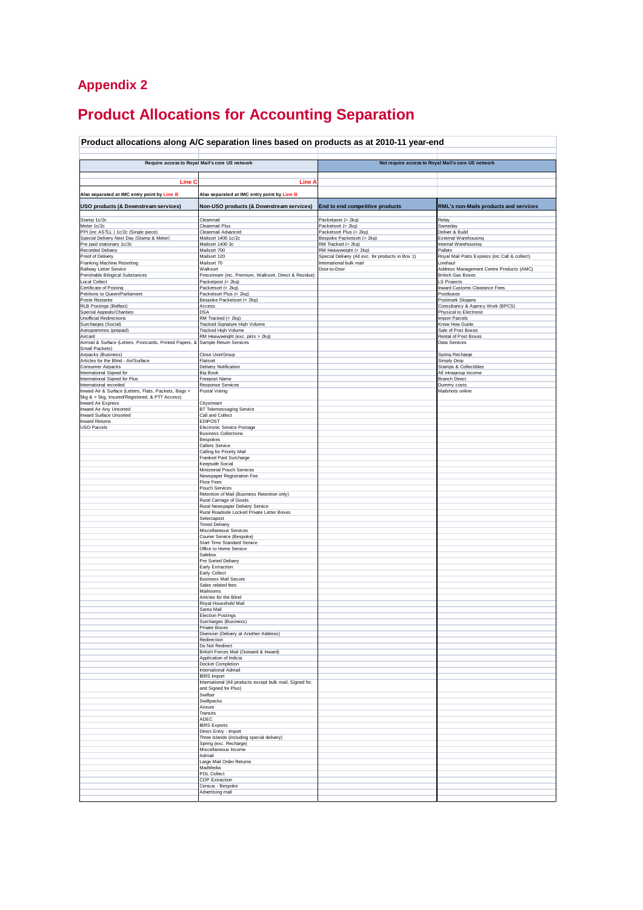# Appendix 2

# Product Allocations for Accounting Separation

**Product allocations along A/C separation lines based on products as at 2010-11 year-end**

| Require access to Royal Mail's core US network | | Not require access to Royal Mail's core US network | |
|---|---|---|---|
| Line C | Line A | | |
| Also separated at IMC entry point by Line B | Also separated at IMC entry point by Line B | | |
| **USO products (& Downstream services)** | **Non-USO products (& Downstream services)** | **End to end competitive products** | **RML's non-Mails products and services** |
| Stamp 1c/2c | Cleanmail | Packetpost (> 2kg) | Relay |
| Meter 1c/2c | Cleanmail Plus | Packetsort (> 2kg) | Sameday |
| PPI (inc ASTLL ) 1c/2c (Single piece) | Cleanmail Advanced | Packetsort Plus (> 2kg) | Deliver & Build |
| Special Delivery Next Day (Stamp & Meter) | Mailsort 1400 1c/2c | Bespoke Packetsort (> 2kg) | External Warehousing |
| Pre paid stationary 1c/2c | Mailsort 1400 3c | RM Tracked (> 2kg) | Internal Warehousing |
| Recorded Delivery | Mailsort 700 | RM Heavyweight (> 2kg) | Pallets |
| Proof of Delivery | Mailsort 120 | Special Delivery (All exc. for products in Box 1) | Royal Mail Parts Express (inc Call & collect) |
| Franking Machine Resetting | Mailsort 70 | International bulk mail | Linehaul |
| Railway Letter Service | Walksort | Door-to-Door | Address Management Centre Products (AMC) |
| Perishable Bilogical Substances | Presstream (inc. Premium, Walksort, Direct & Residue) | | British Gas Boxes |
| Local Collect | Packetpost (< 2kg) | | LS Projects |
| Certificate of Posting | Packetsort (< 2kg) | | Inward Customs Clearance Fees |
| Petitions to Queen/Parliament | Packetsort Plus (< 2kg) | | Postbuses |
| Poste Restante | Bespoke Packetsort (< 2kg) | | Postmark Slogans |
| RLB Postings (Belfast) | Access | | Consultancy & Agency Work (BPCS) |
| Special Appeals/Charities | DSA | | Physical to Electronic |
| Unofficial Redirections | RM Tracked (< 2kg) | | Import Parcels |
| Surcharges (Social) | Tracked Signature High Volume | | Know How Guide |
| Aerogrammes (prepaid) | Tracked High Volume | | Sale of Post Boxes |
| Aircard | RM Heavyweight (exc. pkts > 2kg) | | Rental of Post Boxes |
| Airmail & Surface (Letters, Postcards, Printed Papers, & Small Packets) | Sample Return Services | | Data Services |
| Airpacks (Business) | Close UserGroup | | Spring Recharge |
| Articles for the Blind - Air/Surface | Flatsort | | Simply Drop |
| Consumer Airpacks | Delivery Notification | | Stamps & Collectibles |
| International Signed for | Big Book | | All intragroup income |
| International Signed for Plus | Freepost Name | | Branch Direct |
| International recorded | Response Services | | Dummy costs |
| Inward Air & Surface (Letters, Flats, Packets, Bags < 5kg & > 5kg, Insured/Registered, & PTT Access) | Postal Voting | | Mailshots online |
| Inward Air Express | Citystream | | |
| Inward Air Any Unsorted | BT Telemessaging Service | | |
| Inward Surface Unsorted | Call and Collect | | |
| Inward Returns | EDIPOST | | |
| USO Parcels | Electronic Service Postage | | |
| | Business Collections | | |
| | Bespokes | | |
| | Callers Service | | |
| | Calling for Priority Mail | | |
| | Franked Paid Surcharge | | |
| | Keepsafe Social | | |
| | Ministerial Pouch Services | | |
| | Newspaper Registration Fee | | |
| | Floor Fees | | |
| | Pouch Services | | |
| | Retention of Mail (Business Retention only) | | |
| | Rural Carriage of Goods | | |
| | Rural Newspaper Delivery Service | | |
| | Rural Roadside Locked Private Letter Boxes | | |
| | Selectapost | | |
| | Timed Delivery | | |
| | Miscellaneous Services | | |
| | Courier Service (Bespoke) | | |
| | Start Time Standard Service | | |
| | Office to Home Service | | |
| | Safebox | | |
| | Pre Sorted Delivery | | |
| | Early Extraction | | |
| | Early Collect | | |
| | Business Mail Secure | | |
| | Sales related fees | | |
| | Mailrooms | | |
| | Articles for the Blind | | |
| | Royal Household Mail | | |
| | Santa Mail | | |
| | Election Postings | | |
| | Surcharges (Business) | | |
| | Private Boxes | | |
| | Diversion (Delivery at Another Address) | | |
| | Redirection | | |
| | Do Not Redirect | | |
| | British Forces Mail (Outward & Inward) | | |
| | Application of Indicia | | |
| | Docket Completion | | |
| | International Admail | | |
| | IBRS Import | | |
| | International (All products except bulk mail, Signed for, and Signed for Plus) | | |
| | Swiftair | | |
| | Swiftpacks | | |
| | Airsure | | |
| | Transits | | |
| | ADEC | | |
| | IBRS Exports | | |
| | Direct Entry - Import | | |
| | Three Islands (including special delivery) | | |
| | Spring (exc. Recharge) | | |
| | Miscellaneous Income | | |
| | Admail | | |
| | Large Mail Order Returns | | |
| | MailMedia | | |
| | POL Collect | | |
| | COP Extraction | | |
| | Census - Bespoke | | |
| | Advertising mail | | |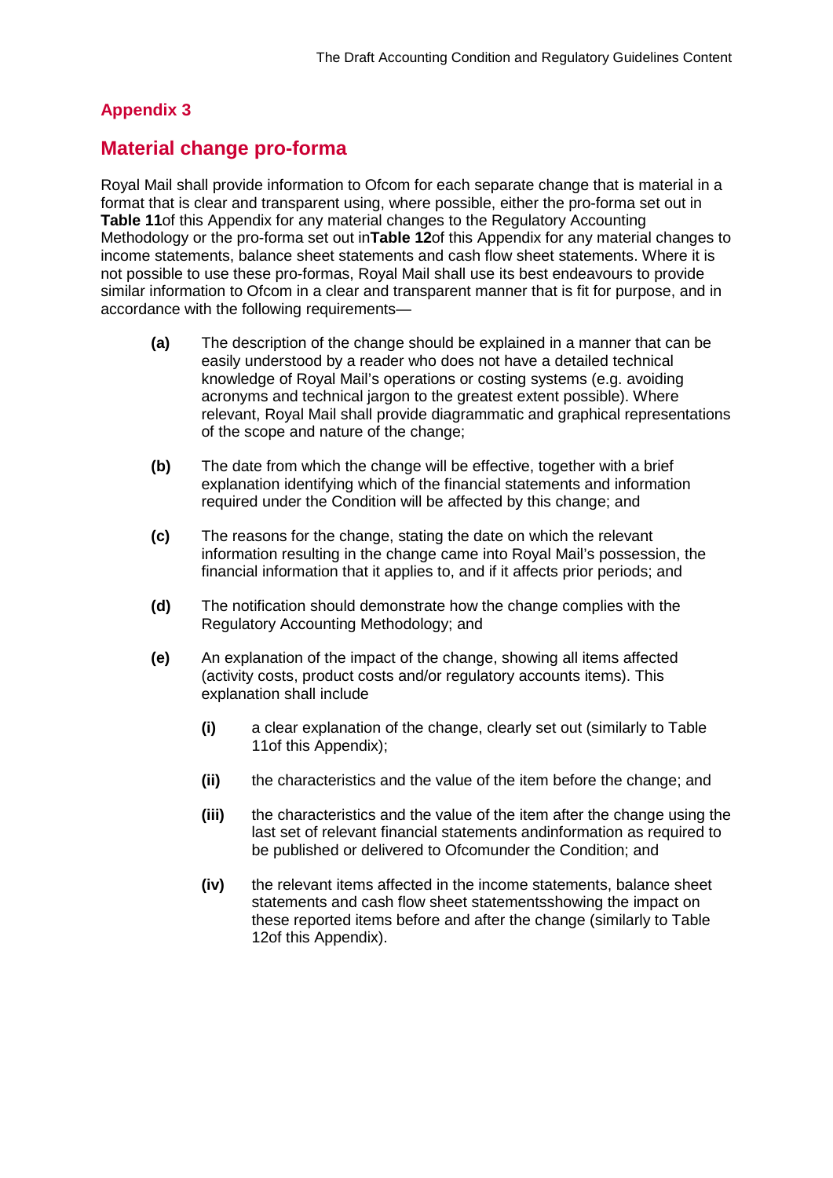## Appendix 3

## Material change pro-forma

Royal Mail shall provide information to Ofcom for each separate change that is material in a format that is clear and transparent using, where possible, either the pro-forma set out in **Table 11**of this Appendix for any material changes to the Regulatory Accounting Methodology or the pro-forma set out in**Table 12**of this Appendix for any material changes to income statements, balance sheet statements and cash flow sheet statements. Where it is not possible to use these pro-formas, Royal Mail shall use its best endeavours to provide similar information to Ofcom in a clear and transparent manner that is fit for purpose, and in accordance with the following requirements—

**(a)** The description of the change should be explained in a manner that can be easily understood by a reader who does not have a detailed technical knowledge of Royal Mail's operations or costing systems (e.g. avoiding acronyms and technical jargon to the greatest extent possible). Where relevant, Royal Mail shall provide diagrammatic and graphical representations of the scope and nature of the change;

**(b)** The date from which the change will be effective, together with a brief explanation identifying which of the financial statements and information required under the Condition will be affected by this change; and

**(c)** The reasons for the change, stating the date on which the relevant information resulting in the change came into Royal Mail's possession, the financial information that it applies to, and if it affects prior periods; and

**(d)** The notification should demonstrate how the change complies with the Regulatory Accounting Methodology; and

**(e)** An explanation of the impact of the change, showing all items affected (activity costs, product costs and/or regulatory accounts items). This explanation shall include

- **(i)** a clear explanation of the change, clearly set out (similarly to Table 11of this Appendix);
- **(ii)** the characteristics and the value of the item before the change; and
- **(iii)** the characteristics and the value of the item after the change using the last set of relevant financial statements andinformation as required to be published or delivered to Ofcomunder the Condition; and
- **(iv)** the relevant items affected in the income statements, balance sheet statements and cash flow sheet statementsshowing the impact on these reported items before and after the change (similarly to Table 12of this Appendix).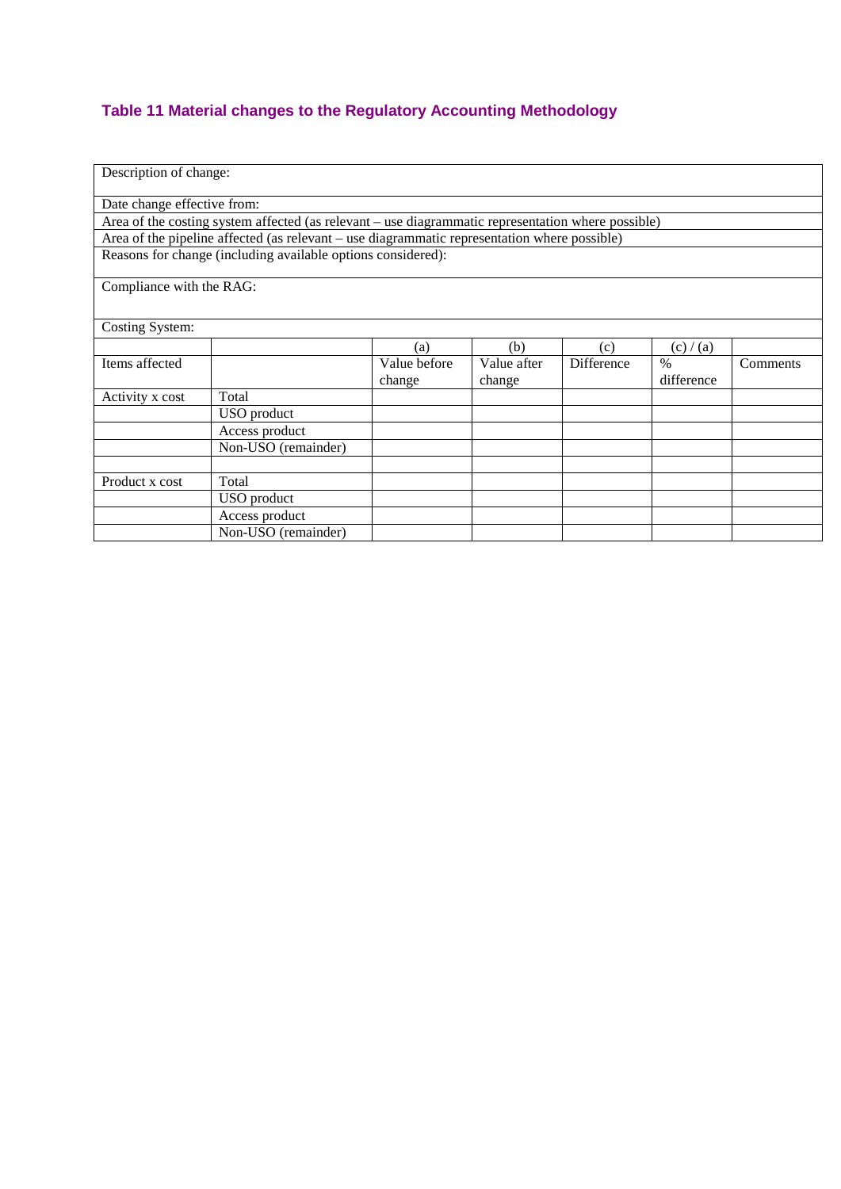## Table 11 Material changes to the Regulatory Accounting Methodology

| Description of change: | | | | | | |
|---|---|---|---|---|---|---|
| Date change effective from: | | | | | | |
| Area of the costing system affected (as relevant – use diagrammatic representation where possible) | | | | | | |
| Area of the pipeline affected (as relevant – use diagrammatic representation where possible) | | | | | | |
| Reasons for change (including available options considered): | | | | | | |
| Compliance with the RAG: | | | | | | |
| Costing System: | | | | | | |
| | | (a) | (b) | (c) | (c) / (a) | |
| Items affected | | Value before change | Value after change | Difference | % difference | Comments |
| Activity x cost | Total | | | | | |
| | USO product | | | | | |
| | Access product | | | | | |
| | Non-USO (remainder) | | | | | |
| | | | | | | |
| Product x cost | Total | | | | | |
| | USO product | | | | | |
| | Access product | | | | | |
| | Non-USO (remainder) | | | | | |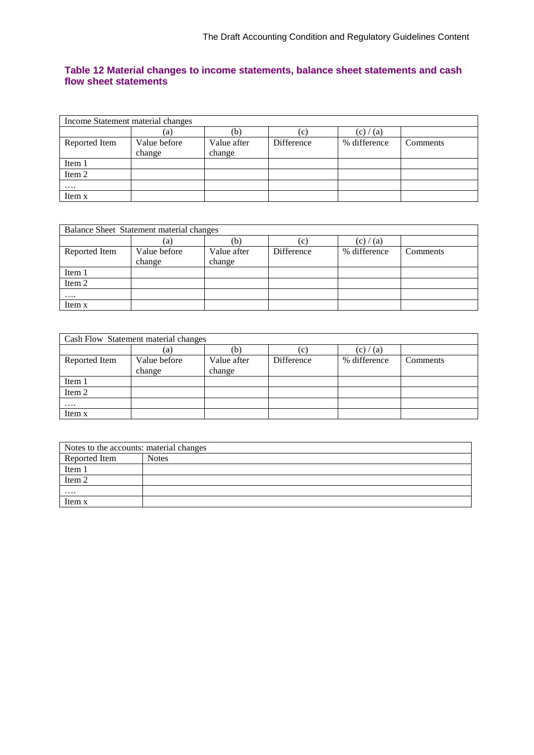### Table 12 Material changes to income statements, balance sheet statements and cash flow sheet statements

| Income Statement material changes | | | | | |
|---|---|---|---|---|---|
| | (a) | (b) | (c) | (c) / (a) | |
| Reported Item | Value before change | Value after change | Difference | % difference | Comments |
| Item 1 | | | | | |
| Item 2 | | | | | |
| …. | | | | | |
| Item x | | | | | |

| Balance Sheet Statement material changes | | | | | |
|---|---|---|---|---|---|
| | (a) | (b) | (c) | (c) / (a) | |
| Reported Item | Value before change | Value after change | Difference | % difference | Comments |
| Item 1 | | | | | |
| Item 2 | | | | | |
| …. | | | | | |
| Item x | | | | | |

| Cash Flow Statement material changes | | | | | |
|---|---|---|---|---|---|
| | (a) | (b) | (c) | (c) / (a) | |
| Reported Item | Value before change | Value after change | Difference | % difference | Comments |
| Item 1 | | | | | |
| Item 2 | | | | | |
| …. | | | | | |
| Item x | | | | | |

| Notes to the accounts: material changes | |
|---|---|
| Reported Item | Notes |
| Item 1 | |
| Item 2 | |
| …. | |
| Item x | |